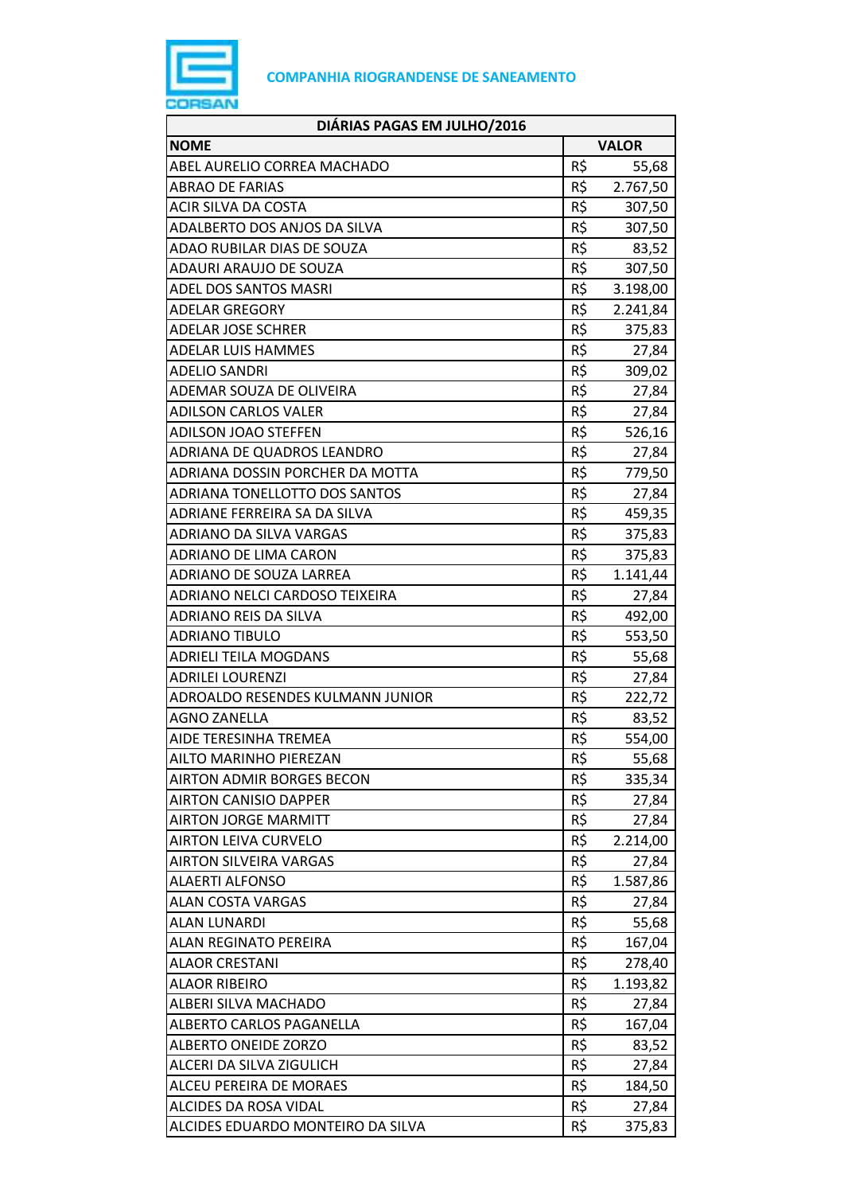**COMPANHIA RIOGRANDENSE DE SANEAMENTO**

| DIÁRIAS PAGAS EM JULHO/2016 | | |
|---|---|---|
| **NOME** | **VALOR** | |
| ABEL AURELIO CORREA MACHADO | R$ | 55,68 |
| ABRAO DE FARIAS | R$ | 2.767,50 |
| ACIR SILVA DA COSTA | R$ | 307,50 |
| ADALBERTO DOS ANJOS DA SILVA | R$ | 307,50 |
| ADAO RUBILAR DIAS DE SOUZA | R$ | 83,52 |
| ADAURI ARAUJO DE SOUZA | R$ | 307,50 |
| ADEL DOS SANTOS MASRI | R$ | 3.198,00 |
| ADELAR GREGORY | R$ | 2.241,84 |
| ADELAR JOSE SCHRER | R$ | 375,83 |
| ADELAR LUIS HAMMES | R$ | 27,84 |
| ADELIO SANDRI | R$ | 309,02 |
| ADEMAR SOUZA DE OLIVEIRA | R$ | 27,84 |
| ADILSON CARLOS VALER | R$ | 27,84 |
| ADILSON JOAO STEFFEN | R$ | 526,16 |
| ADRIANA DE QUADROS LEANDRO | R$ | 27,84 |
| ADRIANA DOSSIN PORCHER DA MOTTA | R$ | 779,50 |
| ADRIANA TONELLOTTO DOS SANTOS | R$ | 27,84 |
| ADRIANE FERREIRA SA DA SILVA | R$ | 459,35 |
| ADRIANO DA SILVA VARGAS | R$ | 375,83 |
| ADRIANO DE LIMA CARON | R$ | 375,83 |
| ADRIANO DE SOUZA LARREA | R$ | 1.141,44 |
| ADRIANO NELCI CARDOSO TEIXEIRA | R$ | 27,84 |
| ADRIANO REIS DA SILVA | R$ | 492,00 |
| ADRIANO TIBULO | R$ | 553,50 |
| ADRIELI TEILA MOGDANS | R$ | 55,68 |
| ADRILEI LOURENZI | R$ | 27,84 |
| ADROALDO RESENDES KULMANN JUNIOR | R$ | 222,72 |
| AGNO ZANELLA | R$ | 83,52 |
| AIDE TERESINHA TREMEA | R$ | 554,00 |
| AILTO MARINHO PIEREZAN | R$ | 55,68 |
| AIRTON ADMIR BORGES BECON | R$ | 335,34 |
| AIRTON CANISIO DAPPER | R$ | 27,84 |
| AIRTON JORGE MARMITT | R$ | 27,84 |
| AIRTON LEIVA CURVELO | R$ | 2.214,00 |
| AIRTON SILVEIRA VARGAS | R$ | 27,84 |
| ALAERTI ALFONSO | R$ | 1.587,86 |
| ALAN COSTA VARGAS | R$ | 27,84 |
| ALAN LUNARDI | R$ | 55,68 |
| ALAN REGINATO PEREIRA | R$ | 167,04 |
| ALAOR CRESTANI | R$ | 278,40 |
| ALAOR RIBEIRO | R$ | 1.193,82 |
| ALBERI SILVA MACHADO | R$ | 27,84 |
| ALBERTO CARLOS PAGANELLA | R$ | 167,04 |
| ALBERTO ONEIDE ZORZO | R$ | 83,52 |
| ALCERI DA SILVA ZIGULICH | R$ | 27,84 |
| ALCEU PEREIRA DE MORAES | R$ | 184,50 |
| ALCIDES DA ROSA VIDAL | R$ | 27,84 |
| ALCIDES EDUARDO MONTEIRO DA SILVA | R$ | 375,83 |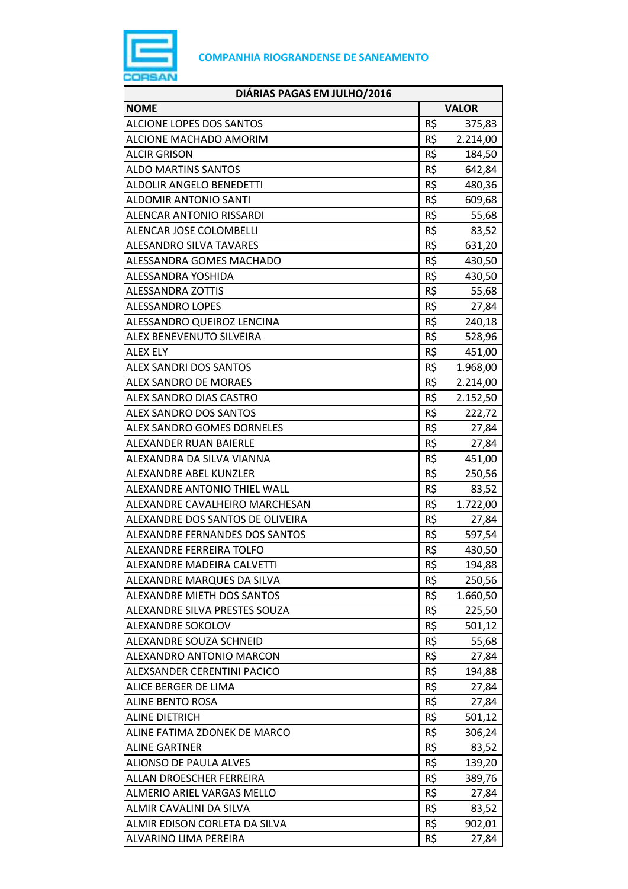**COMPANHIA RIOGRANDENSE DE SANEAMENTO**

| DIÁRIAS PAGAS EM JULHO/2016 | | |
|---|---|---|
| **NOME** | **VALOR** | |
| ALCIONE LOPES DOS SANTOS | R$ | 375,83 |
| ALCIONE MACHADO AMORIM | R$ | 2.214,00 |
| ALCIR GRISON | R$ | 184,50 |
| ALDO MARTINS SANTOS | R$ | 642,84 |
| ALDOLIR ANGELO BENEDETTI | R$ | 480,36 |
| ALDOMIR ANTONIO SANTI | R$ | 609,68 |
| ALENCAR ANTONIO RISSARDI | R$ | 55,68 |
| ALENCAR JOSE COLOMBELLI | R$ | 83,52 |
| ALESANDRO SILVA TAVARES | R$ | 631,20 |
| ALESSANDRA GOMES MACHADO | R$ | 430,50 |
| ALESSANDRA YOSHIDA | R$ | 430,50 |
| ALESSANDRA ZOTTIS | R$ | 55,68 |
| ALESSANDRO LOPES | R$ | 27,84 |
| ALESSANDRO QUEIROZ LENCINA | R$ | 240,18 |
| ALEX BENEVENUTO SILVEIRA | R$ | 528,96 |
| ALEX ELY | R$ | 451,00 |
| ALEX SANDRI DOS SANTOS | R$ | 1.968,00 |
| ALEX SANDRO DE MORAES | R$ | 2.214,00 |
| ALEX SANDRO DIAS CASTRO | R$ | 2.152,50 |
| ALEX SANDRO DOS SANTOS | R$ | 222,72 |
| ALEX SANDRO GOMES DORNELES | R$ | 27,84 |
| ALEXANDER RUAN BAIERLE | R$ | 27,84 |
| ALEXANDRA DA SILVA VIANNA | R$ | 451,00 |
| ALEXANDRE ABEL KUNZLER | R$ | 250,56 |
| ALEXANDRE ANTONIO THIEL WALL | R$ | 83,52 |
| ALEXANDRE CAVALHEIRO MARCHESAN | R$ | 1.722,00 |
| ALEXANDRE DOS SANTOS DE OLIVEIRA | R$ | 27,84 |
| ALEXANDRE FERNANDES DOS SANTOS | R$ | 597,54 |
| ALEXANDRE FERREIRA TOLFO | R$ | 430,50 |
| ALEXANDRE MADEIRA CALVETTI | R$ | 194,88 |
| ALEXANDRE MARQUES DA SILVA | R$ | 250,56 |
| ALEXANDRE MIETH DOS SANTOS | R$ | 1.660,50 |
| ALEXANDRE SILVA PRESTES SOUZA | R$ | 225,50 |
| ALEXANDRE SOKOLOV | R$ | 501,12 |
| ALEXANDRE SOUZA SCHNEID | R$ | 55,68 |
| ALEXANDRO ANTONIO MARCON | R$ | 27,84 |
| ALEXSANDER CERENTINI PACICO | R$ | 194,88 |
| ALICE BERGER DE LIMA | R$ | 27,84 |
| ALINE BENTO ROSA | R$ | 27,84 |
| ALINE DIETRICH | R$ | 501,12 |
| ALINE FATIMA ZDONEK DE MARCO | R$ | 306,24 |
| ALINE GARTNER | R$ | 83,52 |
| ALIONSO DE PAULA ALVES | R$ | 139,20 |
| ALLAN DROESCHER FERREIRA | R$ | 389,76 |
| ALMERIO ARIEL VARGAS MELLO | R$ | 27,84 |
| ALMIR CAVALINI DA SILVA | R$ | 83,52 |
| ALMIR EDISON CORLETA DA SILVA | R$ | 902,01 |
| ALVARINO LIMA PEREIRA | R$ | 27,84 |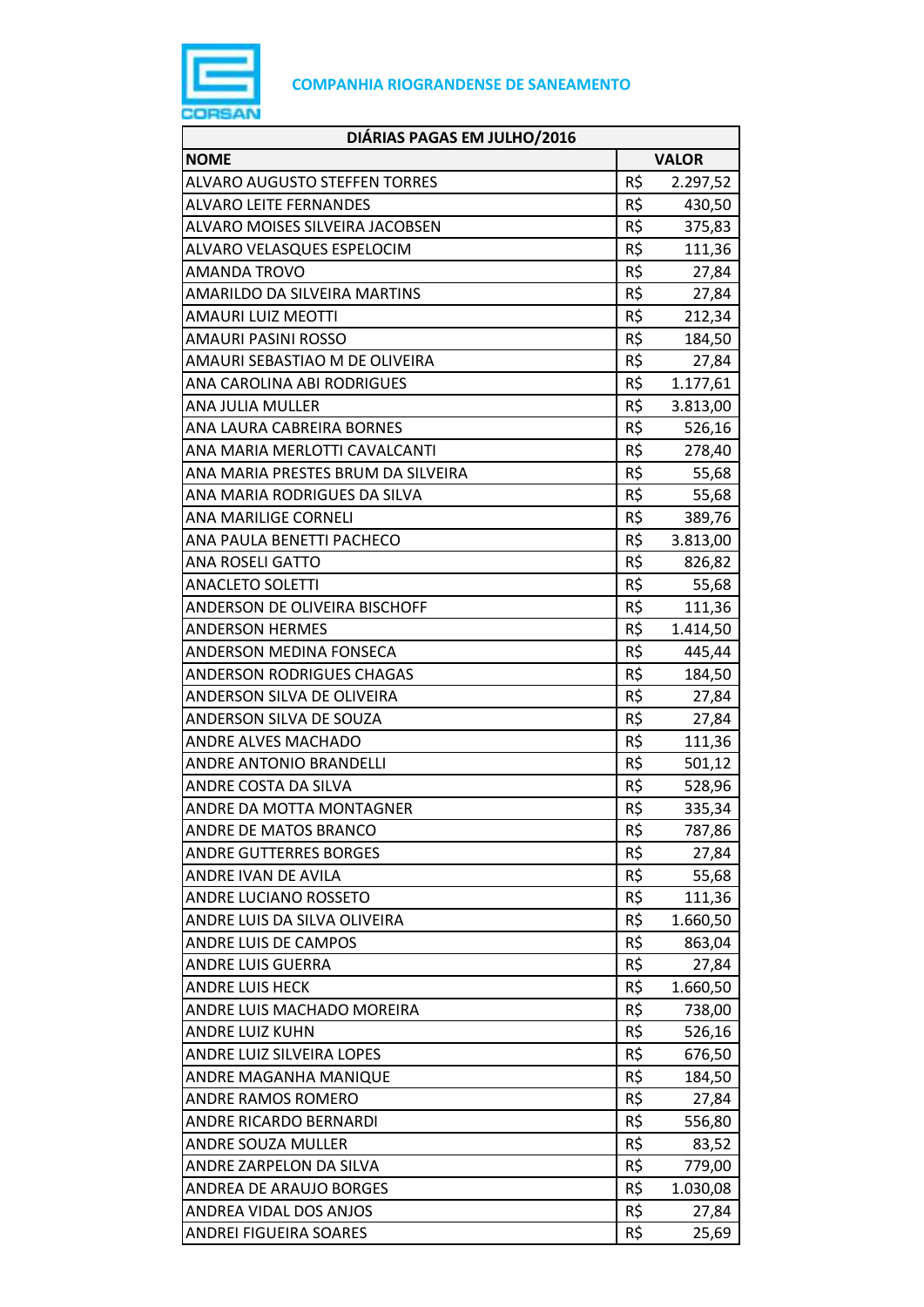**COMPANHIA RIOGRANDENSE DE SANEAMENTO**

| DIÁRIAS PAGAS EM JULHO/2016 | | |
|---|---|---|
| **NOME** | **VALOR** | |
| ALVARO AUGUSTO STEFFEN TORRES | R$ | 2.297,52 |
| ALVARO LEITE FERNANDES | R$ | 430,50 |
| ALVARO MOISES SILVEIRA JACOBSEN | R$ | 375,83 |
| ALVARO VELASQUES ESPELOCIM | R$ | 111,36 |
| AMANDA TROVO | R$ | 27,84 |
| AMARILDO DA SILVEIRA MARTINS | R$ | 27,84 |
| AMAURI LUIZ MEOTTI | R$ | 212,34 |
| AMAURI PASINI ROSSO | R$ | 184,50 |
| AMAURI SEBASTIAO M DE OLIVEIRA | R$ | 27,84 |
| ANA CAROLINA ABI RODRIGUES | R$ | 1.177,61 |
| ANA JULIA MULLER | R$ | 3.813,00 |
| ANA LAURA CABREIRA BORNES | R$ | 526,16 |
| ANA MARIA MERLOTTI CAVALCANTI | R$ | 278,40 |
| ANA MARIA PRESTES BRUM DA SILVEIRA | R$ | 55,68 |
| ANA MARIA RODRIGUES DA SILVA | R$ | 55,68 |
| ANA MARILIGE CORNELI | R$ | 389,76 |
| ANA PAULA BENETTI PACHECO | R$ | 3.813,00 |
| ANA ROSELI GATTO | R$ | 826,82 |
| ANACLETO SOLETTI | R$ | 55,68 |
| ANDERSON DE OLIVEIRA BISCHOFF | R$ | 111,36 |
| ANDERSON HERMES | R$ | 1.414,50 |
| ANDERSON MEDINA FONSECA | R$ | 445,44 |
| ANDERSON RODRIGUES CHAGAS | R$ | 184,50 |
| ANDERSON SILVA DE OLIVEIRA | R$ | 27,84 |
| ANDERSON SILVA DE SOUZA | R$ | 27,84 |
| ANDRE ALVES MACHADO | R$ | 111,36 |
| ANDRE ANTONIO BRANDELLI | R$ | 501,12 |
| ANDRE COSTA DA SILVA | R$ | 528,96 |
| ANDRE DA MOTTA MONTAGNER | R$ | 335,34 |
| ANDRE DE MATOS BRANCO | R$ | 787,86 |
| ANDRE GUTTERRES BORGES | R$ | 27,84 |
| ANDRE IVAN DE AVILA | R$ | 55,68 |
| ANDRE LUCIANO ROSSETO | R$ | 111,36 |
| ANDRE LUIS DA SILVA OLIVEIRA | R$ | 1.660,50 |
| ANDRE LUIS DE CAMPOS | R$ | 863,04 |
| ANDRE LUIS GUERRA | R$ | 27,84 |
| ANDRE LUIS HECK | R$ | 1.660,50 |
| ANDRE LUIS MACHADO MOREIRA | R$ | 738,00 |
| ANDRE LUIZ KUHN | R$ | 526,16 |
| ANDRE LUIZ SILVEIRA LOPES | R$ | 676,50 |
| ANDRE MAGANHA MANIQUE | R$ | 184,50 |
| ANDRE RAMOS ROMERO | R$ | 27,84 |
| ANDRE RICARDO BERNARDI | R$ | 556,80 |
| ANDRE SOUZA MULLER | R$ | 83,52 |
| ANDRE ZARPELON DA SILVA | R$ | 779,00 |
| ANDREA DE ARAUJO BORGES | R$ | 1.030,08 |
| ANDREA VIDAL DOS ANJOS | R$ | 27,84 |
| ANDREI FIGUEIRA SOARES | R$ | 25,69 |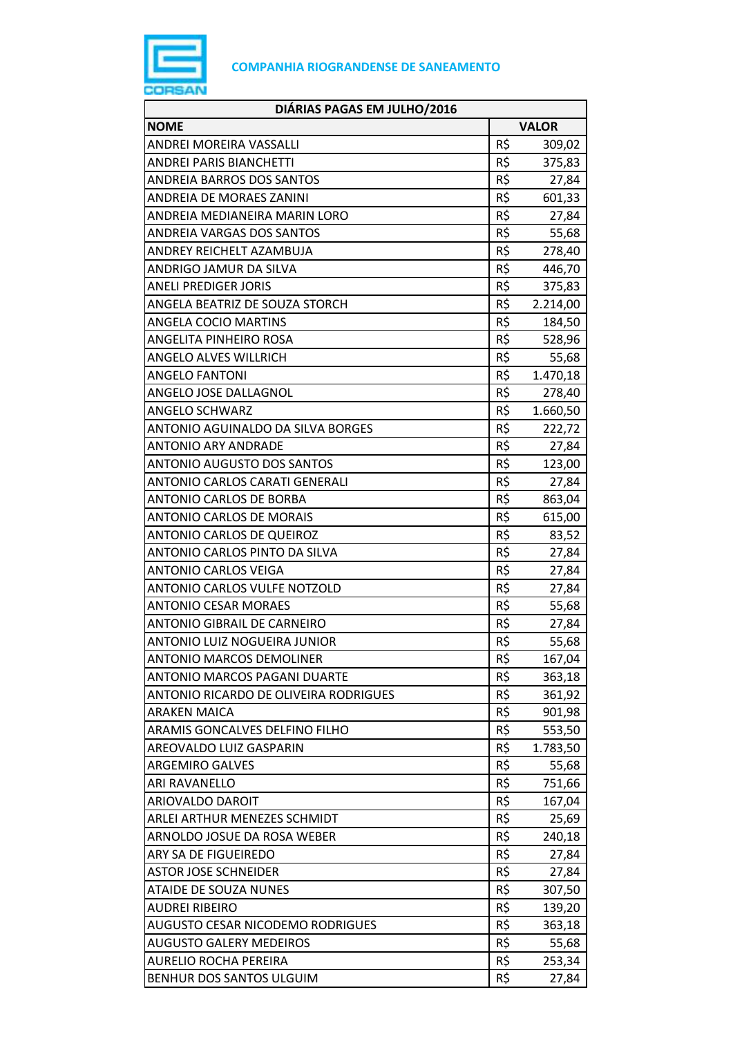**COMPANHIA RIOGRANDENSE DE SANEAMENTO**

| DIÁRIAS PAGAS EM JULHO/2016 | | |
|---|---|---|
| **NOME** | **VALOR** | |
| ANDREI MOREIRA VASSALLI | R$ | 309,02 |
| ANDREI PARIS BIANCHETTI | R$ | 375,83 |
| ANDREIA BARROS DOS SANTOS | R$ | 27,84 |
| ANDREIA DE MORAES ZANINI | R$ | 601,33 |
| ANDREIA MEDIANEIRA MARIN LORO | R$ | 27,84 |
| ANDREIA VARGAS DOS SANTOS | R$ | 55,68 |
| ANDREY REICHELT AZAMBUJA | R$ | 278,40 |
| ANDRIGO JAMUR DA SILVA | R$ | 446,70 |
| ANELI PREDIGER JORIS | R$ | 375,83 |
| ANGELA BEATRIZ DE SOUZA STORCH | R$ | 2.214,00 |
| ANGELA COCIO MARTINS | R$ | 184,50 |
| ANGELITA PINHEIRO ROSA | R$ | 528,96 |
| ANGELO ALVES WILLRICH | R$ | 55,68 |
| ANGELO FANTONI | R$ | 1.470,18 |
| ANGELO JOSE DALLAGNOL | R$ | 278,40 |
| ANGELO SCHWARZ | R$ | 1.660,50 |
| ANTONIO AGUINALDO DA SILVA BORGES | R$ | 222,72 |
| ANTONIO ARY ANDRADE | R$ | 27,84 |
| ANTONIO AUGUSTO DOS SANTOS | R$ | 123,00 |
| ANTONIO CARLOS CARATI GENERALI | R$ | 27,84 |
| ANTONIO CARLOS DE BORBA | R$ | 863,04 |
| ANTONIO CARLOS DE MORAIS | R$ | 615,00 |
| ANTONIO CARLOS DE QUEIROZ | R$ | 83,52 |
| ANTONIO CARLOS PINTO DA SILVA | R$ | 27,84 |
| ANTONIO CARLOS VEIGA | R$ | 27,84 |
| ANTONIO CARLOS VULFE NOTZOLD | R$ | 27,84 |
| ANTONIO CESAR MORAES | R$ | 55,68 |
| ANTONIO GIBRAIL DE CARNEIRO | R$ | 27,84 |
| ANTONIO LUIZ NOGUEIRA JUNIOR | R$ | 55,68 |
| ANTONIO MARCOS DEMOLINER | R$ | 167,04 |
| ANTONIO MARCOS PAGANI DUARTE | R$ | 363,18 |
| ANTONIO RICARDO DE OLIVEIRA RODRIGUES | R$ | 361,92 |
| ARAKEN MAICA | R$ | 901,98 |
| ARAMIS GONCALVES DELFINO FILHO | R$ | 553,50 |
| AREOVALDO LUIZ GASPARIN | R$ | 1.783,50 |
| ARGEMIRO GALVES | R$ | 55,68 |
| ARI RAVANELLO | R$ | 751,66 |
| ARIOVALDO DAROIT | R$ | 167,04 |
| ARLEI ARTHUR MENEZES SCHMIDT | R$ | 25,69 |
| ARNOLDO JOSUE DA ROSA WEBER | R$ | 240,18 |
| ARY SA DE FIGUEIREDO | R$ | 27,84 |
| ASTOR JOSE SCHNEIDER | R$ | 27,84 |
| ATAIDE DE SOUZA NUNES | R$ | 307,50 |
| AUDREI RIBEIRO | R$ | 139,20 |
| AUGUSTO CESAR NICODEMO RODRIGUES | R$ | 363,18 |
| AUGUSTO GALERY MEDEIROS | R$ | 55,68 |
| AURELIO ROCHA PEREIRA | R$ | 253,34 |
| BENHUR DOS SANTOS ULGUIM | R$ | 27,84 |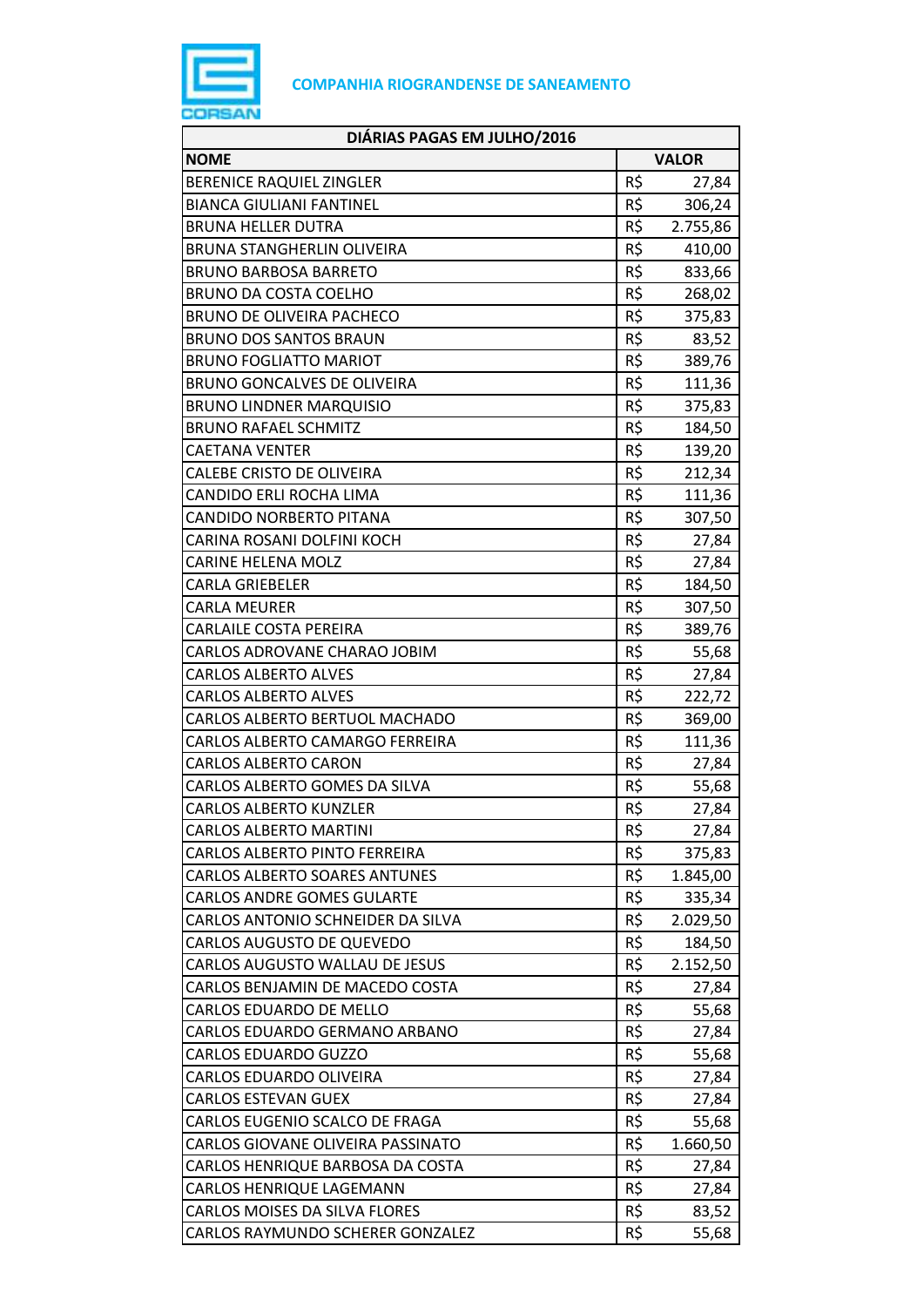COMPANHIA RIOGRANDENSE DE SANEAMENTO

| DIÁRIAS PAGAS EM JULHO/2016 | | |
|---|---|---|
| **NOME** | **VALOR** | |
| BERENICE RAQUEL ZINGLER | R$ | 27,84 |
| BIANCA GIULIANI FANTINEL | R$ | 306,24 |
| BRUNA HELLER DUTRA | R$ | 2.755,86 |
| BRUNA STANGHERLIN OLIVEIRA | R$ | 410,00 |
| BRUNO BARBOSA BARRETO | R$ | 833,66 |
| BRUNO DA COSTA COELHO | R$ | 268,02 |
| BRUNO DE OLIVEIRA PACHECO | R$ | 375,83 |
| BRUNO DOS SANTOS BRAUN | R$ | 83,52 |
| BRUNO FOGLIATTO MARIOT | R$ | 389,76 |
| BRUNO GONCALVES DE OLIVEIRA | R$ | 111,36 |
| BRUNO LINDNER MARQUISIO | R$ | 375,83 |
| BRUNO RAFAEL SCHMITZ | R$ | 184,50 |
| CAETANA VENTER | R$ | 139,20 |
| CALEBE CRISTO DE OLIVEIRA | R$ | 212,34 |
| CANDIDO ERLI ROCHA LIMA | R$ | 111,36 |
| CANDIDO NORBERTO PITANA | R$ | 307,50 |
| CARINA ROSANI DOLFINI KOCH | R$ | 27,84 |
| CARINE HELENA MOLZ | R$ | 27,84 |
| CARLA GRIEBELER | R$ | 184,50 |
| CARLA MEURER | R$ | 307,50 |
| CARLAILE COSTA PEREIRA | R$ | 389,76 |
| CARLOS ADROVANE CHARAO JOBIM | R$ | 55,68 |
| CARLOS ALBERTO ALVES | R$ | 27,84 |
| CARLOS ALBERTO ALVES | R$ | 222,72 |
| CARLOS ALBERTO BERTUOL MACHADO | R$ | 369,00 |
| CARLOS ALBERTO CAMARGO FERREIRA | R$ | 111,36 |
| CARLOS ALBERTO CARON | R$ | 27,84 |
| CARLOS ALBERTO GOMES DA SILVA | R$ | 55,68 |
| CARLOS ALBERTO KUNZLER | R$ | 27,84 |
| CARLOS ALBERTO MARTINI | R$ | 27,84 |
| CARLOS ALBERTO PINTO FERREIRA | R$ | 375,83 |
| CARLOS ALBERTO SOARES ANTUNES | R$ | 1.845,00 |
| CARLOS ANDRE GOMES GULARTE | R$ | 335,34 |
| CARLOS ANTONIO SCHNEIDER DA SILVA | R$ | 2.029,50 |
| CARLOS AUGUSTO DE QUEVEDO | R$ | 184,50 |
| CARLOS AUGUSTO WALLAU DE JESUS | R$ | 2.152,50 |
| CARLOS BENJAMIN DE MACEDO COSTA | R$ | 27,84 |
| CARLOS EDUARDO DE MELLO | R$ | 55,68 |
| CARLOS EDUARDO GERMANO ARBANO | R$ | 27,84 |
| CARLOS EDUARDO GUZZO | R$ | 55,68 |
| CARLOS EDUARDO OLIVEIRA | R$ | 27,84 |
| CARLOS ESTEVAN GUEX | R$ | 27,84 |
| CARLOS EUGENIO SCALCO DE FRAGA | R$ | 55,68 |
| CARLOS GIOVANE OLIVEIRA PASSINATO | R$ | 1.660,50 |
| CARLOS HENRIQUE BARBOSA DA COSTA | R$ | 27,84 |
| CARLOS HENRIQUE LAGEMANN | R$ | 27,84 |
| CARLOS MOISES DA SILVA FLORES | R$ | 83,52 |
| CARLOS RAYMUNDO SCHERER GONZALEZ | R$ | 55,68 |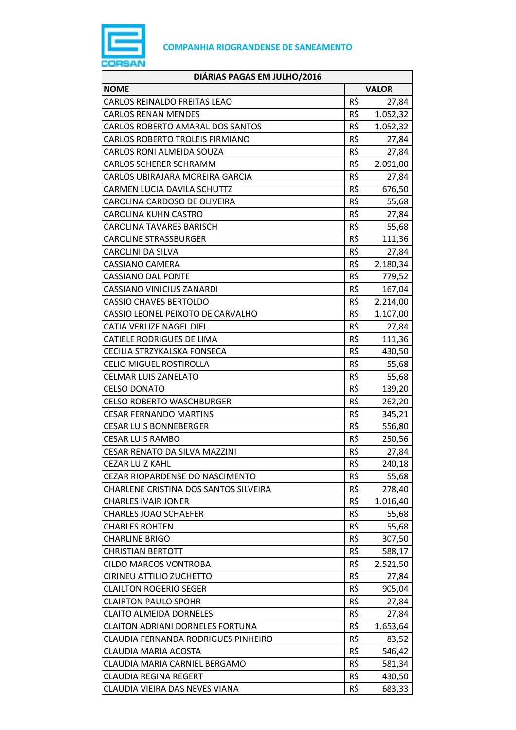COMPANHIA RIOGRANDENSE DE SANEAMENTO

| DIÁRIAS PAGAS EM JULHO/2016 | |
|---|---|
| **NOME** | **VALOR** |
| CARLOS REINALDO FREITAS LEAO | R$ 27,84 |
| CARLOS RENAN MENDES | R$ 1.052,32 |
| CARLOS ROBERTO AMARAL DOS SANTOS | R$ 1.052,32 |
| CARLOS ROBERTO TROLEIS FIRMIANO | R$ 27,84 |
| CARLOS RONI ALMEIDA SOUZA | R$ 27,84 |
| CARLOS SCHERER SCHRAMM | R$ 2.091,00 |
| CARLOS UBIRAJARA MOREIRA GARCIA | R$ 27,84 |
| CARMEN LUCIA DAVILA SCHUTTZ | R$ 676,50 |
| CAROLINA CARDOSO DE OLIVEIRA | R$ 55,68 |
| CAROLINA KUHN CASTRO | R$ 27,84 |
| CAROLINA TAVARES BARISCH | R$ 55,68 |
| CAROLINE STRASSBURGER | R$ 111,36 |
| CAROLINI DA SILVA | R$ 27,84 |
| CASSIANO CAMERA | R$ 2.180,34 |
| CASSIANO DAL PONTE | R$ 779,52 |
| CASSIANO VINICIUS ZANARDI | R$ 167,04 |
| CASSIO CHAVES BERTOLDO | R$ 2.214,00 |
| CASSIO LEONEL PEIXOTO DE CARVALHO | R$ 1.107,00 |
| CATIA VERLIZE NAGEL DIEL | R$ 27,84 |
| CATIELE RODRIGUES DE LIMA | R$ 111,36 |
| CECILIA STRZYKALSKA FONSECA | R$ 430,50 |
| CELIO MIGUEL ROSTIROLLA | R$ 55,68 |
| CELMAR LUIS ZANELATO | R$ 55,68 |
| CELSO DONATO | R$ 139,20 |
| CELSO ROBERTO WASCHBURGER | R$ 262,20 |
| CESAR FERNANDO MARTINS | R$ 345,21 |
| CESAR LUIS BONNEBERGER | R$ 556,80 |
| CESAR LUIS RAMBO | R$ 250,56 |
| CESAR RENATO DA SILVA MAZZINI | R$ 27,84 |
| CEZAR LUIZ KAHL | R$ 240,18 |
| CEZAR RIOPARDENSE DO NASCIMENTO | R$ 55,68 |
| CHARLENE CRISTINA DOS SANTOS SILVEIRA | R$ 278,40 |
| CHARLES IVAIR JONER | R$ 1.016,40 |
| CHARLES JOAO SCHAEFER | R$ 55,68 |
| CHARLES ROHTEN | R$ 55,68 |
| CHARLINE BRIGO | R$ 307,50 |
| CHRISTIAN BERTOTT | R$ 588,17 |
| CILDO MARCOS VONTROBA | R$ 2.521,50 |
| CIRINEU ATTILIO ZUCHETTO | R$ 27,84 |
| CLAILTON ROGERIO SEGER | R$ 905,04 |
| CLAIRTON PAULO SPOHR | R$ 27,84 |
| CLAITO ALMEIDA DORNELES | R$ 27,84 |
| CLAITON ADRIANI DORNELES FORTUNA | R$ 1.653,64 |
| CLAUDIA FERNANDA RODRIGUES PINHEIRO | R$ 83,52 |
| CLAUDIA MARIA ACOSTA | R$ 546,42 |
| CLAUDIA MARIA CARNIEL BERGAMO | R$ 581,34 |
| CLAUDIA REGINA REGERT | R$ 430,50 |
| CLAUDIA VIEIRA DAS NEVES VIANA | R$ 683,33 |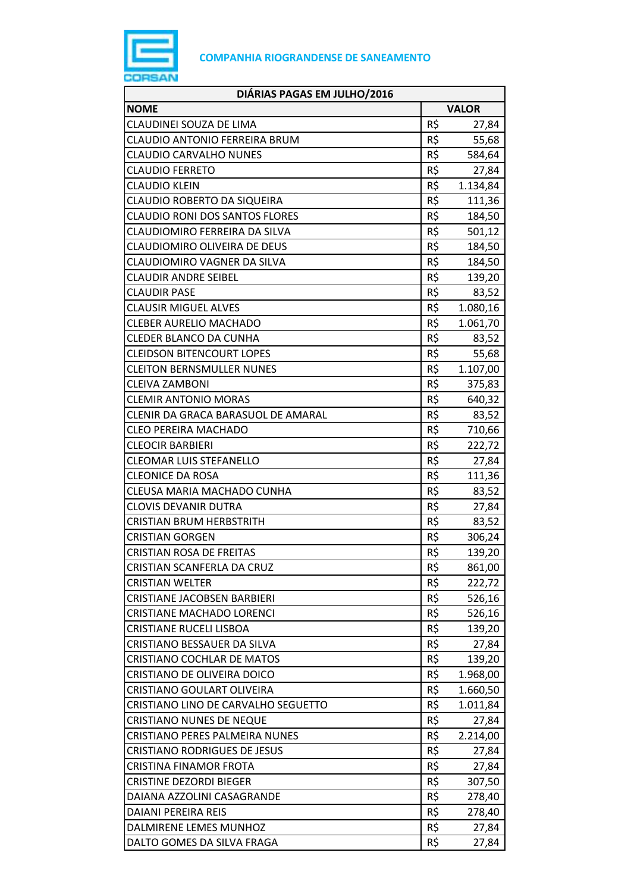**COMPANHIA RIOGRANDENSE DE SANEAMENTO**

| DIÁRIAS PAGAS EM JULHO/2016 | |
|---|---|
| **NOME** | **VALOR** |
| CLAUDINEI SOUZA DE LIMA | R$ 27,84 |
| CLAUDIO ANTONIO FERREIRA BRUM | R$ 55,68 |
| CLAUDIO CARVALHO NUNES | R$ 584,64 |
| CLAUDIO FERRETO | R$ 27,84 |
| CLAUDIO KLEIN | R$ 1.134,84 |
| CLAUDIO ROBERTO DA SIQUEIRA | R$ 111,36 |
| CLAUDIO RONI DOS SANTOS FLORES | R$ 184,50 |
| CLAUDIOMIRO FERREIRA DA SILVA | R$ 501,12 |
| CLAUDIOMIRO OLIVEIRA DE DEUS | R$ 184,50 |
| CLAUDIOMIRO VAGNER DA SILVA | R$ 184,50 |
| CLAUDIR ANDRE SEIBEL | R$ 139,20 |
| CLAUDIR PASE | R$ 83,52 |
| CLAUSIR MIGUEL ALVES | R$ 1.080,16 |
| CLEBER AURELIO MACHADO | R$ 1.061,70 |
| CLEDER BLANCO DA CUNHA | R$ 83,52 |
| CLEIDSON BITENCOURT LOPES | R$ 55,68 |
| CLEITON BERNSMULLER NUNES | R$ 1.107,00 |
| CLEIVA ZAMBONI | R$ 375,83 |
| CLEMIR ANTONIO MORAS | R$ 640,32 |
| CLENIR DA GRACA BARASUOL DE AMARAL | R$ 83,52 |
| CLEO PEREIRA MACHADO | R$ 710,66 |
| CLEOCIR BARBIERI | R$ 222,72 |
| CLEOMAR LUIS STEFANELLO | R$ 27,84 |
| CLEONICE DA ROSA | R$ 111,36 |
| CLEUSA MARIA MACHADO CUNHA | R$ 83,52 |
| CLOVIS DEVANIR DUTRA | R$ 27,84 |
| CRISTIAN BRUM HERBSTRITH | R$ 83,52 |
| CRISTIAN GORGEN | R$ 306,24 |
| CRISTIAN ROSA DE FREITAS | R$ 139,20 |
| CRISTIAN SCANFERLA DA CRUZ | R$ 861,00 |
| CRISTIAN WELTER | R$ 222,72 |
| CRISTIANE JACOBSEN BARBIERI | R$ 526,16 |
| CRISTIANE MACHADO LORENCI | R$ 526,16 |
| CRISTIANE RUCELI LISBOA | R$ 139,20 |
| CRISTIANO BESSAUER DA SILVA | R$ 27,84 |
| CRISTIANO COCHLAR DE MATOS | R$ 139,20 |
| CRISTIANO DE OLIVEIRA DOICO | R$ 1.968,00 |
| CRISTIANO GOULART OLIVEIRA | R$ 1.660,50 |
| CRISTIANO LINO DE CARVALHO SEGUETTO | R$ 1.011,84 |
| CRISTIANO NUNES DE NEQUE | R$ 27,84 |
| CRISTIANO PERES PALMEIRA NUNES | R$ 2.214,00 |
| CRISTIANO RODRIGUES DE JESUS | R$ 27,84 |
| CRISTINA FINAMOR FROTA | R$ 27,84 |
| CRISTINE DEZORDI BIEGER | R$ 307,50 |
| DAIANA AZZOLINI CASAGRANDE | R$ 278,40 |
| DAIANI PEREIRA REIS | R$ 278,40 |
| DALMIRENE LEMES MUNHOZ | R$ 27,84 |
| DALTO GOMES DA SILVA FRAGA | R$ 27,84 |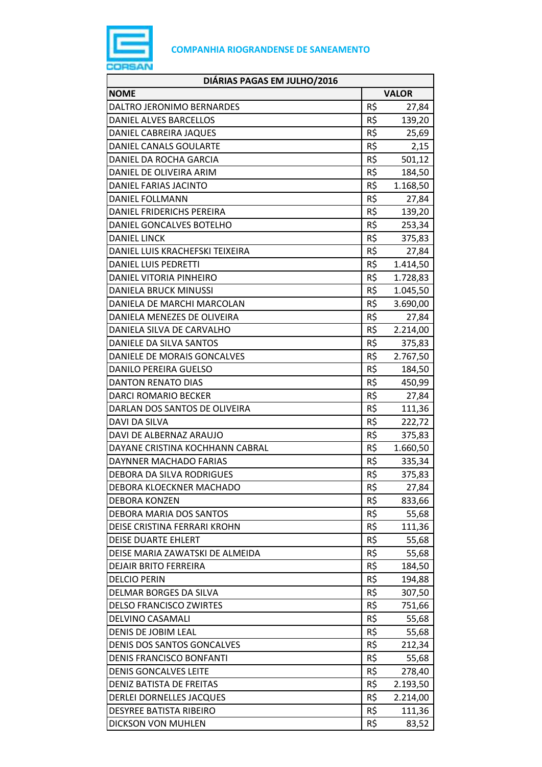**COMPANHIA RIOGRANDENSE DE SANEAMENTO**

| DIÁRIAS PAGAS EM JULHO/2016 | |
|---|---|
| **NOME** | **VALOR** |
| DALTRO JERONIMO BERNARDES | R$ 27,84 |
| DANIEL ALVES BARCELLOS | R$ 139,20 |
| DANIEL CABREIRA JAQUES | R$ 25,69 |
| DANIEL CANALS GOULARTE | R$ 2,15 |
| DANIEL DA ROCHA GARCIA | R$ 501,12 |
| DANIEL DE OLIVEIRA ARIM | R$ 184,50 |
| DANIEL FARIAS JACINTO | R$ 1.168,50 |
| DANIEL FOLLMANN | R$ 27,84 |
| DANIEL FRIDERICHS PEREIRA | R$ 139,20 |
| DANIEL GONCALVES BOTELHO | R$ 253,34 |
| DANIEL LINCK | R$ 375,83 |
| DANIEL LUIS KRACHEFSKI TEIXEIRA | R$ 27,84 |
| DANIEL LUIS PEDRETTI | R$ 1.414,50 |
| DANIEL VITORIA PINHEIRO | R$ 1.728,83 |
| DANIELA BRUCK MINUSSI | R$ 1.045,50 |
| DANIELA DE MARCHI MARCOLAN | R$ 3.690,00 |
| DANIELA MENEZES DE OLIVEIRA | R$ 27,84 |
| DANIELA SILVA DE CARVALHO | R$ 2.214,00 |
| DANIELE DA SILVA SANTOS | R$ 375,83 |
| DANIELE DE MORAIS GONCALVES | R$ 2.767,50 |
| DANILO PEREIRA GUELSO | R$ 184,50 |
| DANTON RENATO DIAS | R$ 450,99 |
| DARCI ROMARIO BECKER | R$ 27,84 |
| DARLAN DOS SANTOS DE OLIVEIRA | R$ 111,36 |
| DAVI DA SILVA | R$ 222,72 |
| DAVI DE ALBERNAZ ARAUJO | R$ 375,83 |
| DAYANE CRISTINA KOCHHANN CABRAL | R$ 1.660,50 |
| DAYNNER MACHADO FARIAS | R$ 335,34 |
| DEBORA DA SILVA RODRIGUES | R$ 375,83 |
| DEBORA KLOECKNER MACHADO | R$ 27,84 |
| DEBORA KONZEN | R$ 833,66 |
| DEBORA MARIA DOS SANTOS | R$ 55,68 |
| DEISE CRISTINA FERRARI KROHN | R$ 111,36 |
| DEISE DUARTE EHLERT | R$ 55,68 |
| DEISE MARIA ZAWATSKI DE ALMEIDA | R$ 55,68 |
| DEJAIR BRITO FERREIRA | R$ 184,50 |
| DELCIO PERIN | R$ 194,88 |
| DELMAR BORGES DA SILVA | R$ 307,50 |
| DELSO FRANCISCO ZWIRTES | R$ 751,66 |
| DELVINO CASAMALI | R$ 55,68 |
| DENIS DE JOBIM LEAL | R$ 55,68 |
| DENIS DOS SANTOS GONCALVES | R$ 212,34 |
| DENIS FRANCISCO BONFANTI | R$ 55,68 |
| DENIS GONCALVES LEITE | R$ 278,40 |
| DENIZ BATISTA DE FREITAS | R$ 2.193,50 |
| DERLEI DORNELLES JACQUES | R$ 2.214,00 |
| DESYREE BATISTA RIBEIRO | R$ 111,36 |
| DICKSON VON MUHLEN | R$ 83,52 |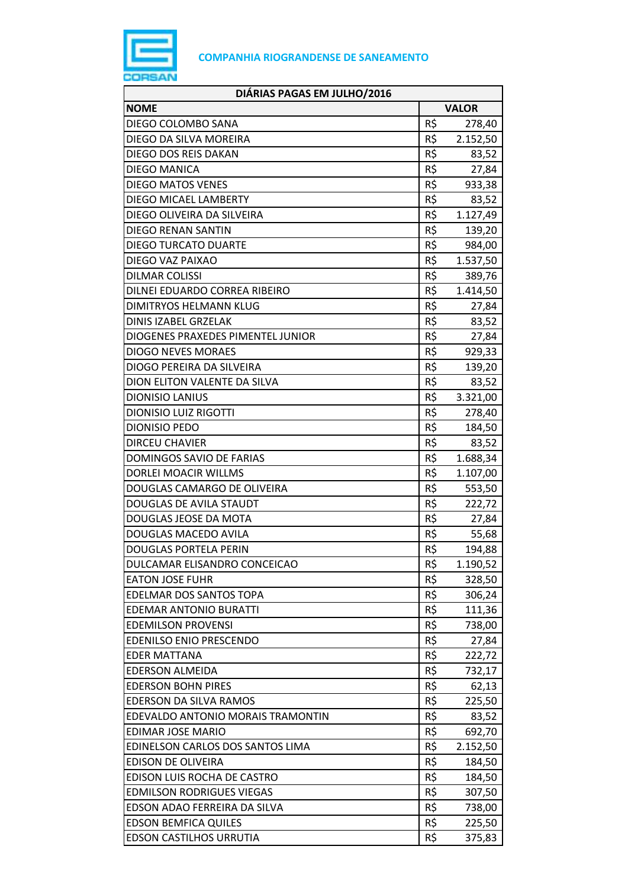**COMPANHIA RIOGRANDENSE DE SANEAMENTO**

| DIÁRIAS PAGAS EM JULHO/2016 | | |
|---|---|---|
| **NOME** | **VALOR** | |
| DIEGO COLOMBO SANA | R$ | 278,40 |
| DIEGO DA SILVA MOREIRA | R$ | 2.152,50 |
| DIEGO DOS REIS DAKAN | R$ | 83,52 |
| DIEGO MANICA | R$ | 27,84 |
| DIEGO MATOS VENES | R$ | 933,38 |
| DIEGO MICAEL LAMBERTY | R$ | 83,52 |
| DIEGO OLIVEIRA DA SILVEIRA | R$ | 1.127,49 |
| DIEGO RENAN SANTIN | R$ | 139,20 |
| DIEGO TURCATO DUARTE | R$ | 984,00 |
| DIEGO VAZ PAIXAO | R$ | 1.537,50 |
| DILMAR COLISSI | R$ | 389,76 |
| DILNEI EDUARDO CORREA RIBEIRO | R$ | 1.414,50 |
| DIMITRYOS HELMANN KLUG | R$ | 27,84 |
| DINIS IZABEL GRZELAK | R$ | 83,52 |
| DIOGENES PRAXEDES PIMENTEL JUNIOR | R$ | 27,84 |
| DIOGO NEVES MORAES | R$ | 929,33 |
| DIOGO PEREIRA DA SILVEIRA | R$ | 139,20 |
| DION ELITON VALENTE DA SILVA | R$ | 83,52 |
| DIONISIO LANIUS | R$ | 3.321,00 |
| DIONISIO LUIZ RIGOTTI | R$ | 278,40 |
| DIONISIO PEDO | R$ | 184,50 |
| DIRCEU CHAVIER | R$ | 83,52 |
| DOMINGOS SAVIO DE FARIAS | R$ | 1.688,34 |
| DORLEI MOACIR WILLMS | R$ | 1.107,00 |
| DOUGLAS CAMARGO DE OLIVEIRA | R$ | 553,50 |
| DOUGLAS DE AVILA STAUDT | R$ | 222,72 |
| DOUGLAS JEOSE DA MOTA | R$ | 27,84 |
| DOUGLAS MACEDO AVILA | R$ | 55,68 |
| DOUGLAS PORTELA PERIN | R$ | 194,88 |
| DULCAMAR ELISANDRO CONCEICAO | R$ | 1.190,52 |
| EATON JOSE FUHR | R$ | 328,50 |
| EDELMAR DOS SANTOS TOPA | R$ | 306,24 |
| EDEMAR ANTONIO BURATTI | R$ | 111,36 |
| EDEMILSON PROVENSI | R$ | 738,00 |
| EDENILSO ENIO PRESCENDO | R$ | 27,84 |
| EDER MATTANA | R$ | 222,72 |
| EDERSON ALMEIDA | R$ | 732,17 |
| EDERSON BOHN PIRES | R$ | 62,13 |
| EDERSON DA SILVA RAMOS | R$ | 225,50 |
| EDEVALDO ANTONIO MORAIS TRAMONTIN | R$ | 83,52 |
| EDIMAR JOSE MARIO | R$ | 692,70 |
| EDINELSON CARLOS DOS SANTOS LIMA | R$ | 2.152,50 |
| EDISON DE OLIVEIRA | R$ | 184,50 |
| EDISON LUIS ROCHA DE CASTRO | R$ | 184,50 |
| EDMILSON RODRIGUES VIEGAS | R$ | 307,50 |
| EDSON ADAO FERREIRA DA SILVA | R$ | 738,00 |
| EDSON BEMFICA QUILES | R$ | 225,50 |
| EDSON CASTILHOS URRUTIA | R$ | 375,83 |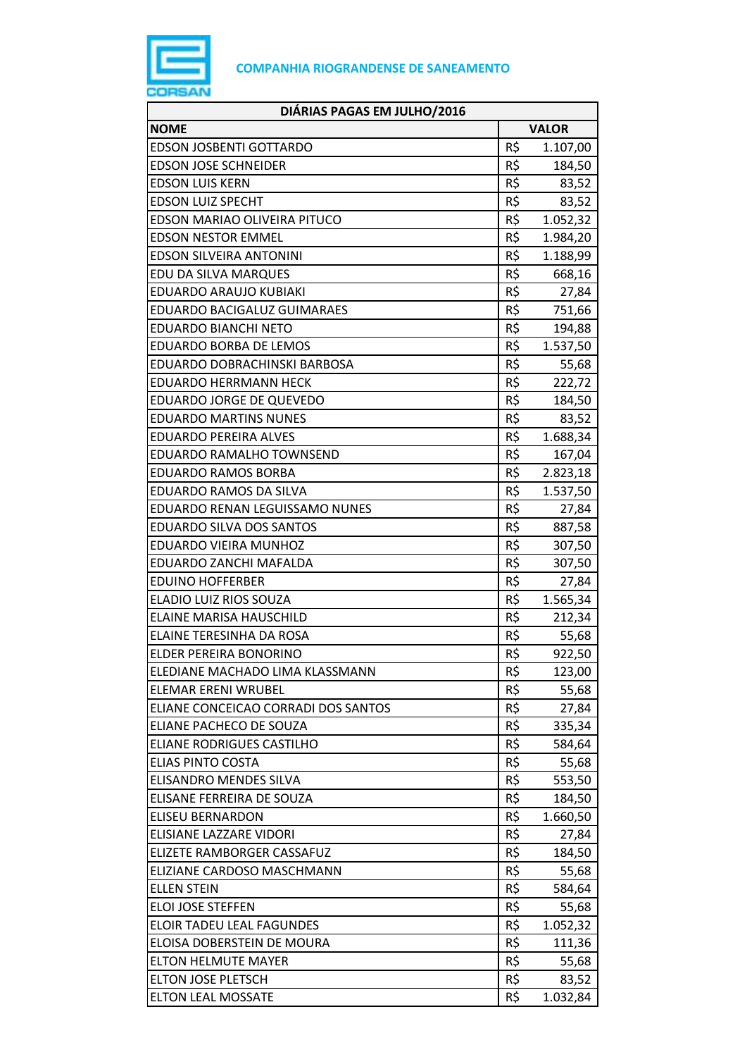**COMPANHIA RIOGRANDENSE DE SANEAMENTO**

| DIÁRIAS PAGAS EM JULHO/2016 | | |
|---|---|---|
| **NOME** | **VALOR** | |
| EDSON JOSBENTI GOTTARDO | R$ | 1.107,00 |
| EDSON JOSE SCHNEIDER | R$ | 184,50 |
| EDSON LUIS KERN | R$ | 83,52 |
| EDSON LUIZ SPECHT | R$ | 83,52 |
| EDSON MARIAO OLIVEIRA PITUCO | R$ | 1.052,32 |
| EDSON NESTOR EMMEL | R$ | 1.984,20 |
| EDSON SILVEIRA ANTONINI | R$ | 1.188,99 |
| EDU DA SILVA MARQUES | R$ | 668,16 |
| EDUARDO ARAUJO KUBIAKI | R$ | 27,84 |
| EDUARDO BACIGALUZ GUIMARAES | R$ | 751,66 |
| EDUARDO BIANCHI NETO | R$ | 194,88 |
| EDUARDO BORBA DE LEMOS | R$ | 1.537,50 |
| EDUARDO DOBRACHINSKI BARBOSA | R$ | 55,68 |
| EDUARDO HERRMANN HECK | R$ | 222,72 |
| EDUARDO JORGE DE QUEVEDO | R$ | 184,50 |
| EDUARDO MARTINS NUNES | R$ | 83,52 |
| EDUARDO PEREIRA ALVES | R$ | 1.688,34 |
| EDUARDO RAMALHO TOWNSEND | R$ | 167,04 |
| EDUARDO RAMOS BORBA | R$ | 2.823,18 |
| EDUARDO RAMOS DA SILVA | R$ | 1.537,50 |
| EDUARDO RENAN LEGUISSAMO NUNES | R$ | 27,84 |
| EDUARDO SILVA DOS SANTOS | R$ | 887,58 |
| EDUARDO VIEIRA MUNHOZ | R$ | 307,50 |
| EDUARDO ZANCHI MAFALDA | R$ | 307,50 |
| EDUINO HOFFERBER | R$ | 27,84 |
| ELADIO LUIZ RIOS SOUZA | R$ | 1.565,34 |
| ELAINE MARISA HAUSCHILD | R$ | 212,34 |
| ELAINE TERESINHA DA ROSA | R$ | 55,68 |
| ELDER PEREIRA BONORINO | R$ | 922,50 |
| ELEDIANE MACHADO LIMA KLASSMANN | R$ | 123,00 |
| ELEMAR ERENI WRUBEL | R$ | 55,68 |
| ELIANE CONCEICAO CORRADI DOS SANTOS | R$ | 27,84 |
| ELIANE PACHECO DE SOUZA | R$ | 335,34 |
| ELIANE RODRIGUES CASTILHO | R$ | 584,64 |
| ELIAS PINTO COSTA | R$ | 55,68 |
| ELISANDRO MENDES SILVA | R$ | 553,50 |
| ELISANE FERREIRA DE SOUZA | R$ | 184,50 |
| ELISEU BERNARDON | R$ | 1.660,50 |
| ELISIANE LAZZARE VIDORI | R$ | 27,84 |
| ELIZETE RAMBORGER CASSAFUZ | R$ | 184,50 |
| ELIZIANE CARDOSO MASCHMANN | R$ | 55,68 |
| ELLEN STEIN | R$ | 584,64 |
| ELOI JOSE STEFFEN | R$ | 55,68 |
| ELOIR TADEU LEAL FAGUNDES | R$ | 1.052,32 |
| ELOISA DOBERSTEIN DE MOURA | R$ | 111,36 |
| ELTON HELMUTE MAYER | R$ | 55,68 |
| ELTON JOSE PLETSCH | R$ | 83,52 |
| ELTON LEAL MOSSATE | R$ | 1.032,84 |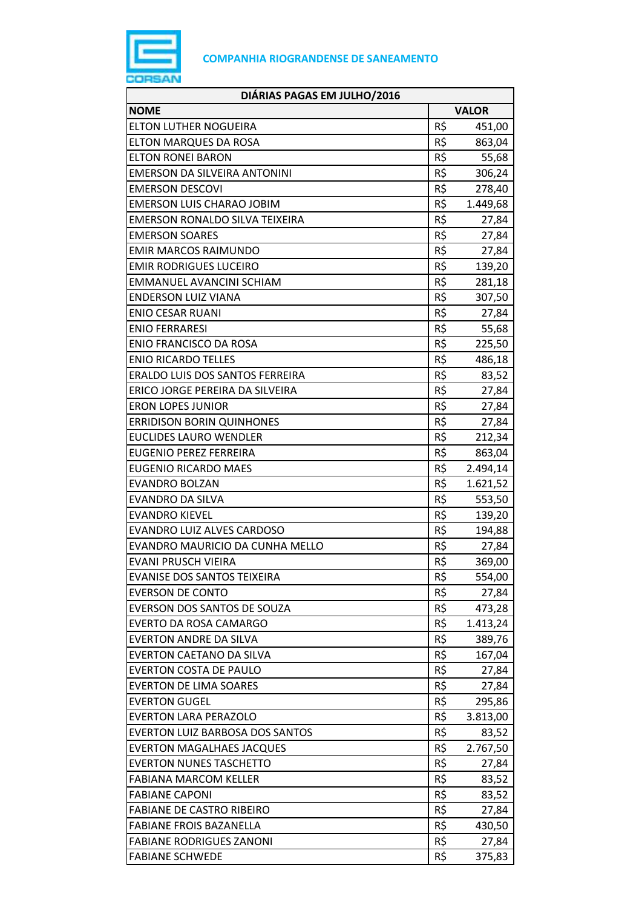**COMPANHIA RIOGRANDENSE DE SANEAMENTO**

| DIÁRIAS PAGAS EM JULHO/2016 | |
|---|---|
| **NOME** | **VALOR** |
| ELTON LUTHER NOGUEIRA | R$ 451,00 |
| ELTON MARQUES DA ROSA | R$ 863,04 |
| ELTON RONEI BARON | R$ 55,68 |
| EMERSON DA SILVEIRA ANTONINI | R$ 306,24 |
| EMERSON DESCOVI | R$ 278,40 |
| EMERSON LUIS CHARAO JOBIM | R$ 1.449,68 |
| EMERSON RONALDO SILVA TEIXEIRA | R$ 27,84 |
| EMERSON SOARES | R$ 27,84 |
| EMIR MARCOS RAIMUNDO | R$ 27,84 |
| EMIR RODRIGUES LUCEIRO | R$ 139,20 |
| EMMANUEL AVANCINI SCHIAM | R$ 281,18 |
| ENDERSON LUIZ VIANA | R$ 307,50 |
| ENIO CESAR RUANI | R$ 27,84 |
| ENIO FERRARESI | R$ 55,68 |
| ENIO FRANCISCO DA ROSA | R$ 225,50 |
| ENIO RICARDO TELLES | R$ 486,18 |
| ERALDO LUIS DOS SANTOS FERREIRA | R$ 83,52 |
| ERICO JORGE PEREIRA DA SILVEIRA | R$ 27,84 |
| ERON LOPES JUNIOR | R$ 27,84 |
| ERRIDISON BORIN QUINHONES | R$ 27,84 |
| EUCLIDES LAURO WENDLER | R$ 212,34 |
| EUGENIO PEREZ FERREIRA | R$ 863,04 |
| EUGENIO RICARDO MAES | R$ 2.494,14 |
| EVANDRO BOLZAN | R$ 1.621,52 |
| EVANDRO DA SILVA | R$ 553,50 |
| EVANDRO KIEVEL | R$ 139,20 |
| EVANDRO LUIZ ALVES CARDOSO | R$ 194,88 |
| EVANDRO MAURICIO DA CUNHA MELLO | R$ 27,84 |
| EVANI PRUSCH VIEIRA | R$ 369,00 |
| EVANISE DOS SANTOS TEIXEIRA | R$ 554,00 |
| EVERSON DE CONTO | R$ 27,84 |
| EVERSON DOS SANTOS DE SOUZA | R$ 473,28 |
| EVERTO DA ROSA CAMARGO | R$ 1.413,24 |
| EVERTON ANDRE DA SILVA | R$ 389,76 |
| EVERTON CAETANO DA SILVA | R$ 167,04 |
| EVERTON COSTA DE PAULO | R$ 27,84 |
| EVERTON DE LIMA SOARES | R$ 27,84 |
| EVERTON GUGEL | R$ 295,86 |
| EVERTON LARA PERAZOLO | R$ 3.813,00 |
| EVERTON LUIZ BARBOSA DOS SANTOS | R$ 83,52 |
| EVERTON MAGALHAES JACQUES | R$ 2.767,50 |
| EVERTON NUNES TASCHETTO | R$ 27,84 |
| FABIANA MARCOM KELLER | R$ 83,52 |
| FABIANE CAPONI | R$ 83,52 |
| FABIANE DE CASTRO RIBEIRO | R$ 27,84 |
| FABIANE FROIS BAZANELLA | R$ 430,50 |
| FABIANE RODRIGUES ZANONI | R$ 27,84 |
| FABIANE SCHWEDE | R$ 375,83 |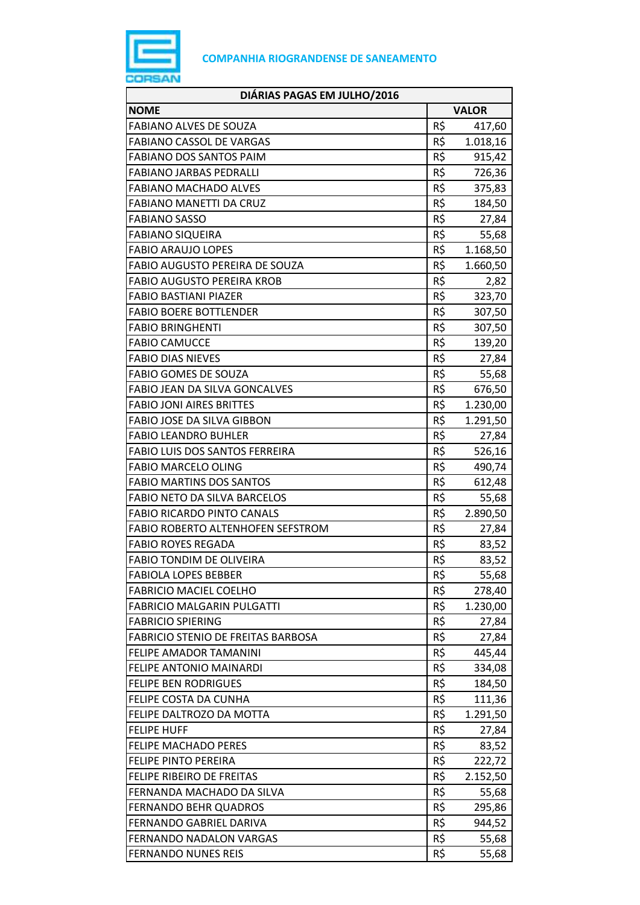**COMPANHIA RIOGRANDENSE DE SANEAMENTO**

| DIÁRIAS PAGAS EM JULHO/2016 | | |
|---|---|---|
| **NOME** | **VALOR** | |
| FABIANO ALVES DE SOUZA | R$ | 417,60 |
| FABIANO CASSOL DE VARGAS | R$ | 1.018,16 |
| FABIANO DOS SANTOS PAIM | R$ | 915,42 |
| FABIANO JARBAS PEDRALLI | R$ | 726,36 |
| FABIANO MACHADO ALVES | R$ | 375,83 |
| FABIANO MANETTI DA CRUZ | R$ | 184,50 |
| FABIANO SASSO | R$ | 27,84 |
| FABIANO SIQUEIRA | R$ | 55,68 |
| FABIO ARAUJO LOPES | R$ | 1.168,50 |
| FABIO AUGUSTO PEREIRA DE SOUZA | R$ | 1.660,50 |
| FABIO AUGUSTO PEREIRA KROB | R$ | 2,82 |
| FABIO BASTIANI PIAZER | R$ | 323,70 |
| FABIO BOERE BOTTLENDER | R$ | 307,50 |
| FABIO BRINGHENTI | R$ | 307,50 |
| FABIO CAMUCCE | R$ | 139,20 |
| FABIO DIAS NIEVES | R$ | 27,84 |
| FABIO GOMES DE SOUZA | R$ | 55,68 |
| FABIO JEAN DA SILVA GONCALVES | R$ | 676,50 |
| FABIO JONI AIRES BRITTES | R$ | 1.230,00 |
| FABIO JOSE DA SILVA GIBBON | R$ | 1.291,50 |
| FABIO LEANDRO BUHLER | R$ | 27,84 |
| FABIO LUIS DOS SANTOS FERREIRA | R$ | 526,16 |
| FABIO MARCELO OLING | R$ | 490,74 |
| FABIO MARTINS DOS SANTOS | R$ | 612,48 |
| FABIO NETO DA SILVA BARCELOS | R$ | 55,68 |
| FABIO RICARDO PINTO CANALS | R$ | 2.890,50 |
| FABIO ROBERTO ALTENHOFEN SEFSTROM | R$ | 27,84 |
| FABIO ROYES REGADA | R$ | 83,52 |
| FABIO TONDIM DE OLIVEIRA | R$ | 83,52 |
| FABIOLA LOPES BEBBER | R$ | 55,68 |
| FABRICIO MACIEL COELHO | R$ | 278,40 |
| FABRICIO MALGARIN PULGATTI | R$ | 1.230,00 |
| FABRICIO SPIERING | R$ | 27,84 |
| FABRICIO STENIO DE FREITAS BARBOSA | R$ | 27,84 |
| FELIPE AMADOR TAMANINI | R$ | 445,44 |
| FELIPE ANTONIO MAINARDI | R$ | 334,08 |
| FELIPE BEN RODRIGUES | R$ | 184,50 |
| FELIPE COSTA DA CUNHA | R$ | 111,36 |
| FELIPE DALTROZO DA MOTTA | R$ | 1.291,50 |
| FELIPE HUFF | R$ | 27,84 |
| FELIPE MACHADO PERES | R$ | 83,52 |
| FELIPE PINTO PEREIRA | R$ | 222,72 |
| FELIPE RIBEIRO DE FREITAS | R$ | 2.152,50 |
| FERNANDA MACHADO DA SILVA | R$ | 55,68 |
| FERNANDO BEHR QUADROS | R$ | 295,86 |
| FERNANDO GABRIEL DARIVA | R$ | 944,52 |
| FERNANDO NADALON VARGAS | R$ | 55,68 |
| FERNANDO NUNES REIS | R$ | 55,68 |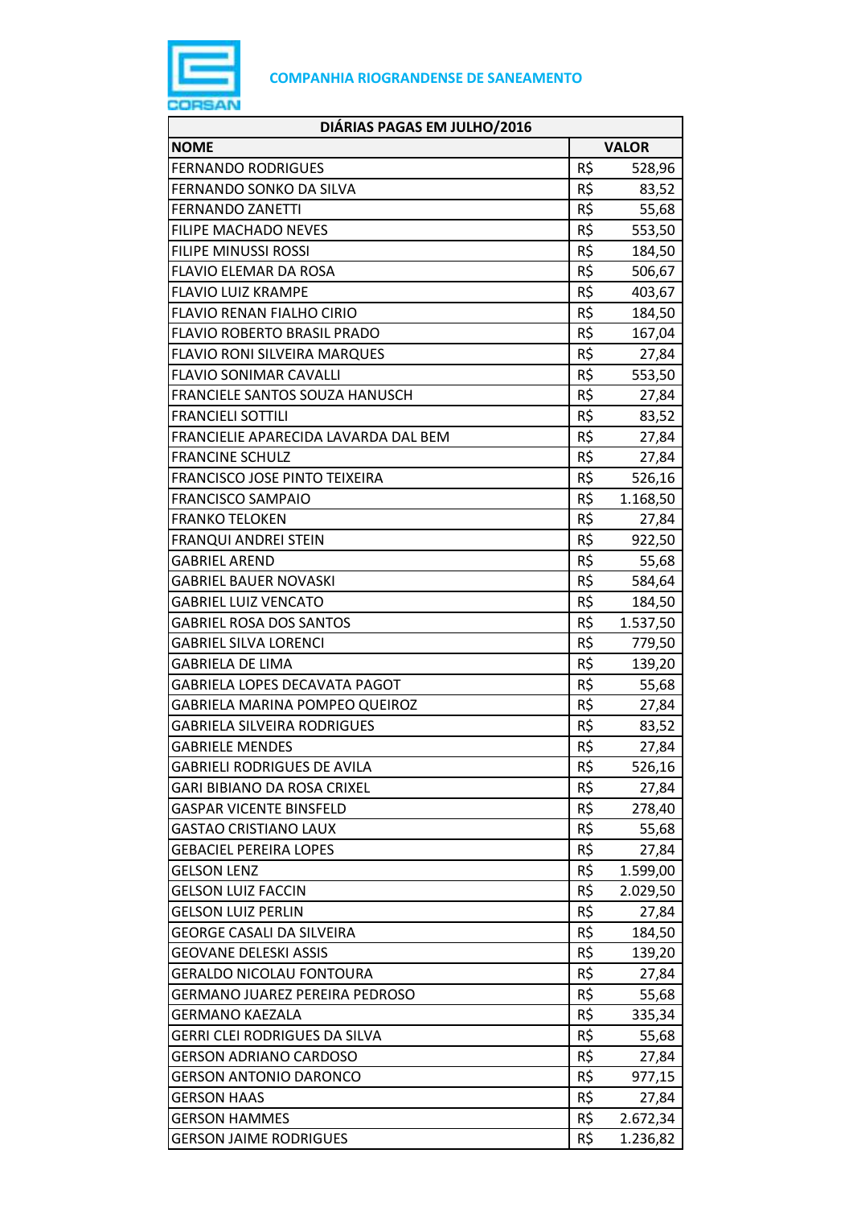COMPANHIA RIOGRANDENSE DE SANEAMENTO

| DIÁRIAS PAGAS EM JULHO/2016 | | |
|---|---|---|
| **NOME** | **VALOR** | |
| FERNANDO RODRIGUES | R$ | 528,96 |
| FERNANDO SONKO DA SILVA | R$ | 83,52 |
| FERNANDO ZANETTI | R$ | 55,68 |
| FILIPE MACHADO NEVES | R$ | 553,50 |
| FILIPE MINUSSI ROSSI | R$ | 184,50 |
| FLAVIO ELEMAR DA ROSA | R$ | 506,67 |
| FLAVIO LUIZ KRAMPE | R$ | 403,67 |
| FLAVIO RENAN FIALHO CIRIO | R$ | 184,50 |
| FLAVIO ROBERTO BRASIL PRADO | R$ | 167,04 |
| FLAVIO RONI SILVEIRA MARQUES | R$ | 27,84 |
| FLAVIO SONIMAR CAVALLI | R$ | 553,50 |
| FRANCIELE SANTOS SOUZA HANUSCH | R$ | 27,84 |
| FRANCIELI SOTTILI | R$ | 83,52 |
| FRANCIELIE APARECIDA LAVARDA DAL BEM | R$ | 27,84 |
| FRANCINE SCHULZ | R$ | 27,84 |
| FRANCISCO JOSE PINTO TEIXEIRA | R$ | 526,16 |
| FRANCISCO SAMPAIO | R$ | 1.168,50 |
| FRANKO TELOKEN | R$ | 27,84 |
| FRANQUI ANDREI STEIN | R$ | 922,50 |
| GABRIEL AREND | R$ | 55,68 |
| GABRIEL BAUER NOVASKI | R$ | 584,64 |
| GABRIEL LUIZ VENCATO | R$ | 184,50 |
| GABRIEL ROSA DOS SANTOS | R$ | 1.537,50 |
| GABRIEL SILVA LORENCI | R$ | 779,50 |
| GABRIELA DE LIMA | R$ | 139,20 |
| GABRIELA LOPES DECAVATA PAGOT | R$ | 55,68 |
| GABRIELA MARINA POMPEO QUEIROZ | R$ | 27,84 |
| GABRIELA SILVEIRA RODRIGUES | R$ | 83,52 |
| GABRIELE MENDES | R$ | 27,84 |
| GABRIELI RODRIGUES DE AVILA | R$ | 526,16 |
| GARI BIBIANO DA ROSA CRIXEL | R$ | 27,84 |
| GASPAR VICENTE BINSFELD | R$ | 278,40 |
| GASTAO CRISTIANO LAUX | R$ | 55,68 |
| GEBACIEL PEREIRA LOPES | R$ | 27,84 |
| GELSON LENZ | R$ | 1.599,00 |
| GELSON LUIZ FACCIN | R$ | 2.029,50 |
| GELSON LUIZ PERLIN | R$ | 27,84 |
| GEORGE CASALI DA SILVEIRA | R$ | 184,50 |
| GEOVANE DELESKI ASSIS | R$ | 139,20 |
| GERALDO NICOLAU FONTOURA | R$ | 27,84 |
| GERMANO JUAREZ PEREIRA PEDROSO | R$ | 55,68 |
| GERMANO KAEZALA | R$ | 335,34 |
| GERRI CLEI RODRIGUES DA SILVA | R$ | 55,68 |
| GERSON ADRIANO CARDOSO | R$ | 27,84 |
| GERSON ANTONIO DARONCO | R$ | 977,15 |
| GERSON HAAS | R$ | 27,84 |
| GERSON HAMMES | R$ | 2.672,34 |
| GERSON JAIME RODRIGUES | R$ | 1.236,82 |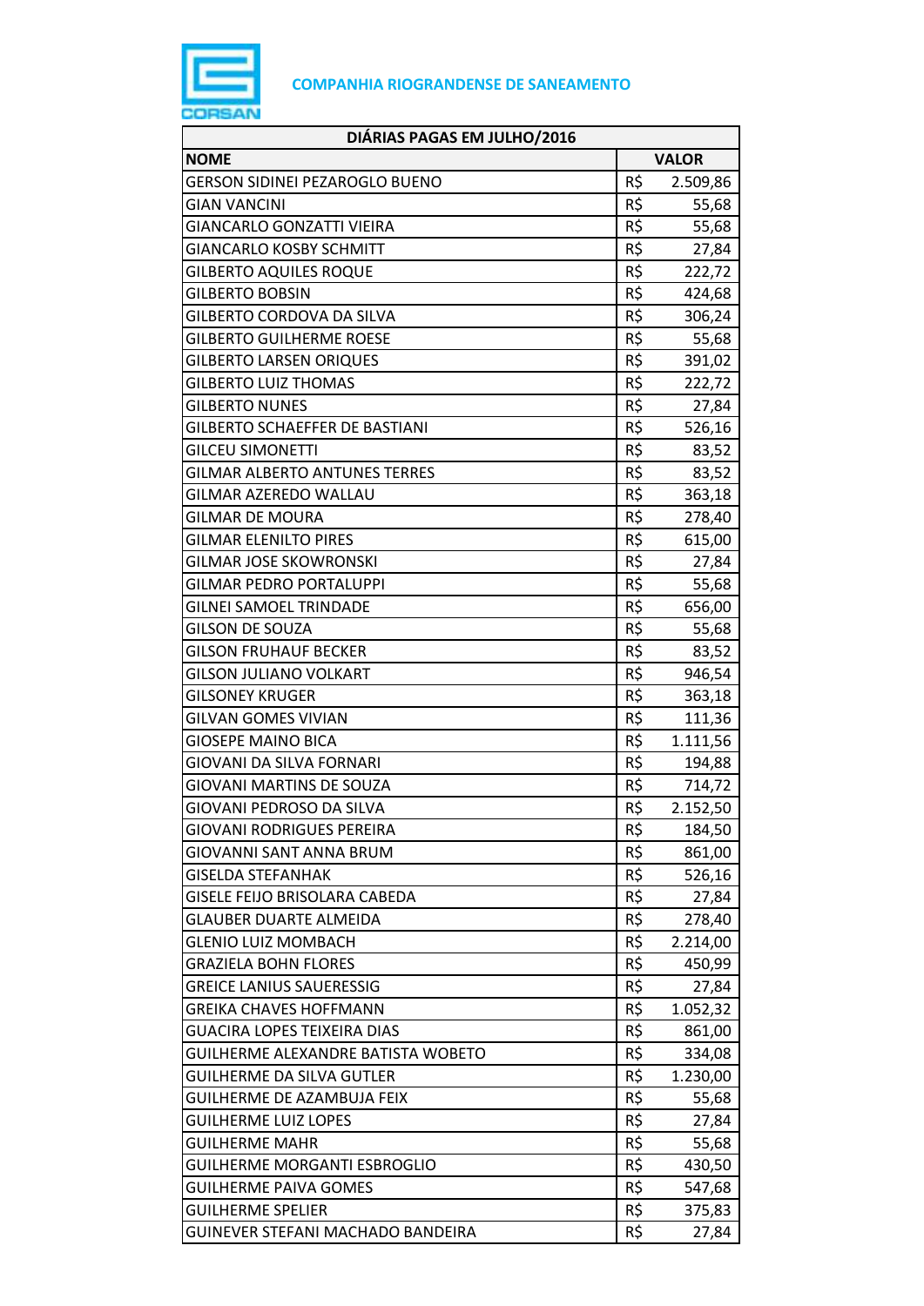**COMPANHIA RIOGRANDENSE DE SANEAMENTO**

| DIÁRIAS PAGAS EM JULHO/2016 | | |
|---|---|---|
| **NOME** | **VALOR** | |
| GERSON SIDINEI PEZAROGLO BUENO | R$ | 2.509,86 |
| GIAN VANCINI | R$ | 55,68 |
| GIANCARLO GONZATTI VIEIRA | R$ | 55,68 |
| GIANCARLO KOSBY SCHMITT | R$ | 27,84 |
| GILBERTO AQUILES ROQUE | R$ | 222,72 |
| GILBERTO BOBSIN | R$ | 424,68 |
| GILBERTO CORDOVA DA SILVA | R$ | 306,24 |
| GILBERTO GUILHERME ROESE | R$ | 55,68 |
| GILBERTO LARSEN ORIQUES | R$ | 391,02 |
| GILBERTO LUIZ THOMAS | R$ | 222,72 |
| GILBERTO NUNES | R$ | 27,84 |
| GILBERTO SCHAEFFER DE BASTIANI | R$ | 526,16 |
| GILCEU SIMONETTI | R$ | 83,52 |
| GILMAR ALBERTO ANTUNES TERRES | R$ | 83,52 |
| GILMAR AZEREDO WALLAU | R$ | 363,18 |
| GILMAR DE MOURA | R$ | 278,40 |
| GILMAR ELENILTO PIRES | R$ | 615,00 |
| GILMAR JOSE SKOWRONSKI | R$ | 27,84 |
| GILMAR PEDRO PORTALUPPI | R$ | 55,68 |
| GILNEI SAMOEL TRINDADE | R$ | 656,00 |
| GILSON DE SOUZA | R$ | 55,68 |
| GILSON FRUHAUF BECKER | R$ | 83,52 |
| GILSON JULIANO VOLKART | R$ | 946,54 |
| GILSONEY KRUGER | R$ | 363,18 |
| GILVAN GOMES VIVIAN | R$ | 111,36 |
| GIOSEPE MAINO BICA | R$ | 1.111,56 |
| GIOVANI DA SILVA FORNARI | R$ | 194,88 |
| GIOVANI MARTINS DE SOUZA | R$ | 714,72 |
| GIOVANI PEDROSO DA SILVA | R$ | 2.152,50 |
| GIOVANI RODRIGUES PEREIRA | R$ | 184,50 |
| GIOVANNI SANT ANNA BRUM | R$ | 861,00 |
| GISELDA STEFANHAK | R$ | 526,16 |
| GISELE FEIJO BRISOLARA CABEDA | R$ | 27,84 |
| GLAUBER DUARTE ALMEIDA | R$ | 278,40 |
| GLENIO LUIZ MOMBACH | R$ | 2.214,00 |
| GRAZIELA BOHN FLORES | R$ | 450,99 |
| GREICE LANIUS SAUERESSIG | R$ | 27,84 |
| GREIKA CHAVES HOFFMANN | R$ | 1.052,32 |
| GUACIRA LOPES TEIXEIRA DIAS | R$ | 861,00 |
| GUILHERME ALEXANDRE BATISTA WOBETO | R$ | 334,08 |
| GUILHERME DA SILVA GUTLER | R$ | 1.230,00 |
| GUILHERME DE AZAMBUJA FEIX | R$ | 55,68 |
| GUILHERME LUIZ LOPES | R$ | 27,84 |
| GUILHERME MAHR | R$ | 55,68 |
| GUILHERME MORGANTI ESBROGLIO | R$ | 430,50 |
| GUILHERME PAIVA GOMES | R$ | 547,68 |
| GUILHERME SPELIER | R$ | 375,83 |
| GUINEVER STEFANI MACHADO BANDEIRA | R$ | 27,84 |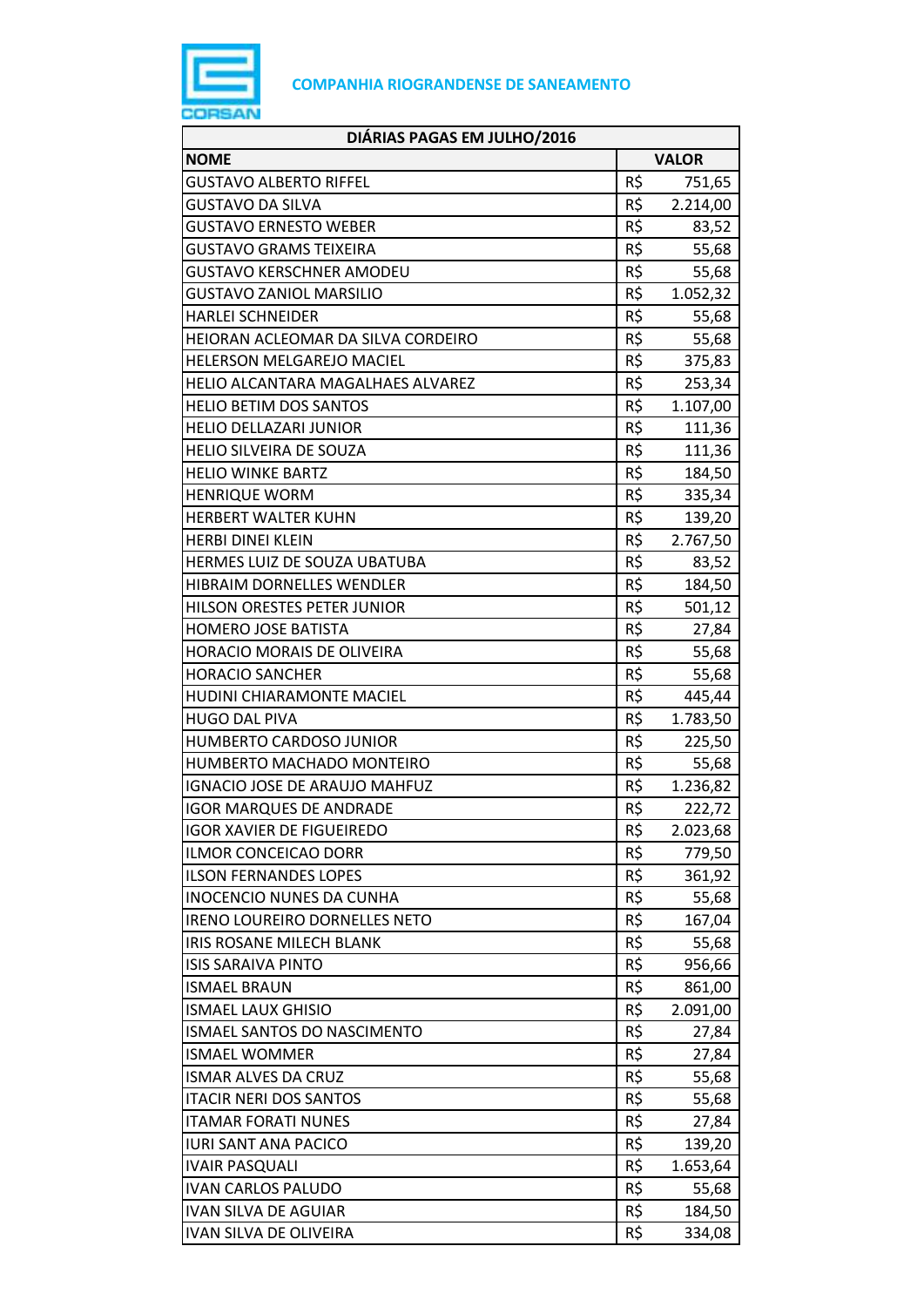**COMPANHIA RIOGRANDENSE DE SANEAMENTO**

| DIÁRIAS PAGAS EM JULHO/2016 | |
|---|---|
| **NOME** | **VALOR** |
| GUSTAVO ALBERTO RIFFEL | R$ 751,65 |
| GUSTAVO DA SILVA | R$ 2.214,00 |
| GUSTAVO ERNESTO WEBER | R$ 83,52 |
| GUSTAVO GRAMS TEIXEIRA | R$ 55,68 |
| GUSTAVO KERSCHNER AMODEU | R$ 55,68 |
| GUSTAVO ZANIOL MARSILIO | R$ 1.052,32 |
| HARLEI SCHNEIDER | R$ 55,68 |
| HEIORAN ACLEOMAR DA SILVA CORDEIRO | R$ 55,68 |
| HELERSON MELGAREJO MACIEL | R$ 375,83 |
| HELIO ALCANTARA MAGALHAES ALVAREZ | R$ 253,34 |
| HELIO BETIM DOS SANTOS | R$ 1.107,00 |
| HELIO DELLAZARI JUNIOR | R$ 111,36 |
| HELIO SILVEIRA DE SOUZA | R$ 111,36 |
| HELIO WINKE BARTZ | R$ 184,50 |
| HENRIQUE WORM | R$ 335,34 |
| HERBERT WALTER KUHN | R$ 139,20 |
| HERBI DINEI KLEIN | R$ 2.767,50 |
| HERMES LUIZ DE SOUZA UBATUBA | R$ 83,52 |
| HIBRAIM DORNELLES WENDLER | R$ 184,50 |
| HILSON ORESTES PETER JUNIOR | R$ 501,12 |
| HOMERO JOSE BATISTA | R$ 27,84 |
| HORACIO MORAIS DE OLIVEIRA | R$ 55,68 |
| HORACIO SANCHER | R$ 55,68 |
| HUDINI CHIARAMONTE MACIEL | R$ 445,44 |
| HUGO DAL PIVA | R$ 1.783,50 |
| HUMBERTO CARDOSO JUNIOR | R$ 225,50 |
| HUMBERTO MACHADO MONTEIRO | R$ 55,68 |
| IGNACIO JOSE DE ARAUJO MAHFUZ | R$ 1.236,82 |
| IGOR MARQUES DE ANDRADE | R$ 222,72 |
| IGOR XAVIER DE FIGUEIREDO | R$ 2.023,68 |
| ILMOR CONCEICAO DORR | R$ 779,50 |
| ILSON FERNANDES LOPES | R$ 361,92 |
| INOCENCIO NUNES DA CUNHA | R$ 55,68 |
| IRENO LOUREIRO DORNELLES NETO | R$ 167,04 |
| IRIS ROSANE MILECH BLANK | R$ 55,68 |
| ISIS SARAIVA PINTO | R$ 956,66 |
| ISMAEL BRAUN | R$ 861,00 |
| ISMAEL LAUX GHISIO | R$ 2.091,00 |
| ISMAEL SANTOS DO NASCIMENTO | R$ 27,84 |
| ISMAEL WOMMER | R$ 27,84 |
| ISMAR ALVES DA CRUZ | R$ 55,68 |
| ITACIR NERI DOS SANTOS | R$ 55,68 |
| ITAMAR FORATI NUNES | R$ 27,84 |
| IURI SANT ANA PACICO | R$ 139,20 |
| IVAIR PASQUALI | R$ 1.653,64 |
| IVAN CARLOS PALUDO | R$ 55,68 |
| IVAN SILVA DE AGUIAR | R$ 184,50 |
| IVAN SILVA DE OLIVEIRA | R$ 334,08 |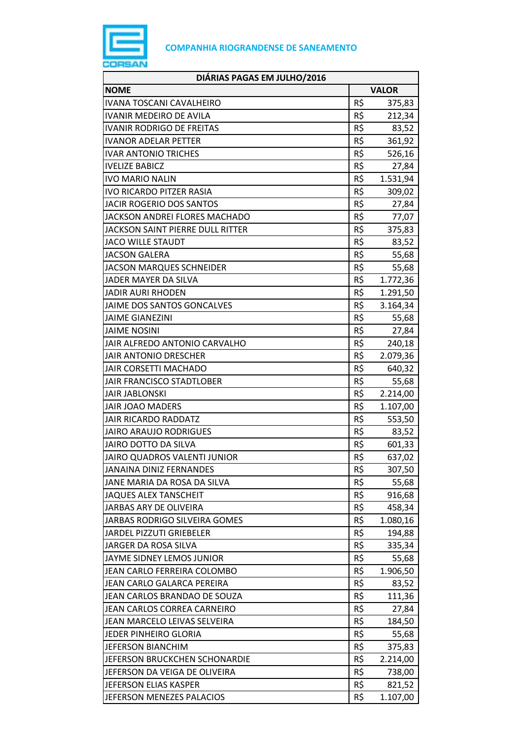**COMPANHIA RIOGRANDENSE DE SANEAMENTO**

| DIÁRIAS PAGAS EM JULHO/2016 | | |
|---|---|---|
| **NOME** | **VALOR** | |
| IVANA TOSCANI CAVALHEIRO | R$ | 375,83 |
| IVANIR MEDEIRO DE AVILA | R$ | 212,34 |
| IVANIR RODRIGO DE FREITAS | R$ | 83,52 |
| IVANOR ADELAR PETTER | R$ | 361,92 |
| IVAR ANTONIO TRICHES | R$ | 526,16 |
| IVELIZE BABICZ | R$ | 27,84 |
| IVO MARIO NALIN | R$ | 1.531,94 |
| IVO RICARDO PITZER RASIA | R$ | 309,02 |
| JACIR ROGERIO DOS SANTOS | R$ | 27,84 |
| JACKSON ANDREI FLORES MACHADO | R$ | 77,07 |
| JACKSON SAINT PIERRE DULL RITTER | R$ | 375,83 |
| JACO WILLE STAUDT | R$ | 83,52 |
| JACSON GALERA | R$ | 55,68 |
| JACSON MARQUES SCHNEIDER | R$ | 55,68 |
| JADER MAYER DA SILVA | R$ | 1.772,36 |
| JADIR AURI RHODEN | R$ | 1.291,50 |
| JAIME DOS SANTOS GONCALVES | R$ | 3.164,34 |
| JAIME GIANEZINI | R$ | 55,68 |
| JAIME NOSINI | R$ | 27,84 |
| JAIR ALFREDO ANTONIO CARVALHO | R$ | 240,18 |
| JAIR ANTONIO DRESCHER | R$ | 2.079,36 |
| JAIR CORSETTI MACHADO | R$ | 640,32 |
| JAIR FRANCISCO STADTLOBER | R$ | 55,68 |
| JAIR JABLONSKI | R$ | 2.214,00 |
| JAIR JOAO MADERS | R$ | 1.107,00 |
| JAIR RICARDO RADDATZ | R$ | 553,50 |
| JAIRO ARAUJO RODRIGUES | R$ | 83,52 |
| JAIRO DOTTO DA SILVA | R$ | 601,33 |
| JAIRO QUADROS VALENTI JUNIOR | R$ | 637,02 |
| JANAINA DINIZ FERNANDES | R$ | 307,50 |
| JANE MARIA DA ROSA DA SILVA | R$ | 55,68 |
| JAQUES ALEX TANSCHEIT | R$ | 916,68 |
| JARBAS ARY DE OLIVEIRA | R$ | 458,34 |
| JARBAS RODRIGO SILVEIRA GOMES | R$ | 1.080,16 |
| JARDEL PIZZUTI GRIEBELER | R$ | 194,88 |
| JARGER DA ROSA SILVA | R$ | 335,34 |
| JAYME SIDNEY LEMOS JUNIOR | R$ | 55,68 |
| JEAN CARLO FERREIRA COLOMBO | R$ | 1.906,50 |
| JEAN CARLO GALARCA PEREIRA | R$ | 83,52 |
| JEAN CARLOS BRANDAO DE SOUZA | R$ | 111,36 |
| JEAN CARLOS CORREA CARNEIRO | R$ | 27,84 |
| JEAN MARCELO LEIVAS SELVEIRA | R$ | 184,50 |
| JEDER PINHEIRO GLORIA | R$ | 55,68 |
| JEFERSON BIANCHIM | R$ | 375,83 |
| JEFERSON BRUCKCHEN SCHONARDIE | R$ | 2.214,00 |
| JEFERSON DA VEIGA DE OLIVEIRA | R$ | 738,00 |
| JEFERSON ELIAS KASPER | R$ | 821,52 |
| JEFERSON MENEZES PALACIOS | R$ | 1.107,00 |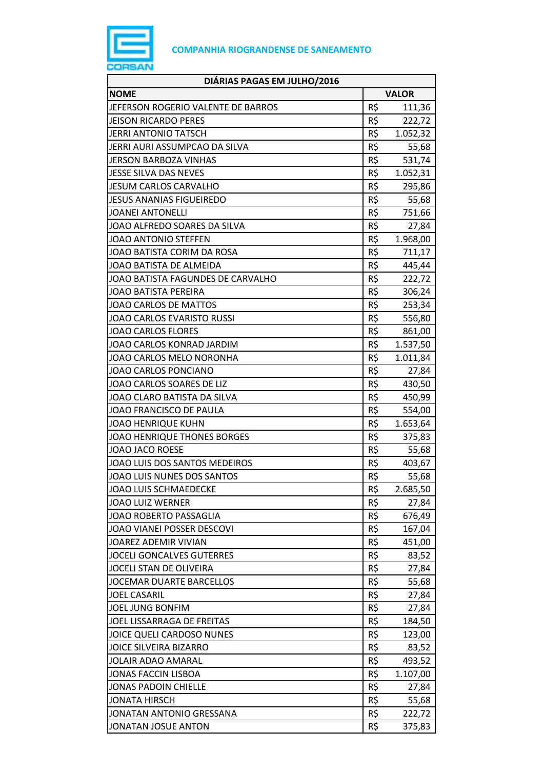**COMPANHIA RIOGRANDENSE DE SANEAMENTO**

| DIÁRIAS PAGAS EM JULHO/2016 | | |
|---|---|---|
| **NOME** | **VALOR** | |
| JEFERSON ROGERIO VALENTE DE BARROS | R$ | 111,36 |
| JEISON RICARDO PERES | R$ | 222,72 |
| JERRI ANTONIO TATSCH | R$ | 1.052,32 |
| JERRI AURI ASSUMPCAO DA SILVA | R$ | 55,68 |
| JERSON BARBOZA VINHAS | R$ | 531,74 |
| JESSE SILVA DAS NEVES | R$ | 1.052,31 |
| JESUM CARLOS CARVALHO | R$ | 295,86 |
| JESUS ANANIAS FIGUEIREDO | R$ | 55,68 |
| JOANEI ANTONELLI | R$ | 751,66 |
| JOAO ALFREDO SOARES DA SILVA | R$ | 27,84 |
| JOAO ANTONIO STEFFEN | R$ | 1.968,00 |
| JOAO BATISTA CORIM DA ROSA | R$ | 711,17 |
| JOAO BATISTA DE ALMEIDA | R$ | 445,44 |
| JOAO BATISTA FAGUNDES DE CARVALHO | R$ | 222,72 |
| JOAO BATISTA PEREIRA | R$ | 306,24 |
| JOAO CARLOS DE MATTOS | R$ | 253,34 |
| JOAO CARLOS EVARISTO RUSSI | R$ | 556,80 |
| JOAO CARLOS FLORES | R$ | 861,00 |
| JOAO CARLOS KONRAD JARDIM | R$ | 1.537,50 |
| JOAO CARLOS MELO NORONHA | R$ | 1.011,84 |
| JOAO CARLOS PONCIANO | R$ | 27,84 |
| JOAO CARLOS SOARES DE LIZ | R$ | 430,50 |
| JOAO CLARO BATISTA DA SILVA | R$ | 450,99 |
| JOAO FRANCISCO DE PAULA | R$ | 554,00 |
| JOAO HENRIQUE KUHN | R$ | 1.653,64 |
| JOAO HENRIQUE THONES BORGES | R$ | 375,83 |
| JOAO JACO ROESE | R$ | 55,68 |
| JOAO LUIS DOS SANTOS MEDEIROS | R$ | 403,67 |
| JOAO LUIS NUNES DOS SANTOS | R$ | 55,68 |
| JOAO LUIS SCHMAEDECKE | R$ | 2.685,50 |
| JOAO LUIZ WERNER | R$ | 27,84 |
| JOAO ROBERTO PASSAGLIA | R$ | 676,49 |
| JOAO VIANEI POSSER DESCOVI | R$ | 167,04 |
| JOAREZ ADEMIR VIVIAN | R$ | 451,00 |
| JOCELI GONCALVES GUTERRES | R$ | 83,52 |
| JOCELI STAN DE OLIVEIRA | R$ | 27,84 |
| JOCEMAR DUARTE BARCELLOS | R$ | 55,68 |
| JOEL CASARIL | R$ | 27,84 |
| JOEL JUNG BONFIM | R$ | 27,84 |
| JOEL LISSARRAGA DE FREITAS | R$ | 184,50 |
| JOICE QUELI CARDOSO NUNES | R$ | 123,00 |
| JOICE SILVEIRA BIZARRO | R$ | 83,52 |
| JOLAIR ADAO AMARAL | R$ | 493,52 |
| JONAS FACCIN LISBOA | R$ | 1.107,00 |
| JONAS PADOIN CHIELLE | R$ | 27,84 |
| JONATA HIRSCH | R$ | 55,68 |
| JONATAN ANTONIO GRESSANA | R$ | 222,72 |
| JONATAN JOSUE ANTON | R$ | 375,83 |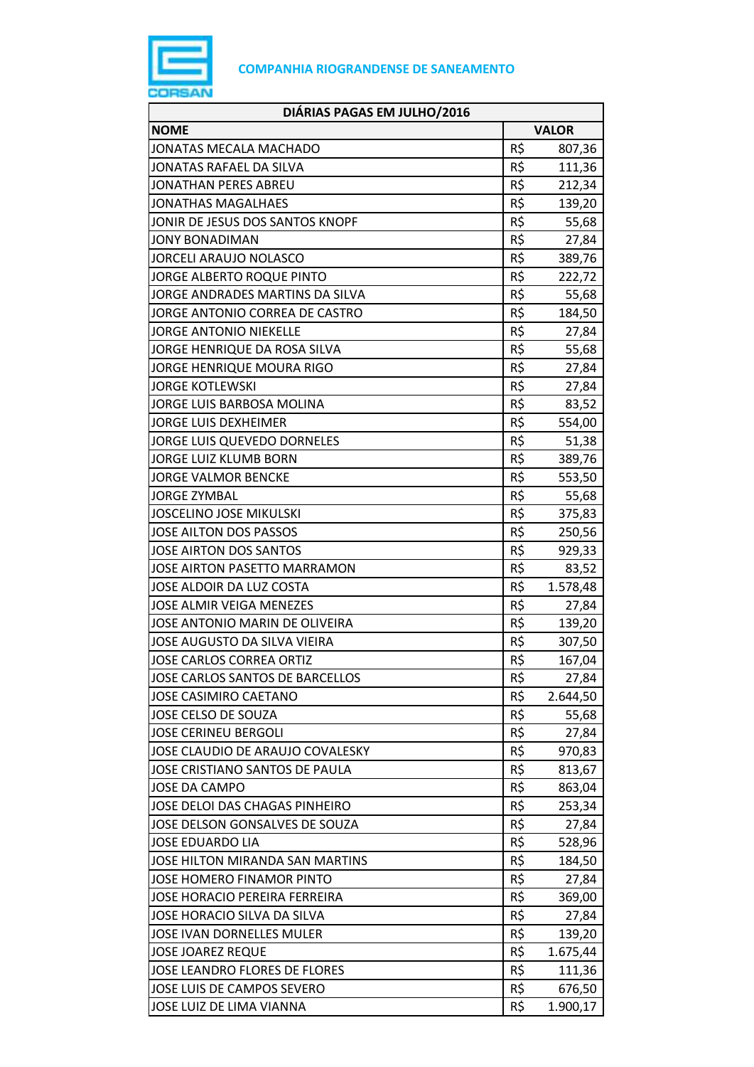**COMPANHIA RIOGRANDENSE DE SANEAMENTO**

| DIÁRIAS PAGAS EM JULHO/2016 | | |
|---|---|---|
| **NOME** | **VALOR** | |
| JONATAS MECALA MACHADO | R$ | 807,36 |
| JONATAS RAFAEL DA SILVA | R$ | 111,36 |
| JONATHAN PERES ABREU | R$ | 212,34 |
| JONATHAS MAGALHAES | R$ | 139,20 |
| JONIR DE JESUS DOS SANTOS KNOPF | R$ | 55,68 |
| JONY BONADIMAN | R$ | 27,84 |
| JORCELI ARAUJO NOLASCO | R$ | 389,76 |
| JORGE ALBERTO ROQUE PINTO | R$ | 222,72 |
| JORGE ANDRADES MARTINS DA SILVA | R$ | 55,68 |
| JORGE ANTONIO CORREA DE CASTRO | R$ | 184,50 |
| JORGE ANTONIO NIEKELLE | R$ | 27,84 |
| JORGE HENRIQUE DA ROSA SILVA | R$ | 55,68 |
| JORGE HENRIQUE MOURA RIGO | R$ | 27,84 |
| JORGE KOTLEWSKI | R$ | 27,84 |
| JORGE LUIS BARBOSA MOLINA | R$ | 83,52 |
| JORGE LUIS DEXHEIMER | R$ | 554,00 |
| JORGE LUIS QUEVEDO DORNELES | R$ | 51,38 |
| JORGE LUIZ KLUMB BORN | R$ | 389,76 |
| JORGE VALMOR BENCKE | R$ | 553,50 |
| JORGE ZYMBAL | R$ | 55,68 |
| JOSCELINO JOSE MIKULSKI | R$ | 375,83 |
| JOSE AILTON DOS PASSOS | R$ | 250,56 |
| JOSE AIRTON DOS SANTOS | R$ | 929,33 |
| JOSE AIRTON PASETTO MARRAMON | R$ | 83,52 |
| JOSE ALDOIR DA LUZ COSTA | R$ | 1.578,48 |
| JOSE ALMIR VEIGA MENEZES | R$ | 27,84 |
| JOSE ANTONIO MARIN DE OLIVEIRA | R$ | 139,20 |
| JOSE AUGUSTO DA SILVA VIEIRA | R$ | 307,50 |
| JOSE CARLOS CORREA ORTIZ | R$ | 167,04 |
| JOSE CARLOS SANTOS DE BARCELLOS | R$ | 27,84 |
| JOSE CASIMIRO CAETANO | R$ | 2.644,50 |
| JOSE CELSO DE SOUZA | R$ | 55,68 |
| JOSE CERINEU BERGOLI | R$ | 27,84 |
| JOSE CLAUDIO DE ARAUJO COVALESKY | R$ | 970,83 |
| JOSE CRISTIANO SANTOS DE PAULA | R$ | 813,67 |
| JOSE DA CAMPO | R$ | 863,04 |
| JOSE DELOI DAS CHAGAS PINHEIRO | R$ | 253,34 |
| JOSE DELSON GONSALVES DE SOUZA | R$ | 27,84 |
| JOSE EDUARDO LIA | R$ | 528,96 |
| JOSE HILTON MIRANDA SAN MARTINS | R$ | 184,50 |
| JOSE HOMERO FINAMOR PINTO | R$ | 27,84 |
| JOSE HORACIO PEREIRA FERREIRA | R$ | 369,00 |
| JOSE HORACIO SILVA DA SILVA | R$ | 27,84 |
| JOSE IVAN DORNELLES MULER | R$ | 139,20 |
| JOSE JOAREZ REQUE | R$ | 1.675,44 |
| JOSE LEANDRO FLORES DE FLORES | R$ | 111,36 |
| JOSE LUIS DE CAMPOS SEVERO | R$ | 676,50 |
| JOSE LUIZ DE LIMA VIANNA | R$ | 1.900,17 |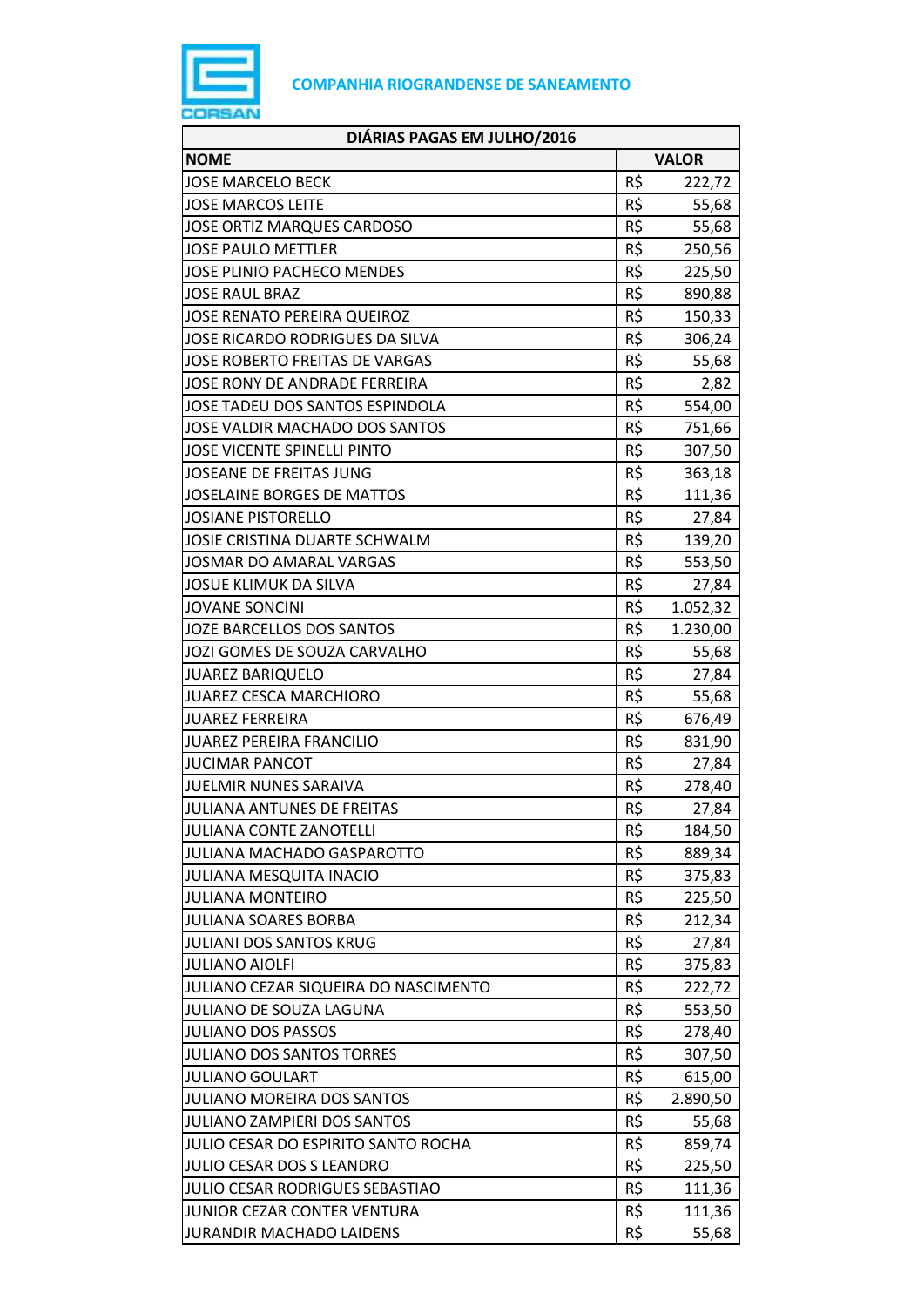COMPANHIA RIOGRANDENSE DE SANEAMENTO

| DIÁRIAS PAGAS EM JULHO/2016 | |
|---|---|
| **NOME** | **VALOR** |
| JOSE MARCELO BECK | R$ 222,72 |
| JOSE MARCOS LEITE | R$ 55,68 |
| JOSE ORTIZ MARQUES CARDOSO | R$ 55,68 |
| JOSE PAULO METTLER | R$ 250,56 |
| JOSE PLINIO PACHECO MENDES | R$ 225,50 |
| JOSE RAUL BRAZ | R$ 890,88 |
| JOSE RENATO PEREIRA QUEIROZ | R$ 150,33 |
| JOSE RICARDO RODRIGUES DA SILVA | R$ 306,24 |
| JOSE ROBERTO FREITAS DE VARGAS | R$ 55,68 |
| JOSE RONY DE ANDRADE FERREIRA | R$ 2,82 |
| JOSE TADEU DOS SANTOS ESPINDOLA | R$ 554,00 |
| JOSE VALDIR MACHADO DOS SANTOS | R$ 751,66 |
| JOSE VICENTE SPINELLI PINTO | R$ 307,50 |
| JOSEANE DE FREITAS JUNG | R$ 363,18 |
| JOSELAINE BORGES DE MATTOS | R$ 111,36 |
| JOSIANE PISTORELLO | R$ 27,84 |
| JOSIE CRISTINA DUARTE SCHWALM | R$ 139,20 |
| JOSMAR DO AMARAL VARGAS | R$ 553,50 |
| JOSUE KLIMUK DA SILVA | R$ 27,84 |
| JOVANE SONCINI | R$ 1.052,32 |
| JOZE BARCELLOS DOS SANTOS | R$ 1.230,00 |
| JOZI GOMES DE SOUZA CARVALHO | R$ 55,68 |
| JUAREZ BARIQUELO | R$ 27,84 |
| JUAREZ CESCA MARCHIORO | R$ 55,68 |
| JUAREZ FERREIRA | R$ 676,49 |
| JUAREZ PEREIRA FRANCILIO | R$ 831,90 |
| JUCIMAR PANCOT | R$ 27,84 |
| JUELMIR NUNES SARAIVA | R$ 278,40 |
| JULIANA ANTUNES DE FREITAS | R$ 27,84 |
| JULIANA CONTE ZANOTELLI | R$ 184,50 |
| JULIANA MACHADO GASPAROTTO | R$ 889,34 |
| JULIANA MESQUITA INACIO | R$ 375,83 |
| JULIANA MONTEIRO | R$ 225,50 |
| JULIANA SOARES BORBA | R$ 212,34 |
| JULIANI DOS SANTOS KRUG | R$ 27,84 |
| JULIANO AIOLFI | R$ 375,83 |
| JULIANO CEZAR SIQUEIRA DO NASCIMENTO | R$ 222,72 |
| JULIANO DE SOUZA LAGUNA | R$ 553,50 |
| JULIANO DOS PASSOS | R$ 278,40 |
| JULIANO DOS SANTOS TORRES | R$ 307,50 |
| JULIANO GOULART | R$ 615,00 |
| JULIANO MOREIRA DOS SANTOS | R$ 2.890,50 |
| JULIANO ZAMPIERI DOS SANTOS | R$ 55,68 |
| JULIO CESAR DO ESPIRITO SANTO ROCHA | R$ 859,74 |
| JULIO CESAR DOS S LEANDRO | R$ 225,50 |
| JULIO CESAR RODRIGUES SEBASTIAO | R$ 111,36 |
| JUNIOR CEZAR CONTER VENTURA | R$ 111,36 |
| JURANDIR MACHADO LAIDENS | R$ 55,68 |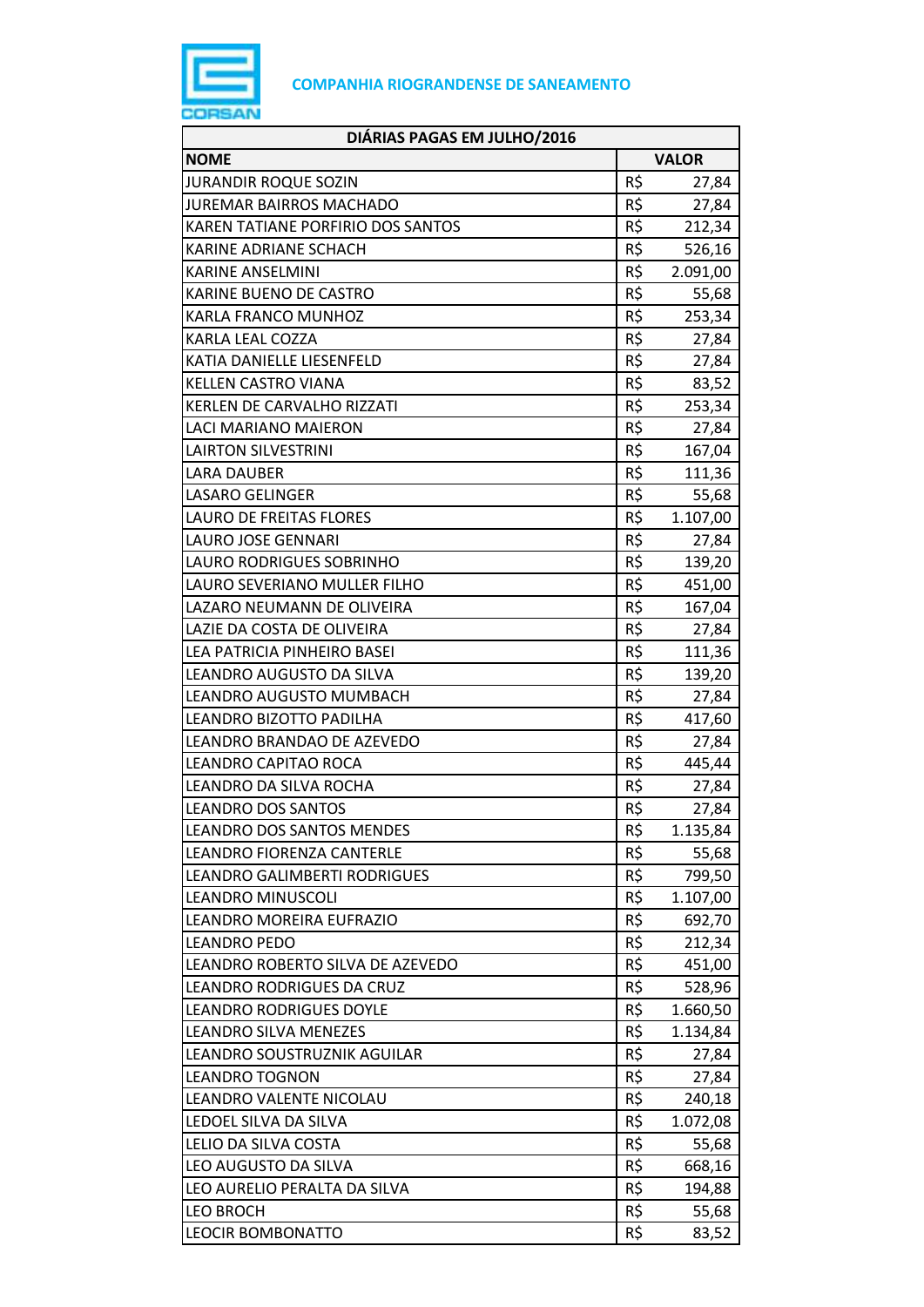COMPANHIA RIOGRANDENSE DE SANEAMENTO

| DIÁRIAS PAGAS EM JULHO/2016 | | |
|---|---|---|
| **NOME** | **VALOR** | |
| JURANDIR ROQUE SOZIN | R$ | 27,84 |
| JUREMAR BAIRROS MACHADO | R$ | 27,84 |
| KAREN TATIANE PORFIRIO DOS SANTOS | R$ | 212,34 |
| KARINE ADRIANE SCHACH | R$ | 526,16 |
| KARINE ANSELMINI | R$ | 2.091,00 |
| KARINE BUENO DE CASTRO | R$ | 55,68 |
| KARLA FRANCO MUNHOZ | R$ | 253,34 |
| KARLA LEAL COZZA | R$ | 27,84 |
| KATIA DANIELLE LIESENFELD | R$ | 27,84 |
| KELLEN CASTRO VIANA | R$ | 83,52 |
| KERLEN DE CARVALHO RIZZATI | R$ | 253,34 |
| LACI MARIANO MAIERON | R$ | 27,84 |
| LAIRTON SILVESTRINI | R$ | 167,04 |
| LARA DAUBER | R$ | 111,36 |
| LASARO GELINGER | R$ | 55,68 |
| LAURO DE FREITAS FLORES | R$ | 1.107,00 |
| LAURO JOSE GENNARI | R$ | 27,84 |
| LAURO RODRIGUES SOBRINHO | R$ | 139,20 |
| LAURO SEVERIANO MULLER FILHO | R$ | 451,00 |
| LAZARO NEUMANN DE OLIVEIRA | R$ | 167,04 |
| LAZIE DA COSTA DE OLIVEIRA | R$ | 27,84 |
| LEA PATRICIA PINHEIRO BASEI | R$ | 111,36 |
| LEANDRO AUGUSTO DA SILVA | R$ | 139,20 |
| LEANDRO AUGUSTO MUMBACH | R$ | 27,84 |
| LEANDRO BIZOTTO PADILHA | R$ | 417,60 |
| LEANDRO BRANDAO DE AZEVEDO | R$ | 27,84 |
| LEANDRO CAPITAO ROCA | R$ | 445,44 |
| LEANDRO DA SILVA ROCHA | R$ | 27,84 |
| LEANDRO DOS SANTOS | R$ | 27,84 |
| LEANDRO DOS SANTOS MENDES | R$ | 1.135,84 |
| LEANDRO FIORENZA CANTERLE | R$ | 55,68 |
| LEANDRO GALIMBERTI RODRIGUES | R$ | 799,50 |
| LEANDRO MINUSCOLI | R$ | 1.107,00 |
| LEANDRO MOREIRA EUFRAZIO | R$ | 692,70 |
| LEANDRO PEDO | R$ | 212,34 |
| LEANDRO ROBERTO SILVA DE AZEVEDO | R$ | 451,00 |
| LEANDRO RODRIGUES DA CRUZ | R$ | 528,96 |
| LEANDRO RODRIGUES DOYLE | R$ | 1.660,50 |
| LEANDRO SILVA MENEZES | R$ | 1.134,84 |
| LEANDRO SOUSTRUZNIK AGUILAR | R$ | 27,84 |
| LEANDRO TOGNON | R$ | 27,84 |
| LEANDRO VALENTE NICOLAU | R$ | 240,18 |
| LEDOEL SILVA DA SILVA | R$ | 1.072,08 |
| LELIO DA SILVA COSTA | R$ | 55,68 |
| LEO AUGUSTO DA SILVA | R$ | 668,16 |
| LEO AURELIO PERALTA DA SILVA | R$ | 194,88 |
| LEO BROCH | R$ | 55,68 |
| LEOCIR BOMBONATTO | R$ | 83,52 |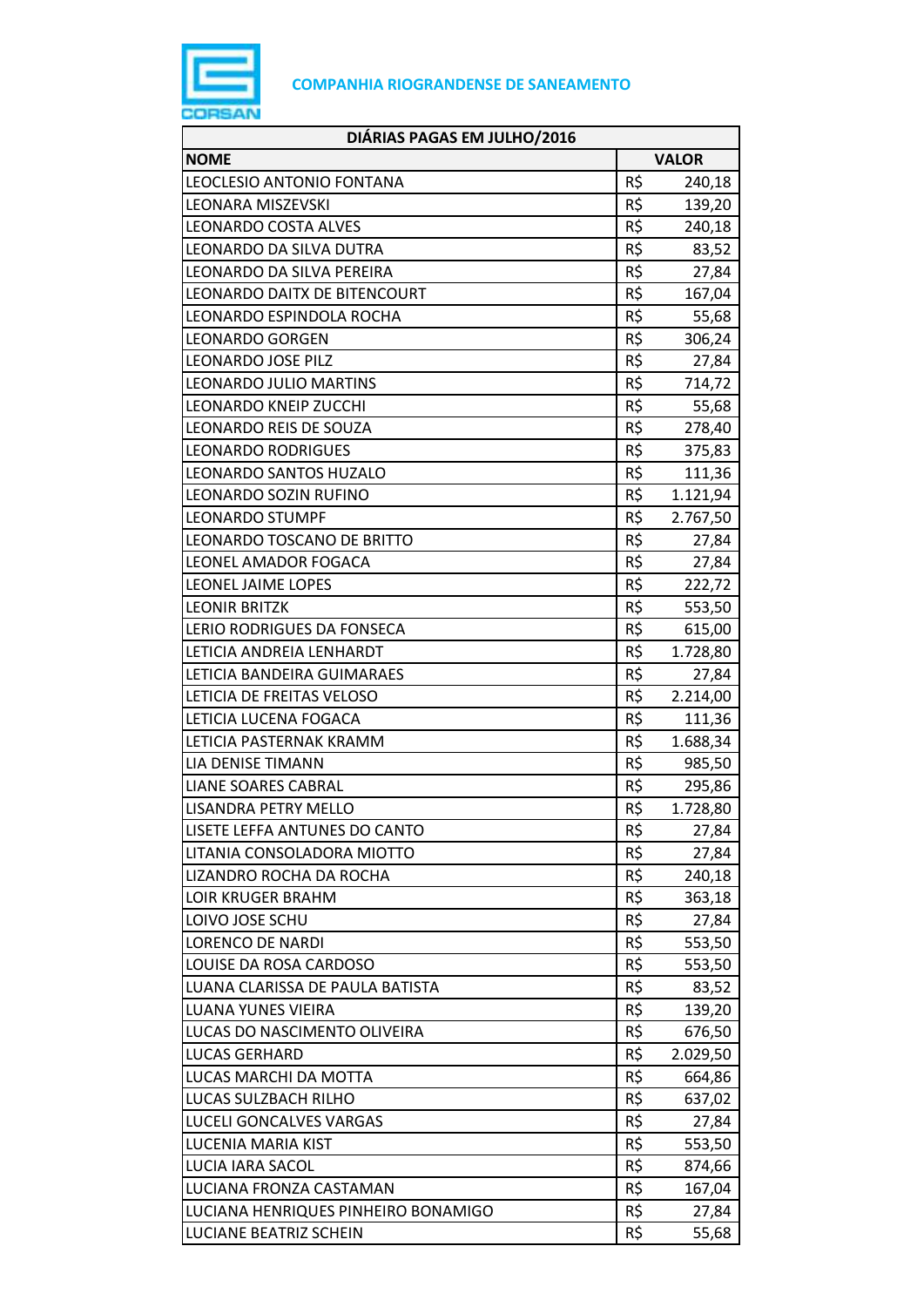**COMPANHIA RIOGRANDENSE DE SANEAMENTO**

| DIÁRIAS PAGAS EM JULHO/2016 | | |
|---|---|---|
| **NOME** | **VALOR** | |
| LEOCLESIO ANTONIO FONTANA | R$ | 240,18 |
| LEONARA MISZEVSKI | R$ | 139,20 |
| LEONARDO COSTA ALVES | R$ | 240,18 |
| LEONARDO DA SILVA DUTRA | R$ | 83,52 |
| LEONARDO DA SILVA PEREIRA | R$ | 27,84 |
| LEONARDO DAITX DE BITENCOURT | R$ | 167,04 |
| LEONARDO ESPINDOLA ROCHA | R$ | 55,68 |
| LEONARDO GORGEN | R$ | 306,24 |
| LEONARDO JOSE PILZ | R$ | 27,84 |
| LEONARDO JULIO MARTINS | R$ | 714,72 |
| LEONARDO KNEIP ZUCCHI | R$ | 55,68 |
| LEONARDO REIS DE SOUZA | R$ | 278,40 |
| LEONARDO RODRIGUES | R$ | 375,83 |
| LEONARDO SANTOS HUZALO | R$ | 111,36 |
| LEONARDO SOZIN RUFINO | R$ | 1.121,94 |
| LEONARDO STUMPF | R$ | 2.767,50 |
| LEONARDO TOSCANO DE BRITTO | R$ | 27,84 |
| LEONEL AMADOR FOGACA | R$ | 27,84 |
| LEONEL JAIME LOPES | R$ | 222,72 |
| LEONIR BRITZK | R$ | 553,50 |
| LERIO RODRIGUES DA FONSECA | R$ | 615,00 |
| LETICIA ANDREIA LENHARDT | R$ | 1.728,80 |
| LETICIA BANDEIRA GUIMARAES | R$ | 27,84 |
| LETICIA DE FREITAS VELOSO | R$ | 2.214,00 |
| LETICIA LUCENA FOGACA | R$ | 111,36 |
| LETICIA PASTERNAK KRAMM | R$ | 1.688,34 |
| LIA DENISE TIMANN | R$ | 985,50 |
| LIANE SOARES CABRAL | R$ | 295,86 |
| LISANDRA PETRY MELLO | R$ | 1.728,80 |
| LISETE LEFFA ANTUNES DO CANTO | R$ | 27,84 |
| LITANIA CONSOLADORA MIOTTO | R$ | 27,84 |
| LIZANDRO ROCHA DA ROCHA | R$ | 240,18 |
| LOIR KRUGER BRAHM | R$ | 363,18 |
| LOIVO JOSE SCHU | R$ | 27,84 |
| LORENCO DE NARDI | R$ | 553,50 |
| LOUISE DA ROSA CARDOSO | R$ | 553,50 |
| LUANA CLARISSA DE PAULA BATISTA | R$ | 83,52 |
| LUANA YUNES VIEIRA | R$ | 139,20 |
| LUCAS DO NASCIMENTO OLIVEIRA | R$ | 676,50 |
| LUCAS GERHARD | R$ | 2.029,50 |
| LUCAS MARCHI DA MOTTA | R$ | 664,86 |
| LUCAS SULZBACH RILHO | R$ | 637,02 |
| LUCELI GONCALVES VARGAS | R$ | 27,84 |
| LUCENIA MARIA KIST | R$ | 553,50 |
| LUCIA IARA SACOL | R$ | 874,66 |
| LUCIANA FRONZA CASTAMAN | R$ | 167,04 |
| LUCIANA HENRIQUES PINHEIRO BONAMIGO | R$ | 27,84 |
| LUCIANE BEATRIZ SCHEIN | R$ | 55,68 |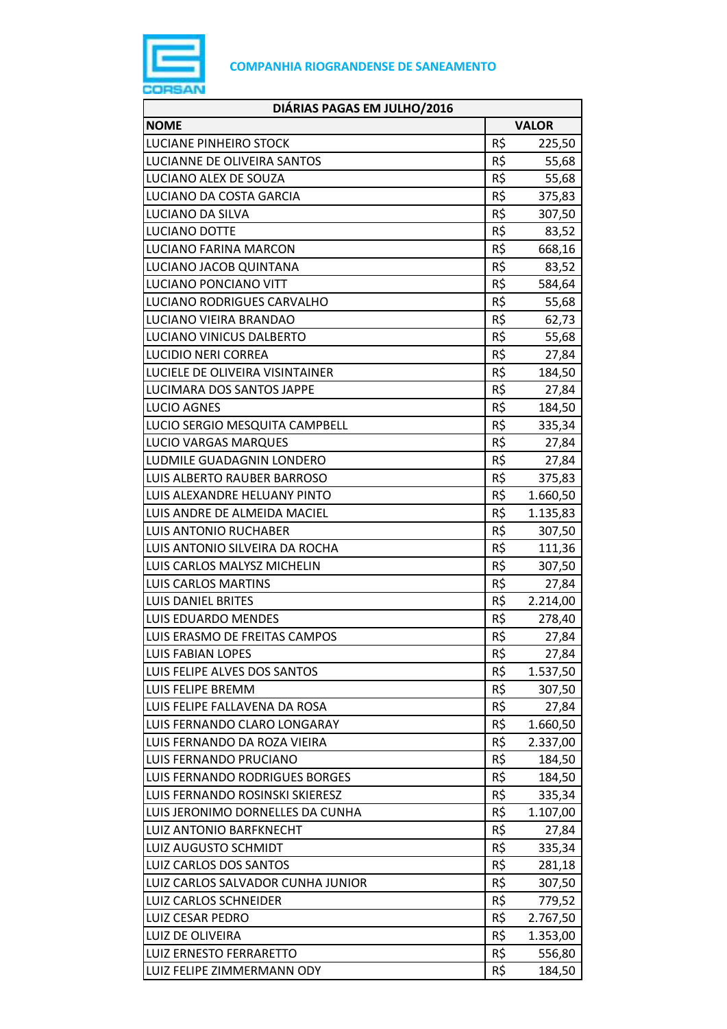**COMPANHIA RIOGRANDENSE DE SANEAMENTO**

| DIÁRIAS PAGAS EM JULHO/2016 | | |
|---|---|---|
| **NOME** | **VALOR** | |
| LUCIANE PINHEIRO STOCK | R$ | 225,50 |
| LUCIANNE DE OLIVEIRA SANTOS | R$ | 55,68 |
| LUCIANO ALEX DE SOUZA | R$ | 55,68 |
| LUCIANO DA COSTA GARCIA | R$ | 375,83 |
| LUCIANO DA SILVA | R$ | 307,50 |
| LUCIANO DOTTE | R$ | 83,52 |
| LUCIANO FARINA MARCON | R$ | 668,16 |
| LUCIANO JACOB QUINTANA | R$ | 83,52 |
| LUCIANO PONCIANO VITT | R$ | 584,64 |
| LUCIANO RODRIGUES CARVALHO | R$ | 55,68 |
| LUCIANO VIEIRA BRANDAO | R$ | 62,73 |
| LUCIANO VINICUS DALBERTO | R$ | 55,68 |
| LUCIDIO NERI CORREA | R$ | 27,84 |
| LUCIELE DE OLIVEIRA VISINTAINER | R$ | 184,50 |
| LUCIMARA DOS SANTOS JAPPE | R$ | 27,84 |
| LUCIO AGNES | R$ | 184,50 |
| LUCIO SERGIO MESQUITA CAMPBELL | R$ | 335,34 |
| LUCIO VARGAS MARQUES | R$ | 27,84 |
| LUDMILE GUADAGNIN LONDERO | R$ | 27,84 |
| LUIS ALBERTO RAUBER BARROSO | R$ | 375,83 |
| LUIS ALEXANDRE HELUANY PINTO | R$ | 1.660,50 |
| LUIS ANDRE DE ALMEIDA MACIEL | R$ | 1.135,83 |
| LUIS ANTONIO RUCHABER | R$ | 307,50 |
| LUIS ANTONIO SILVEIRA DA ROCHA | R$ | 111,36 |
| LUIS CARLOS MALYSZ MICHELIN | R$ | 307,50 |
| LUIS CARLOS MARTINS | R$ | 27,84 |
| LUIS DANIEL BRITES | R$ | 2.214,00 |
| LUIS EDUARDO MENDES | R$ | 278,40 |
| LUIS ERASMO DE FREITAS CAMPOS | R$ | 27,84 |
| LUIS FABIAN LOPES | R$ | 27,84 |
| LUIS FELIPE ALVES DOS SANTOS | R$ | 1.537,50 |
| LUIS FELIPE BREMM | R$ | 307,50 |
| LUIS FELIPE FALLAVENA DA ROSA | R$ | 27,84 |
| LUIS FERNANDO CLARO LONGARAY | R$ | 1.660,50 |
| LUIS FERNANDO DA ROZA VIEIRA | R$ | 2.337,00 |
| LUIS FERNANDO PRUCIANO | R$ | 184,50 |
| LUIS FERNANDO RODRIGUES BORGES | R$ | 184,50 |
| LUIS FERNANDO ROSINSKI SKIERESZ | R$ | 335,34 |
| LUIS JERONIMO DORNELLES DA CUNHA | R$ | 1.107,00 |
| LUIZ ANTONIO BARFKNECHT | R$ | 27,84 |
| LUIZ AUGUSTO SCHMIDT | R$ | 335,34 |
| LUIZ CARLOS DOS SANTOS | R$ | 281,18 |
| LUIZ CARLOS SALVADOR CUNHA JUNIOR | R$ | 307,50 |
| LUIZ CARLOS SCHNEIDER | R$ | 779,52 |
| LUIZ CESAR PEDRO | R$ | 2.767,50 |
| LUIZ DE OLIVEIRA | R$ | 1.353,00 |
| LUIZ ERNESTO FERRARETTO | R$ | 556,80 |
| LUIZ FELIPE ZIMMERMANN ODY | R$ | 184,50 |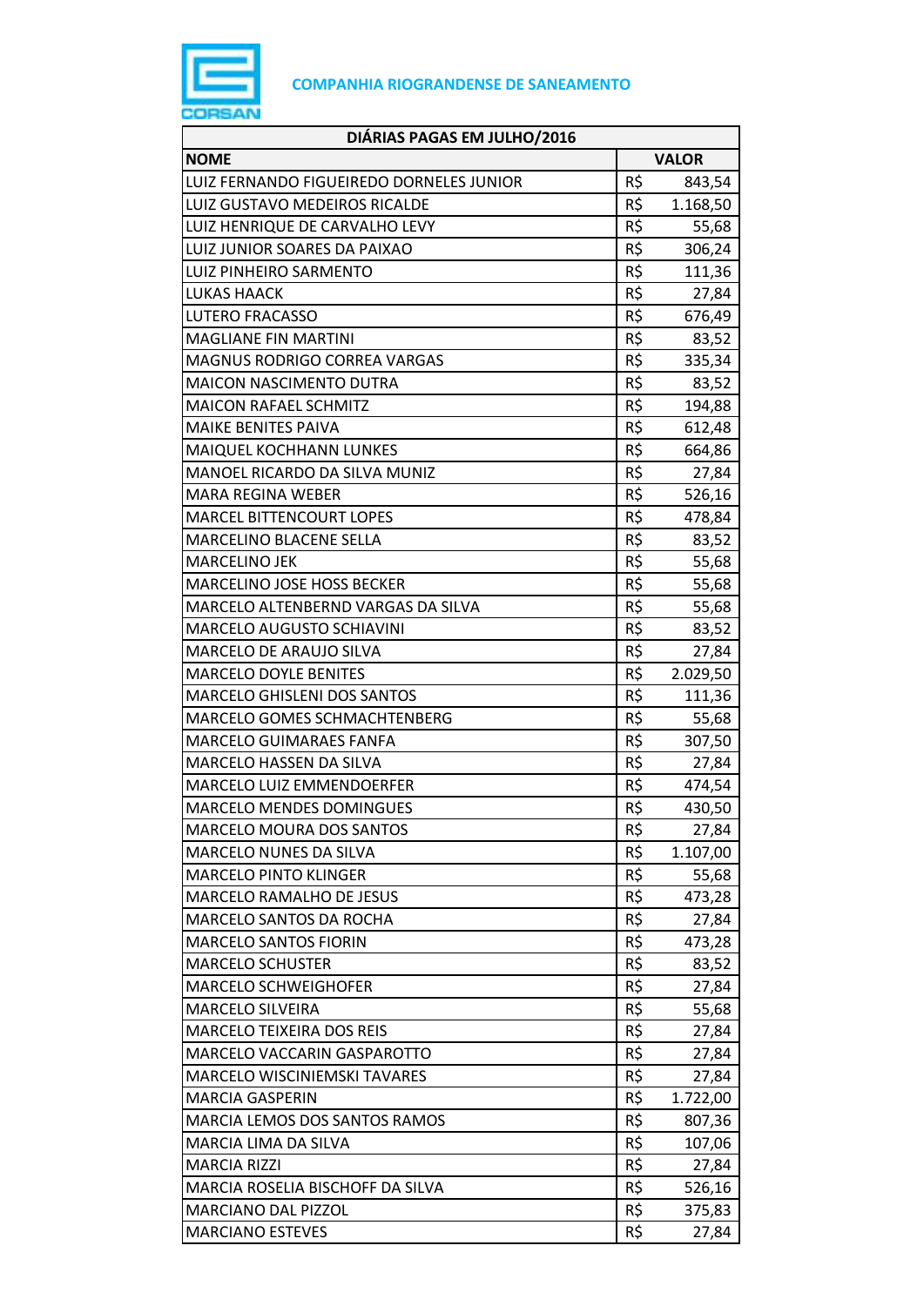**COMPANHIA RIOGRANDENSE DE SANEAMENTO**

| DIÁRIAS PAGAS EM JULHO/2016 | | |
|---|---|---|
| **NOME** | **VALOR** | |
| LUIZ FERNANDO FIGUEIREDO DORNELES JUNIOR | R$ | 843,54 |
| LUIZ GUSTAVO MEDEIROS RICALDE | R$ | 1.168,50 |
| LUIZ HENRIQUE DE CARVALHO LEVY | R$ | 55,68 |
| LUIZ JUNIOR SOARES DA PAIXAO | R$ | 306,24 |
| LUIZ PINHEIRO SARMENTO | R$ | 111,36 |
| LUKAS HAACK | R$ | 27,84 |
| LUTERO FRACASSO | R$ | 676,49 |
| MAGLIANE FIN MARTINI | R$ | 83,52 |
| MAGNUS RODRIGO CORREA VARGAS | R$ | 335,34 |
| MAICON NASCIMENTO DUTRA | R$ | 83,52 |
| MAICON RAFAEL SCHMITZ | R$ | 194,88 |
| MAIKE BENITES PAIVA | R$ | 612,48 |
| MAIQUEL KOCHHANN LUNKES | R$ | 664,86 |
| MANOEL RICARDO DA SILVA MUNIZ | R$ | 27,84 |
| MARA REGINA WEBER | R$ | 526,16 |
| MARCEL BITTENCOURT LOPES | R$ | 478,84 |
| MARCELINO BLACENE SELLA | R$ | 83,52 |
| MARCELINO JEK | R$ | 55,68 |
| MARCELINO JOSE HOSS BECKER | R$ | 55,68 |
| MARCELO ALTENBERND VARGAS DA SILVA | R$ | 55,68 |
| MARCELO AUGUSTO SCHIAVINI | R$ | 83,52 |
| MARCELO DE ARAUJO SILVA | R$ | 27,84 |
| MARCELO DOYLE BENITES | R$ | 2.029,50 |
| MARCELO GHISLENI DOS SANTOS | R$ | 111,36 |
| MARCELO GOMES SCHMACHTENBERG | R$ | 55,68 |
| MARCELO GUIMARAES FANFA | R$ | 307,50 |
| MARCELO HASSEN DA SILVA | R$ | 27,84 |
| MARCELO LUIZ EMMENDOERFER | R$ | 474,54 |
| MARCELO MENDES DOMINGUES | R$ | 430,50 |
| MARCELO MOURA DOS SANTOS | R$ | 27,84 |
| MARCELO NUNES DA SILVA | R$ | 1.107,00 |
| MARCELO PINTO KLINGER | R$ | 55,68 |
| MARCELO RAMALHO DE JESUS | R$ | 473,28 |
| MARCELO SANTOS DA ROCHA | R$ | 27,84 |
| MARCELO SANTOS FIORIN | R$ | 473,28 |
| MARCELO SCHUSTER | R$ | 83,52 |
| MARCELO SCHWEIGHOFER | R$ | 27,84 |
| MARCELO SILVEIRA | R$ | 55,68 |
| MARCELO TEIXEIRA DOS REIS | R$ | 27,84 |
| MARCELO VACCARIN GASPAROTTO | R$ | 27,84 |
| MARCELO WISCINIEMSKI TAVARES | R$ | 27,84 |
| MARCIA GASPERIN | R$ | 1.722,00 |
| MARCIA LEMOS DOS SANTOS RAMOS | R$ | 807,36 |
| MARCIA LIMA DA SILVA | R$ | 107,06 |
| MARCIA RIZZI | R$ | 27,84 |
| MARCIA ROSELIA BISCHOFF DA SILVA | R$ | 526,16 |
| MARCIANO DAL PIZZOL | R$ | 375,83 |
| MARCIANO ESTEVES | R$ | 27,84 |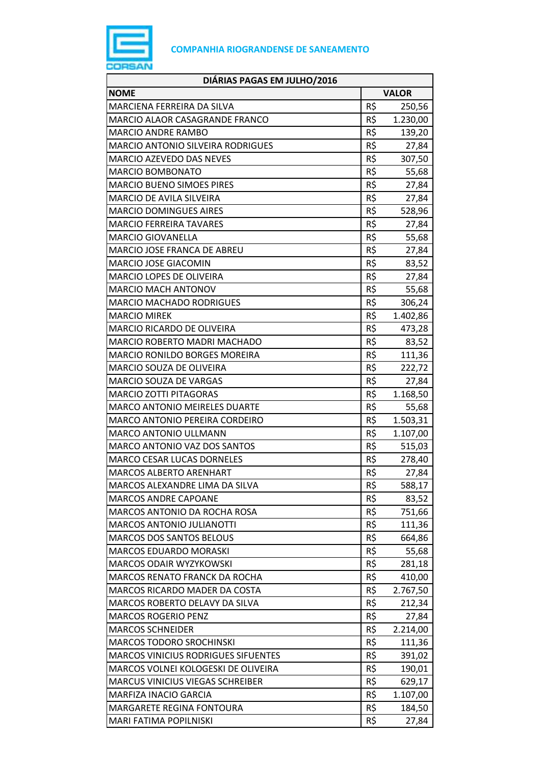**COMPANHIA RIOGRANDENSE DE SANEAMENTO**

| DIÁRIAS PAGAS EM JULHO/2016 | | |
|---|---|---|
| **NOME** | **VALOR** | |
| MARCIENA FERREIRA DA SILVA | R$ | 250,56 |
| MARCIO ALAOR CASAGRANDE FRANCO | R$ | 1.230,00 |
| MARCIO ANDRE RAMBO | R$ | 139,20 |
| MARCIO ANTONIO SILVEIRA RODRIGUES | R$ | 27,84 |
| MARCIO AZEVEDO DAS NEVES | R$ | 307,50 |
| MARCIO BOMBONATO | R$ | 55,68 |
| MARCIO BUENO SIMOES PIRES | R$ | 27,84 |
| MARCIO DE AVILA SILVEIRA | R$ | 27,84 |
| MARCIO DOMINGUES AIRES | R$ | 528,96 |
| MARCIO FERREIRA TAVARES | R$ | 27,84 |
| MARCIO GIOVANELLA | R$ | 55,68 |
| MARCIO JOSE FRANCA DE ABREU | R$ | 27,84 |
| MARCIO JOSE GIACOMIN | R$ | 83,52 |
| MARCIO LOPES DE OLIVEIRA | R$ | 27,84 |
| MARCIO MACH ANTONOV | R$ | 55,68 |
| MARCIO MACHADO RODRIGUES | R$ | 306,24 |
| MARCIO MIREK | R$ | 1.402,86 |
| MARCIO RICARDO DE OLIVEIRA | R$ | 473,28 |
| MARCIO ROBERTO MADRI MACHADO | R$ | 83,52 |
| MARCIO RONILDO BORGES MOREIRA | R$ | 111,36 |
| MARCIO SOUZA DE OLIVEIRA | R$ | 222,72 |
| MARCIO SOUZA DE VARGAS | R$ | 27,84 |
| MARCIO ZOTTI PITAGORAS | R$ | 1.168,50 |
| MARCO ANTONIO MEIRELES DUARTE | R$ | 55,68 |
| MARCO ANTONIO PEREIRA CORDEIRO | R$ | 1.503,31 |
| MARCO ANTONIO ULLMANN | R$ | 1.107,00 |
| MARCO ANTONIO VAZ DOS SANTOS | R$ | 515,03 |
| MARCO CESAR LUCAS DORNELES | R$ | 278,40 |
| MARCOS ALBERTO ARENHART | R$ | 27,84 |
| MARCOS ALEXANDRE LIMA DA SILVA | R$ | 588,17 |
| MARCOS ANDRE CAPOANE | R$ | 83,52 |
| MARCOS ANTONIO DA ROCHA ROSA | R$ | 751,66 |
| MARCOS ANTONIO JULIANOTTI | R$ | 111,36 |
| MARCOS DOS SANTOS BELOUS | R$ | 664,86 |
| MARCOS EDUARDO MORASKI | R$ | 55,68 |
| MARCOS ODAIR WYZYKOWSKI | R$ | 281,18 |
| MARCOS RENATO FRANCK DA ROCHA | R$ | 410,00 |
| MARCOS RICARDO MADER DA COSTA | R$ | 2.767,50 |
| MARCOS ROBERTO DELAVY DA SILVA | R$ | 212,34 |
| MARCOS ROGERIO PENZ | R$ | 27,84 |
| MARCOS SCHNEIDER | R$ | 2.214,00 |
| MARCOS TODORO SROCHINSKI | R$ | 111,36 |
| MARCOS VINICIUS RODRIGUES SIFUENTES | R$ | 391,02 |
| MARCOS VOLNEI KOLOGESKI DE OLIVEIRA | R$ | 190,01 |
| MARCUS VINICIUS VIEGAS SCHREIBER | R$ | 629,17 |
| MARFIZA INACIO GARCIA | R$ | 1.107,00 |
| MARGARETE REGINA FONTOURA | R$ | 184,50 |
| MARI FATIMA POPILNISKI | R$ | 27,84 |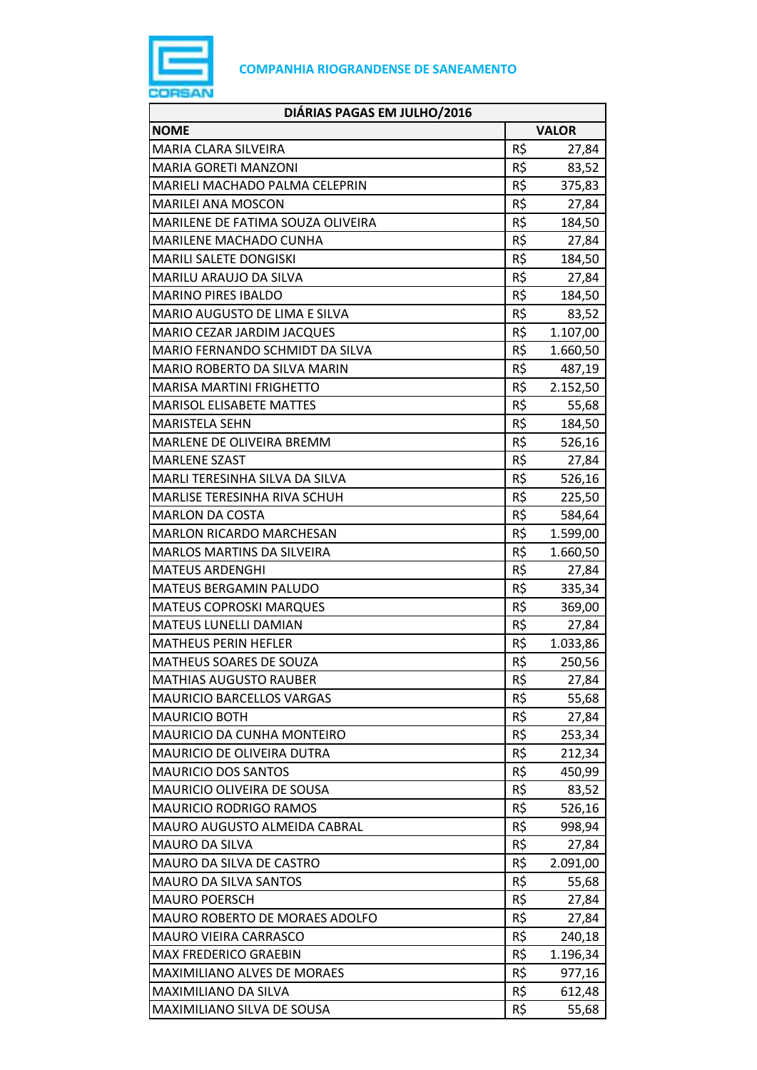COMPANHIA RIOGRANDENSE DE SANEAMENTO

| DIÁRIAS PAGAS EM JULHO/2016 | | |
|---|---|---|
| **NOME** | **VALOR** | |
| MARIA CLARA SILVEIRA | R$ | 27,84 |
| MARIA GORETI MANZONI | R$ | 83,52 |
| MARIELI MACHADO PALMA CELEPRIN | R$ | 375,83 |
| MARILEI ANA MOSCON | R$ | 27,84 |
| MARILENE DE FATIMA SOUZA OLIVEIRA | R$ | 184,50 |
| MARILENE MACHADO CUNHA | R$ | 27,84 |
| MARILI SALETE DONGISKI | R$ | 184,50 |
| MARILU ARAUJO DA SILVA | R$ | 27,84 |
| MARINO PIRES IBALDO | R$ | 184,50 |
| MARIO AUGUSTO DE LIMA E SILVA | R$ | 83,52 |
| MARIO CEZAR JARDIM JACQUES | R$ | 1.107,00 |
| MARIO FERNANDO SCHMIDT DA SILVA | R$ | 1.660,50 |
| MARIO ROBERTO DA SILVA MARIN | R$ | 487,19 |
| MARISA MARTINI FRIGHETTO | R$ | 2.152,50 |
| MARISOL ELISABETE MATTES | R$ | 55,68 |
| MARISTELA SEHN | R$ | 184,50 |
| MARLENE DE OLIVEIRA BREMM | R$ | 526,16 |
| MARLENE SZAST | R$ | 27,84 |
| MARLI TERESINHA SILVA DA SILVA | R$ | 526,16 |
| MARLISE TERESINHA RIVA SCHUH | R$ | 225,50 |
| MARLON DA COSTA | R$ | 584,64 |
| MARLON RICARDO MARCHESAN | R$ | 1.599,00 |
| MARLOS MARTINS DA SILVEIRA | R$ | 1.660,50 |
| MATEUS ARDENGHI | R$ | 27,84 |
| MATEUS BERGAMIN PALUDO | R$ | 335,34 |
| MATEUS COPROSKI MARQUES | R$ | 369,00 |
| MATEUS LUNELLI DAMIAN | R$ | 27,84 |
| MATHEUS PERIN HEFLER | R$ | 1.033,86 |
| MATHEUS SOARES DE SOUZA | R$ | 250,56 |
| MATHIAS AUGUSTO RAUBER | R$ | 27,84 |
| MAURICIO BARCELLOS VARGAS | R$ | 55,68 |
| MAURICIO BOTH | R$ | 27,84 |
| MAURICIO DA CUNHA MONTEIRO | R$ | 253,34 |
| MAURICIO DE OLIVEIRA DUTRA | R$ | 212,34 |
| MAURICIO DOS SANTOS | R$ | 450,99 |
| MAURICIO OLIVEIRA DE SOUSA | R$ | 83,52 |
| MAURICIO RODRIGO RAMOS | R$ | 526,16 |
| MAURO AUGUSTO ALMEIDA CABRAL | R$ | 998,94 |
| MAURO DA SILVA | R$ | 27,84 |
| MAURO DA SILVA DE CASTRO | R$ | 2.091,00 |
| MAURO DA SILVA SANTOS | R$ | 55,68 |
| MAURO POERSCH | R$ | 27,84 |
| MAURO ROBERTO DE MORAES ADOLFO | R$ | 27,84 |
| MAURO VIEIRA CARRASCO | R$ | 240,18 |
| MAX FREDERICO GRAEBIN | R$ | 1.196,34 |
| MAXIMILIANO ALVES DE MORAES | R$ | 977,16 |
| MAXIMILIANO DA SILVA | R$ | 612,48 |
| MAXIMILIANO SILVA DE SOUSA | R$ | 55,68 |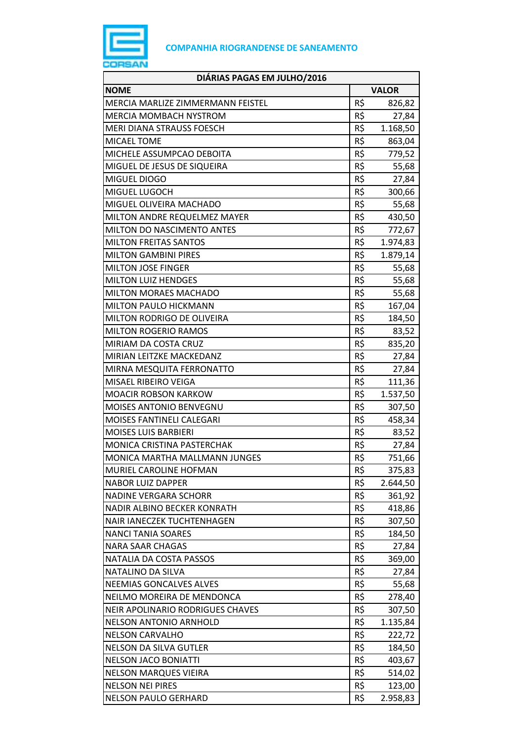**COMPANHIA RIOGRANDENSE DE SANEAMENTO**

| DIÁRIAS PAGAS EM JULHO/2016 | | |
|---|---|---|
| **NOME** | **VALOR** | |
| MERCIA MARLIZE ZIMMERMANN FEISTEL | R$ | 826,82 |
| MERCIA MOMBACH NYSTROM | R$ | 27,84 |
| MERI DIANA STRAUSS FOESCH | R$ | 1.168,50 |
| MICAEL TOME | R$ | 863,04 |
| MICHELE ASSUMPCAO DEBOITA | R$ | 779,52 |
| MIGUEL DE JESUS DE SIQUEIRA | R$ | 55,68 |
| MIGUEL DIOGO | R$ | 27,84 |
| MIGUEL LUGOCH | R$ | 300,66 |
| MIGUEL OLIVEIRA MACHADO | R$ | 55,68 |
| MILTON ANDRE REQUELMEZ MAYER | R$ | 430,50 |
| MILTON DO NASCIMENTO ANTES | R$ | 772,67 |
| MILTON FREITAS SANTOS | R$ | 1.974,83 |
| MILTON GAMBINI PIRES | R$ | 1.879,14 |
| MILTON JOSE FINGER | R$ | 55,68 |
| MILTON LUIZ HENDGES | R$ | 55,68 |
| MILTON MORAES MACHADO | R$ | 55,68 |
| MILTON PAULO HICKMANN | R$ | 167,04 |
| MILTON RODRIGO DE OLIVEIRA | R$ | 184,50 |
| MILTON ROGERIO RAMOS | R$ | 83,52 |
| MIRIAM DA COSTA CRUZ | R$ | 835,20 |
| MIRIAN LEITZKE MACKEDANZ | R$ | 27,84 |
| MIRNA MESQUITA FERRONATTO | R$ | 27,84 |
| MISAEL RIBEIRO VEIGA | R$ | 111,36 |
| MOACIR ROBSON KARKOW | R$ | 1.537,50 |
| MOISES ANTONIO BENVEGNU | R$ | 307,50 |
| MOISES FANTINELI CALEGARI | R$ | 458,34 |
| MOISES LUIS BARBIERI | R$ | 83,52 |
| MONICA CRISTINA PASTERCHAK | R$ | 27,84 |
| MONICA MARTHA MALLMANN JUNGES | R$ | 751,66 |
| MURIEL CAROLINE HOFMAN | R$ | 375,83 |
| NABOR LUIZ DAPPER | R$ | 2.644,50 |
| NADINE VERGARA SCHORR | R$ | 361,92 |
| NADIR ALBINO BECKER KONRATH | R$ | 418,86 |
| NAIR IANECZEK TUCHTENHAGEN | R$ | 307,50 |
| NANCI TANIA SOARES | R$ | 184,50 |
| NARA SAAR CHAGAS | R$ | 27,84 |
| NATALIA DA COSTA PASSOS | R$ | 369,00 |
| NATALINO DA SILVA | R$ | 27,84 |
| NEEMIAS GONCALVES ALVES | R$ | 55,68 |
| NEILMO MOREIRA DE MENDONCA | R$ | 278,40 |
| NEIR APOLINARIO RODRIGUES CHAVES | R$ | 307,50 |
| NELSON ANTONIO ARNHOLD | R$ | 1.135,84 |
| NELSON CARVALHO | R$ | 222,72 |
| NELSON DA SILVA GUTLER | R$ | 184,50 |
| NELSON JACO BONIATTI | R$ | 403,67 |
| NELSON MARQUES VIEIRA | R$ | 514,02 |
| NELSON NEI PIRES | R$ | 123,00 |
| NELSON PAULO GERHARD | R$ | 2.958,83 |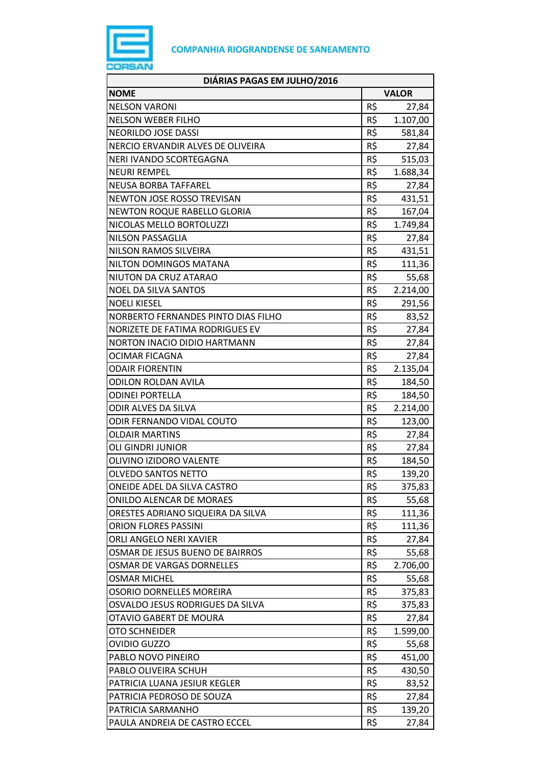**COMPANHIA RIOGRANDENSE DE SANEAMENTO**

| DIÁRIAS PAGAS EM JULHO/2016 | | |
|---|---|---|
| **NOME** | **VALOR** | |
| NELSON VARONI | R$ | 27,84 |
| NELSON WEBER FILHO | R$ | 1.107,00 |
| NEORILDO JOSE DASSI | R$ | 581,84 |
| NERCIO ERVANDIR ALVES DE OLIVEIRA | R$ | 27,84 |
| NERI IVANDO SCORTEGAGNA | R$ | 515,03 |
| NEURI REMPEL | R$ | 1.688,34 |
| NEUSA BORBA TAFFAREL | R$ | 27,84 |
| NEWTON JOSE ROSSO TREVISAN | R$ | 431,51 |
| NEWTON ROQUE RABELLO GLORIA | R$ | 167,04 |
| NICOLAS MELLO BORTOLUZZI | R$ | 1.749,84 |
| NILSON PASSAGLIA | R$ | 27,84 |
| NILSON RAMOS SILVEIRA | R$ | 431,51 |
| NILTON DOMINGOS MATANA | R$ | 111,36 |
| NIUTON DA CRUZ ATARAO | R$ | 55,68 |
| NOEL DA SILVA SANTOS | R$ | 2.214,00 |
| NOELI KIESEL | R$ | 291,56 |
| NORBERTO FERNANDES PINTO DIAS FILHO | R$ | 83,52 |
| NORIZETE DE FATIMA RODRIGUES EV | R$ | 27,84 |
| NORTON INACIO DIDIO HARTMANN | R$ | 27,84 |
| OCIMAR FICAGNA | R$ | 27,84 |
| ODAIR FIORENTIN | R$ | 2.135,04 |
| ODILON ROLDAN AVILA | R$ | 184,50 |
| ODINEI PORTELLA | R$ | 184,50 |
| ODIR ALVES DA SILVA | R$ | 2.214,00 |
| ODIR FERNANDO VIDAL COUTO | R$ | 123,00 |
| OLDAIR MARTINS | R$ | 27,84 |
| OLI GINDRI JUNIOR | R$ | 27,84 |
| OLIVINO IZIDORO VALENTE | R$ | 184,50 |
| OLVEDO SANTOS NETTO | R$ | 139,20 |
| ONEIDE ADEL DA SILVA CASTRO | R$ | 375,83 |
| ONILDO ALENCAR DE MORAES | R$ | 55,68 |
| ORESTES ADRIANO SIQUEIRA DA SILVA | R$ | 111,36 |
| ORION FLORES PASSINI | R$ | 111,36 |
| ORLI ANGELO NERI XAVIER | R$ | 27,84 |
| OSMAR DE JESUS BUENO DE BAIRROS | R$ | 55,68 |
| OSMAR DE VARGAS DORNELLES | R$ | 2.706,00 |
| OSMAR MICHEL | R$ | 55,68 |
| OSORIO DORNELLES MOREIRA | R$ | 375,83 |
| OSVALDO JESUS RODRIGUES DA SILVA | R$ | 375,83 |
| OTAVIO GABERT DE MOURA | R$ | 27,84 |
| OTO SCHNEIDER | R$ | 1.599,00 |
| OVIDIO GUZZO | R$ | 55,68 |
| PABLO NOVO PINEIRO | R$ | 451,00 |
| PABLO OLIVEIRA SCHUH | R$ | 430,50 |
| PATRICIA LUANA JESIUR KEGLER | R$ | 83,52 |
| PATRICIA PEDROSO DE SOUZA | R$ | 27,84 |
| PATRICIA SARMANHO | R$ | 139,20 |
| PAULA ANDREIA DE CASTRO ECCEL | R$ | 27,84 |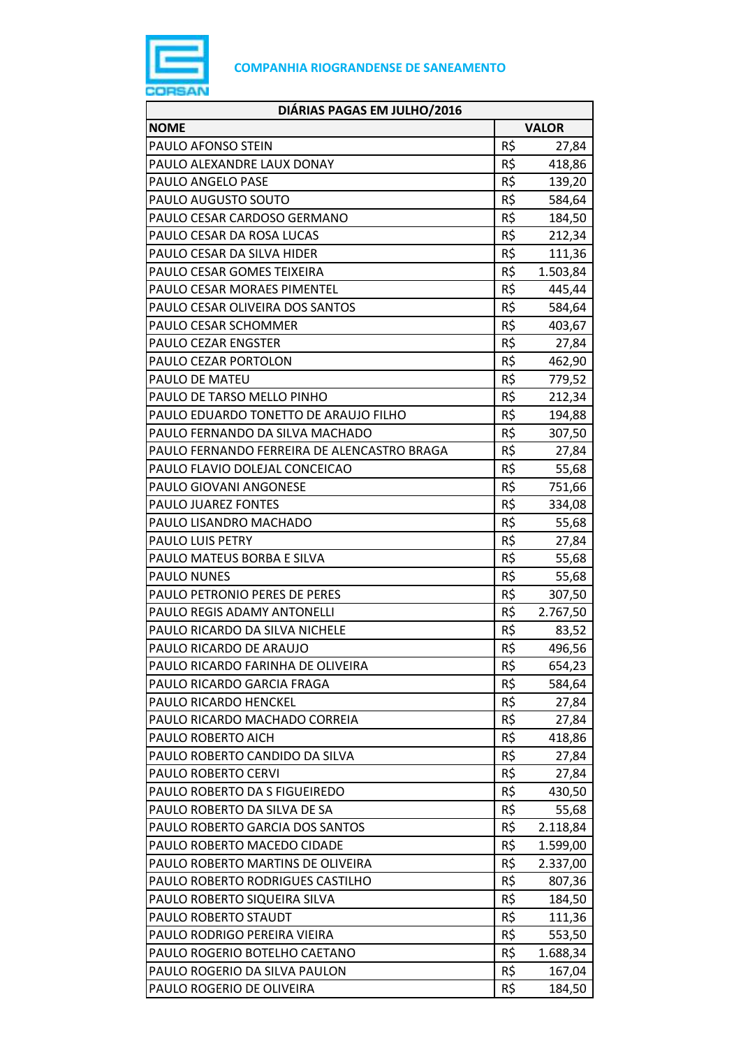**COMPANHIA RIOGRANDENSE DE SANEAMENTO**

| DIÁRIAS PAGAS EM JULHO/2016 | |
|---|---|
| **NOME** | **VALOR** |
| PAULO AFONSO STEIN | R$ 27,84 |
| PAULO ALEXANDRE LAUX DONAY | R$ 418,86 |
| PAULO ANGELO PASE | R$ 139,20 |
| PAULO AUGUSTO SOUTO | R$ 584,64 |
| PAULO CESAR CARDOSO GERMANO | R$ 184,50 |
| PAULO CESAR DA ROSA LUCAS | R$ 212,34 |
| PAULO CESAR DA SILVA HIDER | R$ 111,36 |
| PAULO CESAR GOMES TEIXEIRA | R$ 1.503,84 |
| PAULO CESAR MORAES PIMENTEL | R$ 445,44 |
| PAULO CESAR OLIVEIRA DOS SANTOS | R$ 584,64 |
| PAULO CESAR SCHOMMER | R$ 403,67 |
| PAULO CEZAR ENGSTER | R$ 27,84 |
| PAULO CEZAR PORTOLON | R$ 462,90 |
| PAULO DE MATEU | R$ 779,52 |
| PAULO DE TARSO MELLO PINHO | R$ 212,34 |
| PAULO EDUARDO TONETTO DE ARAUJO FILHO | R$ 194,88 |
| PAULO FERNANDO DA SILVA MACHADO | R$ 307,50 |
| PAULO FERNANDO FERREIRA DE ALENCASTRO BRAGA | R$ 27,84 |
| PAULO FLAVIO DOLEJAL CONCEICAO | R$ 55,68 |
| PAULO GIOVANI ANGONESE | R$ 751,66 |
| PAULO JUAREZ FONTES | R$ 334,08 |
| PAULO LISANDRO MACHADO | R$ 55,68 |
| PAULO LUIS PETRY | R$ 27,84 |
| PAULO MATEUS BORBA E SILVA | R$ 55,68 |
| PAULO NUNES | R$ 55,68 |
| PAULO PETRONIO PERES DE PERES | R$ 307,50 |
| PAULO REGIS ADAMY ANTONELLI | R$ 2.767,50 |
| PAULO RICARDO DA SILVA NICHELE | R$ 83,52 |
| PAULO RICARDO DE ARAUJO | R$ 496,56 |
| PAULO RICARDO FARINHA DE OLIVEIRA | R$ 654,23 |
| PAULO RICARDO GARCIA FRAGA | R$ 584,64 |
| PAULO RICARDO HENCKEL | R$ 27,84 |
| PAULO RICARDO MACHADO CORREIA | R$ 27,84 |
| PAULO ROBERTO AICH | R$ 418,86 |
| PAULO ROBERTO CANDIDO DA SILVA | R$ 27,84 |
| PAULO ROBERTO CERVI | R$ 27,84 |
| PAULO ROBERTO DA S FIGUEIREDO | R$ 430,50 |
| PAULO ROBERTO DA SILVA DE SA | R$ 55,68 |
| PAULO ROBERTO GARCIA DOS SANTOS | R$ 2.118,84 |
| PAULO ROBERTO MACEDO CIDADE | R$ 1.599,00 |
| PAULO ROBERTO MARTINS DE OLIVEIRA | R$ 2.337,00 |
| PAULO ROBERTO RODRIGUES CASTILHO | R$ 807,36 |
| PAULO ROBERTO SIQUEIRA SILVA | R$ 184,50 |
| PAULO ROBERTO STAUDT | R$ 111,36 |
| PAULO RODRIGO PEREIRA VIEIRA | R$ 553,50 |
| PAULO ROGERIO BOTELHO CAETANO | R$ 1.688,34 |
| PAULO ROGERIO DA SILVA PAULON | R$ 167,04 |
| PAULO ROGERIO DE OLIVEIRA | R$ 184,50 |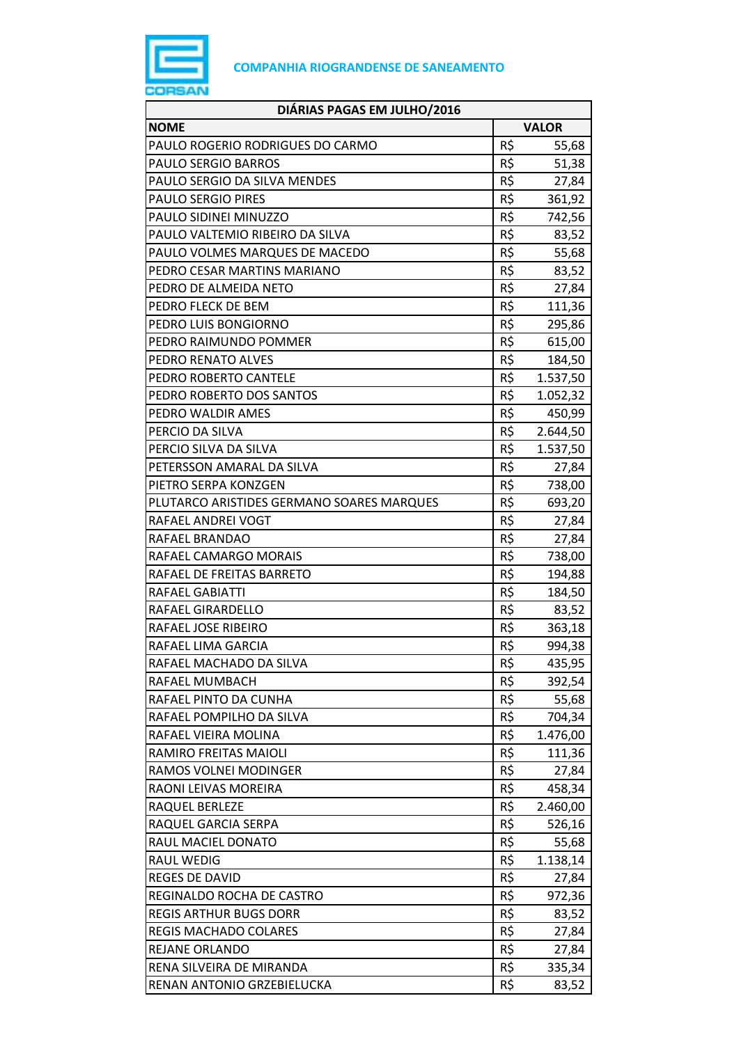**COMPANHIA RIOGRANDENSE DE SANEAMENTO**

| DIÁRIAS PAGAS EM JULHO/2016 | | |
|---|---|---|
| **NOME** | **VALOR** | |
| PAULO ROGERIO RODRIGUES DO CARMO | R$ | 55,68 |
| PAULO SERGIO BARROS | R$ | 51,38 |
| PAULO SERGIO DA SILVA MENDES | R$ | 27,84 |
| PAULO SERGIO PIRES | R$ | 361,92 |
| PAULO SIDINEI MINUZZO | R$ | 742,56 |
| PAULO VALTEMIO RIBEIRO DA SILVA | R$ | 83,52 |
| PAULO VOLMES MARQUES DE MACEDO | R$ | 55,68 |
| PEDRO CESAR MARTINS MARIANO | R$ | 83,52 |
| PEDRO DE ALMEIDA NETO | R$ | 27,84 |
| PEDRO FLECK DE BEM | R$ | 111,36 |
| PEDRO LUIS BONGIORNO | R$ | 295,86 |
| PEDRO RAIMUNDO POMMER | R$ | 615,00 |
| PEDRO RENATO ALVES | R$ | 184,50 |
| PEDRO ROBERTO CANTELE | R$ | 1.537,50 |
| PEDRO ROBERTO DOS SANTOS | R$ | 1.052,32 |
| PEDRO WALDIR AMES | R$ | 450,99 |
| PERCIO DA SILVA | R$ | 2.644,50 |
| PERCIO SILVA DA SILVA | R$ | 1.537,50 |
| PETERSSON AMARAL DA SILVA | R$ | 27,84 |
| PIETRO SERPA KONZGEN | R$ | 738,00 |
| PLUTARCO ARISTIDES GERMANO SOARES MARQUES | R$ | 693,20 |
| RAFAEL ANDREI VOGT | R$ | 27,84 |
| RAFAEL BRANDAO | R$ | 27,84 |
| RAFAEL CAMARGO MORAIS | R$ | 738,00 |
| RAFAEL DE FREITAS BARRETO | R$ | 194,88 |
| RAFAEL GABIATTI | R$ | 184,50 |
| RAFAEL GIRARDELLO | R$ | 83,52 |
| RAFAEL JOSE RIBEIRO | R$ | 363,18 |
| RAFAEL LIMA GARCIA | R$ | 994,38 |
| RAFAEL MACHADO DA SILVA | R$ | 435,95 |
| RAFAEL MUMBACH | R$ | 392,54 |
| RAFAEL PINTO DA CUNHA | R$ | 55,68 |
| RAFAEL POMPILHO DA SILVA | R$ | 704,34 |
| RAFAEL VIEIRA MOLINA | R$ | 1.476,00 |
| RAMIRO FREITAS MAIOLI | R$ | 111,36 |
| RAMOS VOLNEI MODINGER | R$ | 27,84 |
| RAONI LEIVAS MOREIRA | R$ | 458,34 |
| RAQUEL BERLEZE | R$ | 2.460,00 |
| RAQUEL GARCIA SERPA | R$ | 526,16 |
| RAUL MACIEL DONATO | R$ | 55,68 |
| RAUL WEDIG | R$ | 1.138,14 |
| REGES DE DAVID | R$ | 27,84 |
| REGINALDO ROCHA DE CASTRO | R$ | 972,36 |
| REGIS ARTHUR BUGS DORR | R$ | 83,52 |
| REGIS MACHADO COLARES | R$ | 27,84 |
| REJANE ORLANDO | R$ | 27,84 |
| RENA SILVEIRA DE MIRANDA | R$ | 335,34 |
| RENAN ANTONIO GRZEBIELUCKA | R$ | 83,52 |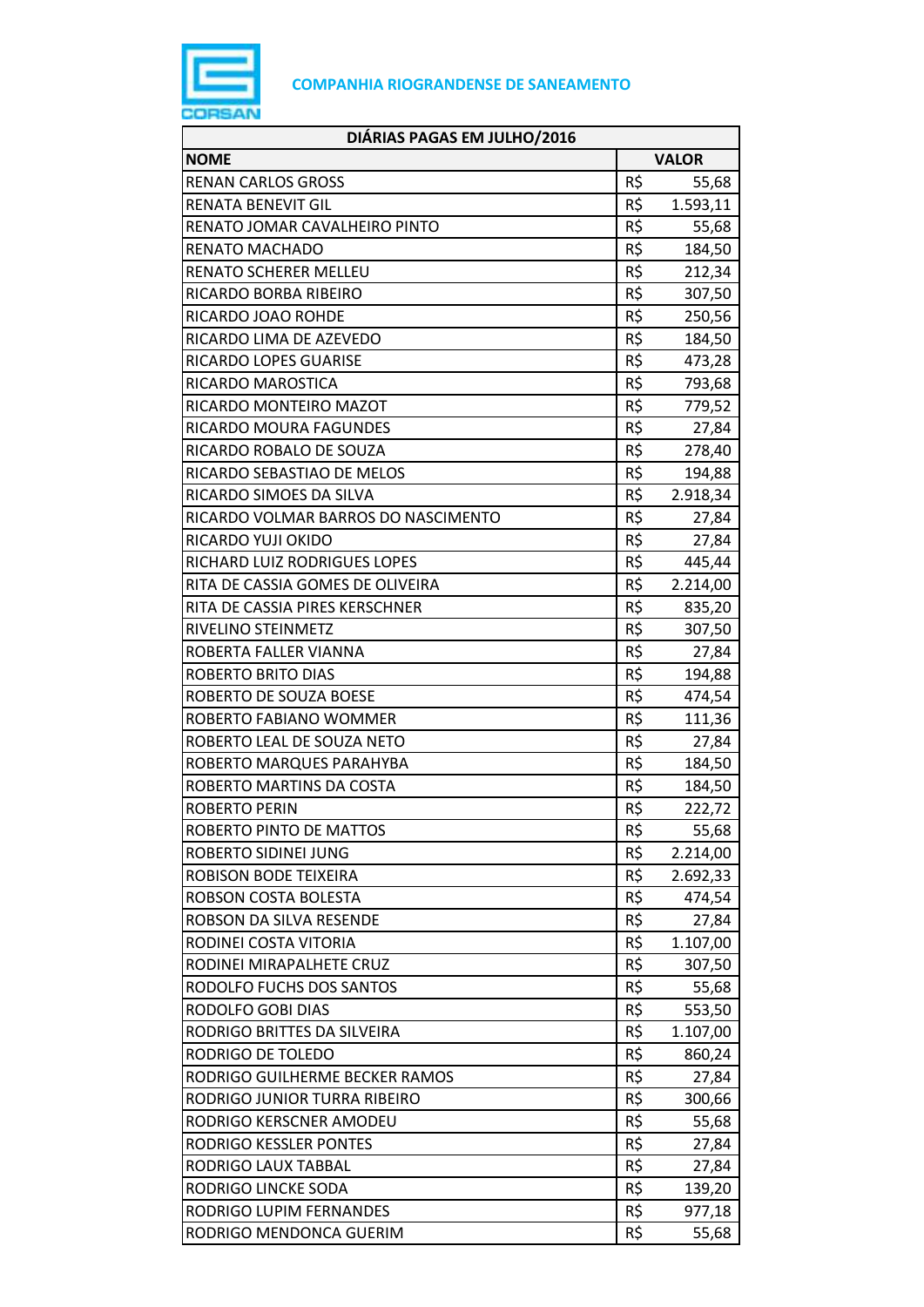**COMPANHIA RIOGRANDENSE DE SANEAMENTO**

| DIÁRIAS PAGAS EM JULHO/2016 | |
|---|---|
| **NOME** | **VALOR** |
| RENAN CARLOS GROSS | R$ 55,68 |
| RENATA BENEVIT GIL | R$ 1.593,11 |
| RENATO JOMAR CAVALHEIRO PINTO | R$ 55,68 |
| RENATO MACHADO | R$ 184,50 |
| RENATO SCHERER MELLEU | R$ 212,34 |
| RICARDO BORBA RIBEIRO | R$ 307,50 |
| RICARDO JOAO ROHDE | R$ 250,56 |
| RICARDO LIMA DE AZEVEDO | R$ 184,50 |
| RICARDO LOPES GUARISE | R$ 473,28 |
| RICARDO MAROSTICA | R$ 793,68 |
| RICARDO MONTEIRO MAZOT | R$ 779,52 |
| RICARDO MOURA FAGUNDES | R$ 27,84 |
| RICARDO ROBALO DE SOUZA | R$ 278,40 |
| RICARDO SEBASTIAO DE MELOS | R$ 194,88 |
| RICARDO SIMOES DA SILVA | R$ 2.918,34 |
| RICARDO VOLMAR BARROS DO NASCIMENTO | R$ 27,84 |
| RICARDO YUJI OKIDO | R$ 27,84 |
| RICHARD LUIZ RODRIGUES LOPES | R$ 445,44 |
| RITA DE CASSIA GOMES DE OLIVEIRA | R$ 2.214,00 |
| RITA DE CASSIA PIRES KERSCHNER | R$ 835,20 |
| RIVELINO STEINMETZ | R$ 307,50 |
| ROBERTA FALLER VIANNA | R$ 27,84 |
| ROBERTO BRITO DIAS | R$ 194,88 |
| ROBERTO DE SOUZA BOESE | R$ 474,54 |
| ROBERTO FABIANO WOMMER | R$ 111,36 |
| ROBERTO LEAL DE SOUZA NETO | R$ 27,84 |
| ROBERTO MARQUES PARAHYBA | R$ 184,50 |
| ROBERTO MARTINS DA COSTA | R$ 184,50 |
| ROBERTO PERIN | R$ 222,72 |
| ROBERTO PINTO DE MATTOS | R$ 55,68 |
| ROBERTO SIDINEI JUNG | R$ 2.214,00 |
| ROBISON BODE TEIXEIRA | R$ 2.692,33 |
| ROBSON COSTA BOLESTA | R$ 474,54 |
| ROBSON DA SILVA RESENDE | R$ 27,84 |
| RODINEI COSTA VITORIA | R$ 1.107,00 |
| RODINEI MIRAPALHETE CRUZ | R$ 307,50 |
| RODOLFO FUCHS DOS SANTOS | R$ 55,68 |
| RODOLFO GOBI DIAS | R$ 553,50 |
| RODRIGO BRITTES DA SILVEIRA | R$ 1.107,00 |
| RODRIGO DE TOLEDO | R$ 860,24 |
| RODRIGO GUILHERME BECKER RAMOS | R$ 27,84 |
| RODRIGO JUNIOR TURRA RIBEIRO | R$ 300,66 |
| RODRIGO KERSCNER AMODEU | R$ 55,68 |
| RODRIGO KESSLER PONTES | R$ 27,84 |
| RODRIGO LAUX TABBAL | R$ 27,84 |
| RODRIGO LINCKE SODA | R$ 139,20 |
| RODRIGO LUPIM FERNANDES | R$ 977,18 |
| RODRIGO MENDONCA GUERIM | R$ 55,68 |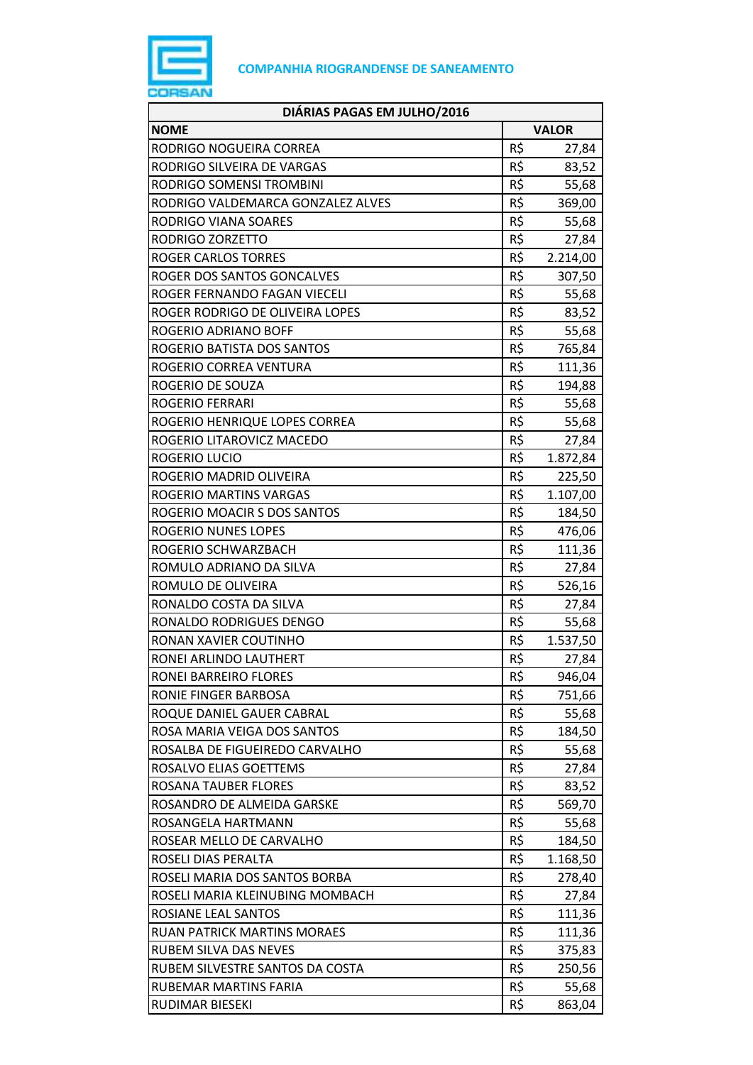**COMPANHIA RIOGRANDENSE DE SANEAMENTO**

| DIÁRIAS PAGAS EM JULHO/2016 | | |
|---|---|---|
| **NOME** | **VALOR** | |
| RODRIGO NOGUEIRA CORREA | R$ | 27,84 |
| RODRIGO SILVEIRA DE VARGAS | R$ | 83,52 |
| RODRIGO SOMENSI TROMBINI | R$ | 55,68 |
| RODRIGO VALDEMARCA GONZALEZ ALVES | R$ | 369,00 |
| RODRIGO VIANA SOARES | R$ | 55,68 |
| RODRIGO ZORZETTO | R$ | 27,84 |
| ROGER CARLOS TORRES | R$ | 2.214,00 |
| ROGER DOS SANTOS GONCALVES | R$ | 307,50 |
| ROGER FERNANDO FAGAN VIECELI | R$ | 55,68 |
| ROGER RODRIGO DE OLIVEIRA LOPES | R$ | 83,52 |
| ROGERIO ADRIANO BOFF | R$ | 55,68 |
| ROGERIO BATISTA DOS SANTOS | R$ | 765,84 |
| ROGERIO CORREA VENTURA | R$ | 111,36 |
| ROGERIO DE SOUZA | R$ | 194,88 |
| ROGERIO FERRARI | R$ | 55,68 |
| ROGERIO HENRIQUE LOPES CORREA | R$ | 55,68 |
| ROGERIO LITAROVICZ MACEDO | R$ | 27,84 |
| ROGERIO LUCIO | R$ | 1.872,84 |
| ROGERIO MADRID OLIVEIRA | R$ | 225,50 |
| ROGERIO MARTINS VARGAS | R$ | 1.107,00 |
| ROGERIO MOACIR S DOS SANTOS | R$ | 184,50 |
| ROGERIO NUNES LOPES | R$ | 476,06 |
| ROGERIO SCHWARZBACH | R$ | 111,36 |
| ROMULO ADRIANO DA SILVA | R$ | 27,84 |
| ROMULO DE OLIVEIRA | R$ | 526,16 |
| RONALDO COSTA DA SILVA | R$ | 27,84 |
| RONALDO RODRIGUES DENGO | R$ | 55,68 |
| RONAN XAVIER COUTINHO | R$ | 1.537,50 |
| RONEI ARLINDO LAUTHERT | R$ | 27,84 |
| RONEI BARREIRO FLORES | R$ | 946,04 |
| RONIE FINGER BARBOSA | R$ | 751,66 |
| ROQUE DANIEL GAUER CABRAL | R$ | 55,68 |
| ROSA MARIA VEIGA DOS SANTOS | R$ | 184,50 |
| ROSALBA DE FIGUEIREDO CARVALHO | R$ | 55,68 |
| ROSALVO ELIAS GOETTEMS | R$ | 27,84 |
| ROSANA TAUBER FLORES | R$ | 83,52 |
| ROSANDRO DE ALMEIDA GARSKE | R$ | 569,70 |
| ROSANGELA HARTMANN | R$ | 55,68 |
| ROSEAR MELLO DE CARVALHO | R$ | 184,50 |
| ROSELI DIAS PERALTA | R$ | 1.168,50 |
| ROSELI MARIA DOS SANTOS BORBA | R$ | 278,40 |
| ROSELI MARIA KLEINUBING MOMBACH | R$ | 27,84 |
| ROSIANE LEAL SANTOS | R$ | 111,36 |
| RUAN PATRICK MARTINS MORAES | R$ | 111,36 |
| RUBEM SILVA DAS NEVES | R$ | 375,83 |
| RUBEM SILVESTRE SANTOS DA COSTA | R$ | 250,56 |
| RUBEMAR MARTINS FARIA | R$ | 55,68 |
| RUDIMAR BIESEKI | R$ | 863,04 |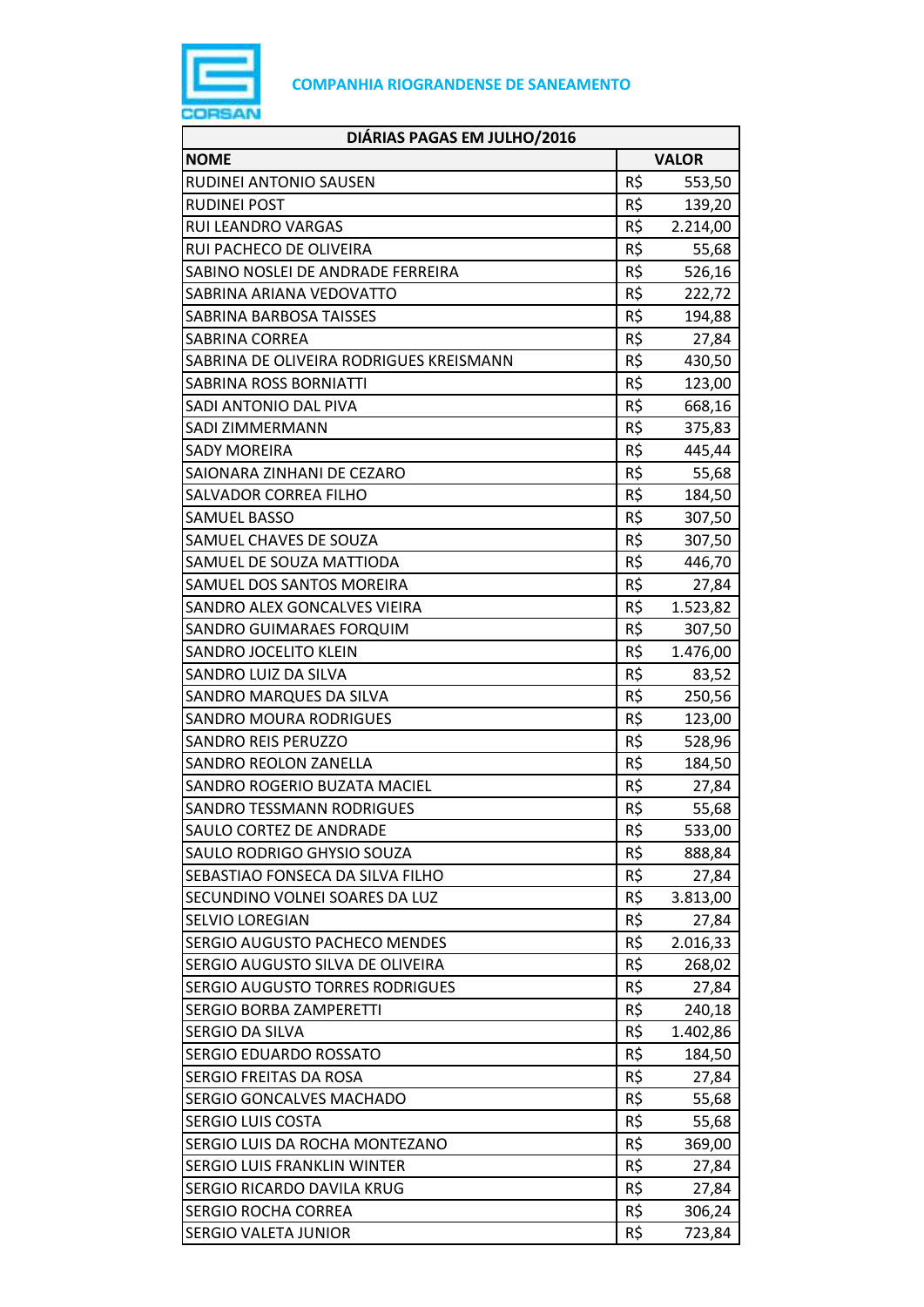COMPANHIA RIOGRANDENSE DE SANEAMENTO

| DIÁRIAS PAGAS EM JULHO/2016 | | |
|---|---|---|
| **NOME** | **VALOR** | |
| RUDINEI ANTONIO SAUSEN | R$ | 553,50 |
| RUDINEI POST | R$ | 139,20 |
| RUI LEANDRO VARGAS | R$ | 2.214,00 |
| RUI PACHECO DE OLIVEIRA | R$ | 55,68 |
| SABINO NOSLEI DE ANDRADE FERREIRA | R$ | 526,16 |
| SABRINA ARIANA VEDOVATTO | R$ | 222,72 |
| SABRINA BARBOSA TAISSES | R$ | 194,88 |
| SABRINA CORREA | R$ | 27,84 |
| SABRINA DE OLIVEIRA RODRIGUES KREISMANN | R$ | 430,50 |
| SABRINA ROSS BORNIATTI | R$ | 123,00 |
| SADI ANTONIO DAL PIVA | R$ | 668,16 |
| SADI ZIMMERMANN | R$ | 375,83 |
| SADY MOREIRA | R$ | 445,44 |
| SAIONARA ZINHANI DE CEZARO | R$ | 55,68 |
| SALVADOR CORREA FILHO | R$ | 184,50 |
| SAMUEL BASSO | R$ | 307,50 |
| SAMUEL CHAVES DE SOUZA | R$ | 307,50 |
| SAMUEL DE SOUZA MATTIODA | R$ | 446,70 |
| SAMUEL DOS SANTOS MOREIRA | R$ | 27,84 |
| SANDRO ALEX GONCALVES VIEIRA | R$ | 1.523,82 |
| SANDRO GUIMARAES FORQUIM | R$ | 307,50 |
| SANDRO JOCELITO KLEIN | R$ | 1.476,00 |
| SANDRO LUIZ DA SILVA | R$ | 83,52 |
| SANDRO MARQUES DA SILVA | R$ | 250,56 |
| SANDRO MOURA RODRIGUES | R$ | 123,00 |
| SANDRO REIS PERUZZO | R$ | 528,96 |
| SANDRO REOLON ZANELLA | R$ | 184,50 |
| SANDRO ROGERIO BUZATA MACIEL | R$ | 27,84 |
| SANDRO TESSMANN RODRIGUES | R$ | 55,68 |
| SAULO CORTEZ DE ANDRADE | R$ | 533,00 |
| SAULO RODRIGO GHYSIO SOUZA | R$ | 888,84 |
| SEBASTIAO FONSECA DA SILVA FILHO | R$ | 27,84 |
| SECUNDINO VOLNEI SOARES DA LUZ | R$ | 3.813,00 |
| SELVIO LOREGIAN | R$ | 27,84 |
| SERGIO AUGUSTO PACHECO MENDES | R$ | 2.016,33 |
| SERGIO AUGUSTO SILVA DE OLIVEIRA | R$ | 268,02 |
| SERGIO AUGUSTO TORRES RODRIGUES | R$ | 27,84 |
| SERGIO BORBA ZAMPERETTI | R$ | 240,18 |
| SERGIO DA SILVA | R$ | 1.402,86 |
| SERGIO EDUARDO ROSSATO | R$ | 184,50 |
| SERGIO FREITAS DA ROSA | R$ | 27,84 |
| SERGIO GONCALVES MACHADO | R$ | 55,68 |
| SERGIO LUIS COSTA | R$ | 55,68 |
| SERGIO LUIS DA ROCHA MONTEZANO | R$ | 369,00 |
| SERGIO LUIS FRANKLIN WINTER | R$ | 27,84 |
| SERGIO RICARDO DAVILA KRUG | R$ | 27,84 |
| SERGIO ROCHA CORREA | R$ | 306,24 |
| SERGIO VALETA JUNIOR | R$ | 723,84 |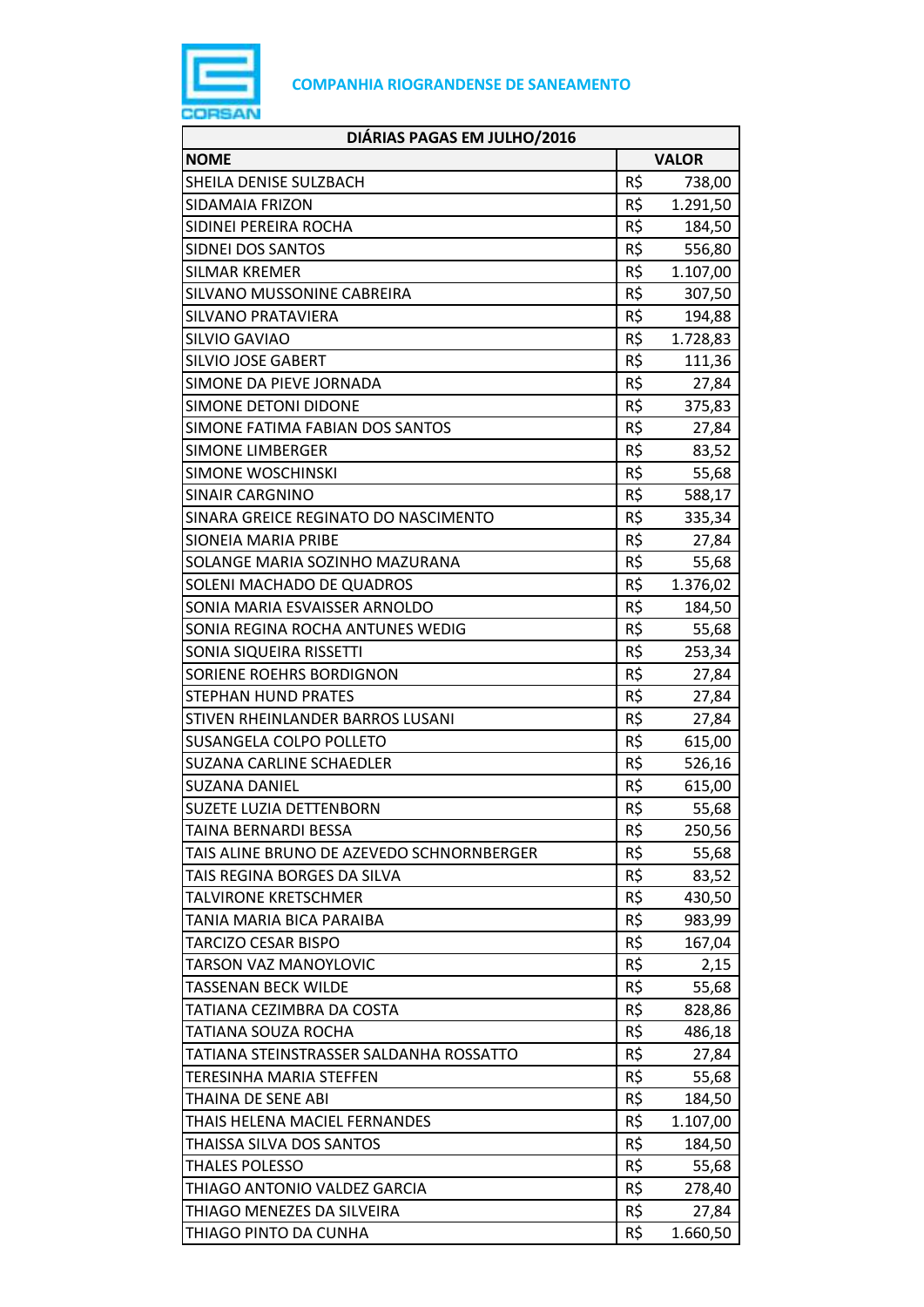**COMPANHIA RIOGRANDENSE DE SANEAMENTO**

| DIÁRIAS PAGAS EM JULHO/2016 | | |
|---|---|---|
| **NOME** | **VALOR** | |
| SHEILA DENISE SULZBACH | R$ | 738,00 |
| SIDAMAIA FRIZON | R$ | 1.291,50 |
| SIDINEI PEREIRA ROCHA | R$ | 184,50 |
| SIDNEI DOS SANTOS | R$ | 556,80 |
| SILMAR KREMER | R$ | 1.107,00 |
| SILVANO MUSSONINE CABREIRA | R$ | 307,50 |
| SILVANO PRATAVIERA | R$ | 194,88 |
| SILVIO GAVIAO | R$ | 1.728,83 |
| SILVIO JOSE GABERT | R$ | 111,36 |
| SIMONE DA PIEVE JORNADA | R$ | 27,84 |
| SIMONE DETONI DIDONE | R$ | 375,83 |
| SIMONE FATIMA FABIAN DOS SANTOS | R$ | 27,84 |
| SIMONE LIMBERGER | R$ | 83,52 |
| SIMONE WOSCHINSKI | R$ | 55,68 |
| SINAIR CARGNINO | R$ | 588,17 |
| SINARA GREICE REGINATO DO NASCIMENTO | R$ | 335,34 |
| SIONEIA MARIA PRIBE | R$ | 27,84 |
| SOLANGE MARIA SOZINHO MAZURANA | R$ | 55,68 |
| SOLENI MACHADO DE QUADROS | R$ | 1.376,02 |
| SONIA MARIA ESVAISSER ARNOLDO | R$ | 184,50 |
| SONIA REGINA ROCHA ANTUNES WEDIG | R$ | 55,68 |
| SONIA SIQUEIRA RISSETTI | R$ | 253,34 |
| SORIENE ROEHRS BORDIGNON | R$ | 27,84 |
| STEPHAN HUND PRATES | R$ | 27,84 |
| STIVEN RHEINLANDER BARROS LUSANI | R$ | 27,84 |
| SUSANGELA COLPO POLLETO | R$ | 615,00 |
| SUZANA CARLINE SCHAEDLER | R$ | 526,16 |
| SUZANA DANIEL | R$ | 615,00 |
| SUZETE LUZIA DETTENBORN | R$ | 55,68 |
| TAINA BERNARDI BESSA | R$ | 250,56 |
| TAIS ALINE BRUNO DE AZEVEDO SCHNORNBERGER | R$ | 55,68 |
| TAIS REGINA BORGES DA SILVA | R$ | 83,52 |
| TALVIRONE KRETSCHMER | R$ | 430,50 |
| TANIA MARIA BICA PARAIBA | R$ | 983,99 |
| TARCIZO CESAR BISPO | R$ | 167,04 |
| TARSON VAZ MANOYLOVIC | R$ | 2,15 |
| TASSENAN BECK WILDE | R$ | 55,68 |
| TATIANA CEZIMBRA DA COSTA | R$ | 828,86 |
| TATIANA SOUZA ROCHA | R$ | 486,18 |
| TATIANA STEINSTRASSER SALDANHA ROSSATTO | R$ | 27,84 |
| TERESINHA MARIA STEFFEN | R$ | 55,68 |
| THAINA DE SENE ABI | R$ | 184,50 |
| THAIS HELENA MACIEL FERNANDES | R$ | 1.107,00 |
| THAISSA SILVA DOS SANTOS | R$ | 184,50 |
| THALES POLESSO | R$ | 55,68 |
| THIAGO ANTONIO VALDEZ GARCIA | R$ | 278,40 |
| THIAGO MENEZES DA SILVEIRA | R$ | 27,84 |
| THIAGO PINTO DA CUNHA | R$ | 1.660,50 |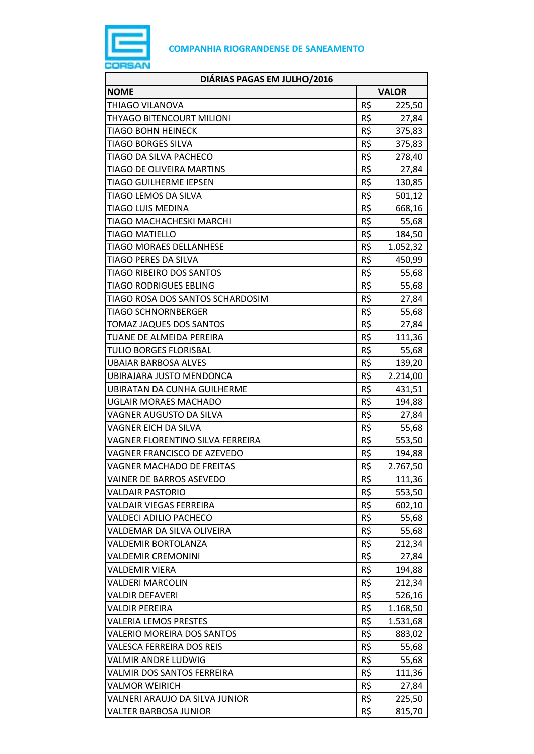**COMPANHIA RIOGRANDENSE DE SANEAMENTO**

| DIÁRIAS PAGAS EM JULHO/2016 | | |
|---|---|---|
| **NOME** | **VALOR** | |
| THIAGO VILANOVA | R$ | 225,50 |
| THYAGO BITENCOURT MILIONI | R$ | 27,84 |
| TIAGO BOHN HEINECK | R$ | 375,83 |
| TIAGO BORGES SILVA | R$ | 375,83 |
| TIAGO DA SILVA PACHECO | R$ | 278,40 |
| TIAGO DE OLIVEIRA MARTINS | R$ | 27,84 |
| TIAGO GUILHERME IEPSEN | R$ | 130,85 |
| TIAGO LEMOS DA SILVA | R$ | 501,12 |
| TIAGO LUIS MEDINA | R$ | 668,16 |
| TIAGO MACHACHESKI MARCHI | R$ | 55,68 |
| TIAGO MATIELLO | R$ | 184,50 |
| TIAGO MORAES DELLANHESE | R$ | 1.052,32 |
| TIAGO PERES DA SILVA | R$ | 450,99 |
| TIAGO RIBEIRO DOS SANTOS | R$ | 55,68 |
| TIAGO RODRIGUES EBLING | R$ | 55,68 |
| TIAGO ROSA DOS SANTOS SCHARDOSIM | R$ | 27,84 |
| TIAGO SCHNORNBERGER | R$ | 55,68 |
| TOMAZ JAQUES DOS SANTOS | R$ | 27,84 |
| TUANE DE ALMEIDA PEREIRA | R$ | 111,36 |
| TULIO BORGES FLORISBAL | R$ | 55,68 |
| UBAIAR BARBOSA ALVES | R$ | 139,20 |
| UBIRAJARA JUSTO MENDONCA | R$ | 2.214,00 |
| UBIRATAN DA CUNHA GUILHERME | R$ | 431,51 |
| UGLAIR MORAES MACHADO | R$ | 194,88 |
| VAGNER AUGUSTO DA SILVA | R$ | 27,84 |
| VAGNER EICH DA SILVA | R$ | 55,68 |
| VAGNER FLORENTINO SILVA FERREIRA | R$ | 553,50 |
| VAGNER FRANCISCO DE AZEVEDO | R$ | 194,88 |
| VAGNER MACHADO DE FREITAS | R$ | 2.767,50 |
| VAINER DE BARROS ASEVEDO | R$ | 111,36 |
| VALDAIR PASTORIO | R$ | 553,50 |
| VALDAIR VIEGAS FERREIRA | R$ | 602,10 |
| VALDECI ADILIO PACHECO | R$ | 55,68 |
| VALDEMAR DA SILVA OLIVEIRA | R$ | 55,68 |
| VALDEMIR BORTOLANZA | R$ | 212,34 |
| VALDEMIR CREMONINI | R$ | 27,84 |
| VALDEMIR VIERA | R$ | 194,88 |
| VALDERI MARCOLIN | R$ | 212,34 |
| VALDIR DEFAVERI | R$ | 526,16 |
| VALDIR PEREIRA | R$ | 1.168,50 |
| VALERIA LEMOS PRESTES | R$ | 1.531,68 |
| VALERIO MOREIRA DOS SANTOS | R$ | 883,02 |
| VALESCA FERREIRA DOS REIS | R$ | 55,68 |
| VALMIR ANDRE LUDWIG | R$ | 55,68 |
| VALMIR DOS SANTOS FERREIRA | R$ | 111,36 |
| VALMOR WEIRICH | R$ | 27,84 |
| VALNERI ARAUJO DA SILVA JUNIOR | R$ | 225,50 |
| VALTER BARBOSA JUNIOR | R$ | 815,70 |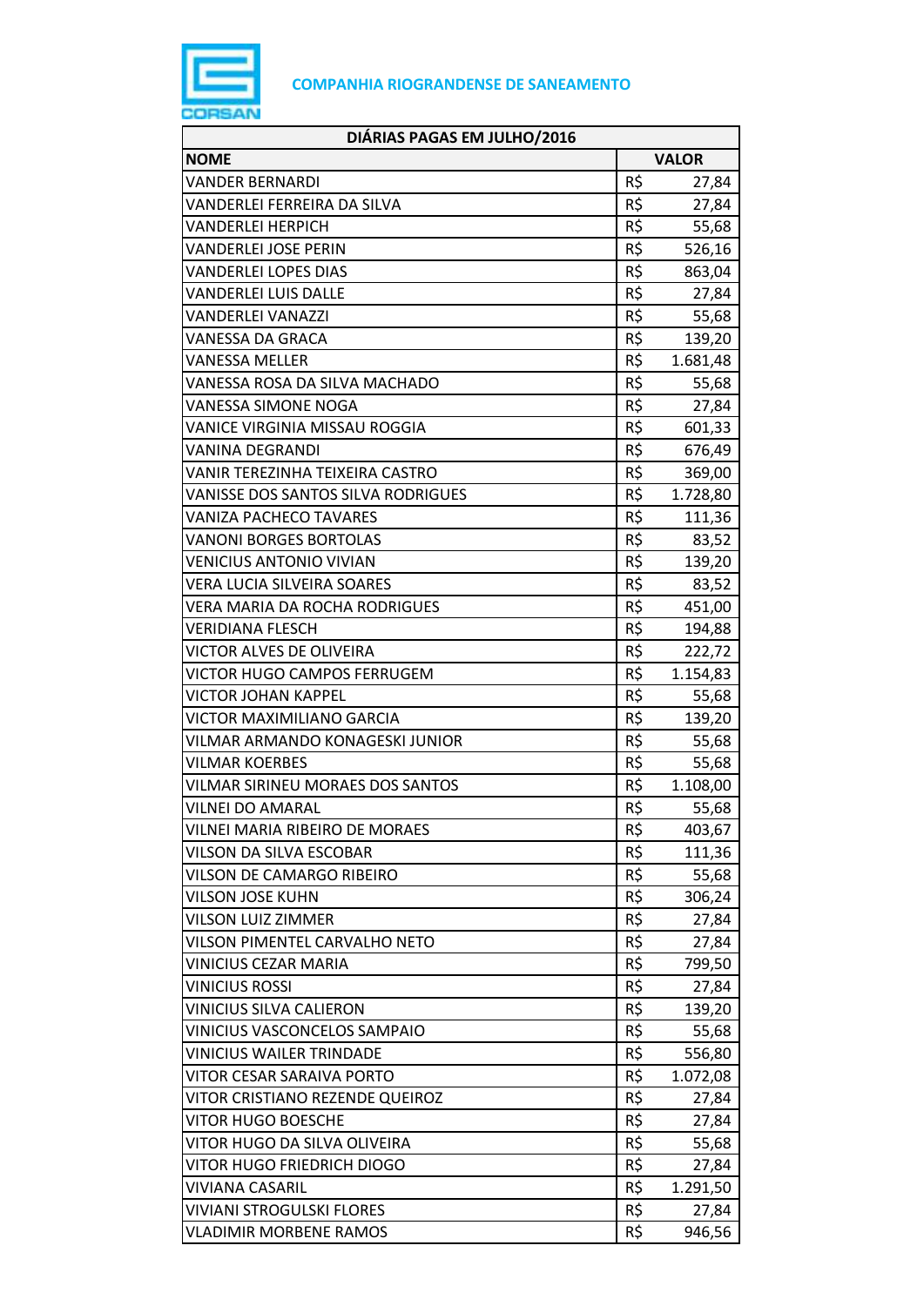**COMPANHIA RIOGRANDENSE DE SANEAMENTO**

| DIÁRIAS PAGAS EM JULHO/2016 | | |
|---|---|---|
| **NOME** | **VALOR** | |
| VANDER BERNARDI | R$ | 27,84 |
| VANDERLEI FERREIRA DA SILVA | R$ | 27,84 |
| VANDERLEI HERPICH | R$ | 55,68 |
| VANDERLEI JOSE PERIN | R$ | 526,16 |
| VANDERLEI LOPES DIAS | R$ | 863,04 |
| VANDERLEI LUIS DALLE | R$ | 27,84 |
| VANDERLEI VANAZZI | R$ | 55,68 |
| VANESSA DA GRACA | R$ | 139,20 |
| VANESSA MELLER | R$ | 1.681,48 |
| VANESSA ROSA DA SILVA MACHADO | R$ | 55,68 |
| VANESSA SIMONE NOGA | R$ | 27,84 |
| VANICE VIRGINIA MISSAU ROGGIA | R$ | 601,33 |
| VANINA DEGRANDI | R$ | 676,49 |
| VANIR TEREZINHA TEIXEIRA CASTRO | R$ | 369,00 |
| VANISSE DOS SANTOS SILVA RODRIGUES | R$ | 1.728,80 |
| VANIZA PACHECO TAVARES | R$ | 111,36 |
| VANONI BORGES BORTOLAS | R$ | 83,52 |
| VENICIUS ANTONIO VIVIAN | R$ | 139,20 |
| VERA LUCIA SILVEIRA SOARES | R$ | 83,52 |
| VERA MARIA DA ROCHA RODRIGUES | R$ | 451,00 |
| VERIDIANA FLESCH | R$ | 194,88 |
| VICTOR ALVES DE OLIVEIRA | R$ | 222,72 |
| VICTOR HUGO CAMPOS FERRUGEM | R$ | 1.154,83 |
| VICTOR JOHAN KAPPEL | R$ | 55,68 |
| VICTOR MAXIMILIANO GARCIA | R$ | 139,20 |
| VILMAR ARMANDO KONAGESKI JUNIOR | R$ | 55,68 |
| VILMAR KOERBES | R$ | 55,68 |
| VILMAR SIRINEU MORAES DOS SANTOS | R$ | 1.108,00 |
| VILNEI DO AMARAL | R$ | 55,68 |
| VILNEI MARIA RIBEIRO DE MORAES | R$ | 403,67 |
| VILSON DA SILVA ESCOBAR | R$ | 111,36 |
| VILSON DE CAMARGO RIBEIRO | R$ | 55,68 |
| VILSON JOSE KUHN | R$ | 306,24 |
| VILSON LUIZ ZIMMER | R$ | 27,84 |
| VILSON PIMENTEL CARVALHO NETO | R$ | 27,84 |
| VINICIUS CEZAR MARIA | R$ | 799,50 |
| VINICIUS ROSSI | R$ | 27,84 |
| VINICIUS SILVA CALIERON | R$ | 139,20 |
| VINICIUS VASCONCELOS SAMPAIO | R$ | 55,68 |
| VINICIUS WAILER TRINDADE | R$ | 556,80 |
| VITOR CESAR SARAIVA PORTO | R$ | 1.072,08 |
| VITOR CRISTIANO REZENDE QUEIROZ | R$ | 27,84 |
| VITOR HUGO BOESCHE | R$ | 27,84 |
| VITOR HUGO DA SILVA OLIVEIRA | R$ | 55,68 |
| VITOR HUGO FRIEDRICH DIOGO | R$ | 27,84 |
| VIVIANA CASARIL | R$ | 1.291,50 |
| VIVIANI STROGULSKI FLORES | R$ | 27,84 |
| VLADIMIR MORBENE RAMOS | R$ | 946,56 |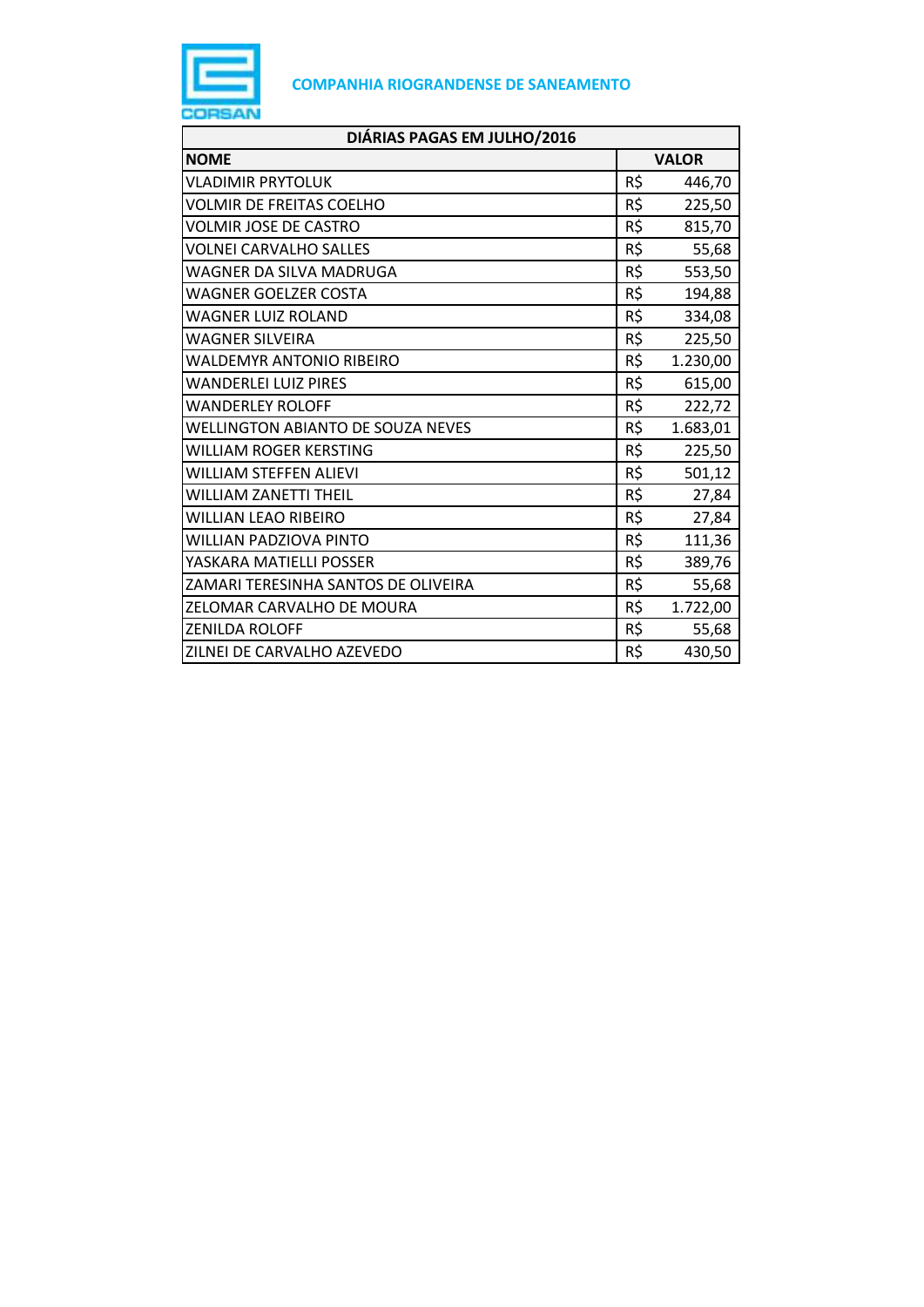COMPANHIA RIOGRANDENSE DE SANEAMENTO

| DIÁRIAS PAGAS EM JULHO/2016 | | |
|---|---|---|
| **NOME** | **VALOR** | |
| VLADIMIR PRYTOLUK | R$ | 446,70 |
| VOLMIR DE FREITAS COELHO | R$ | 225,50 |
| VOLMIR JOSE DE CASTRO | R$ | 815,70 |
| VOLNEI CARVALHO SALLES | R$ | 55,68 |
| WAGNER DA SILVA MADRUGA | R$ | 553,50 |
| WAGNER GOELZER COSTA | R$ | 194,88 |
| WAGNER LUIZ ROLAND | R$ | 334,08 |
| WAGNER SILVEIRA | R$ | 225,50 |
| WALDEMYR ANTONIO RIBEIRO | R$ | 1.230,00 |
| WANDERLEI LUIZ PIRES | R$ | 615,00 |
| WANDERLEY ROLOFF | R$ | 222,72 |
| WELLINGTON ABIANTO DE SOUZA NEVES | R$ | 1.683,01 |
| WILLIAM ROGER KERSTING | R$ | 225,50 |
| WILLIAM STEFFEN ALIEVI | R$ | 501,12 |
| WILLIAM ZANETTI THEIL | R$ | 27,84 |
| WILLIAN LEAO RIBEIRO | R$ | 27,84 |
| WILLIAN PADZIOVA PINTO | R$ | 111,36 |
| YASKARA MATIELLI POSSER | R$ | 389,76 |
| ZAMARI TERESINHA SANTOS DE OLIVEIRA | R$ | 55,68 |
| ZELOMAR CARVALHO DE MOURA | R$ | 1.722,00 |
| ZENILDA ROLOFF | R$ | 55,68 |
| ZILNEI DE CARVALHO AZEVEDO | R$ | 430,50 |